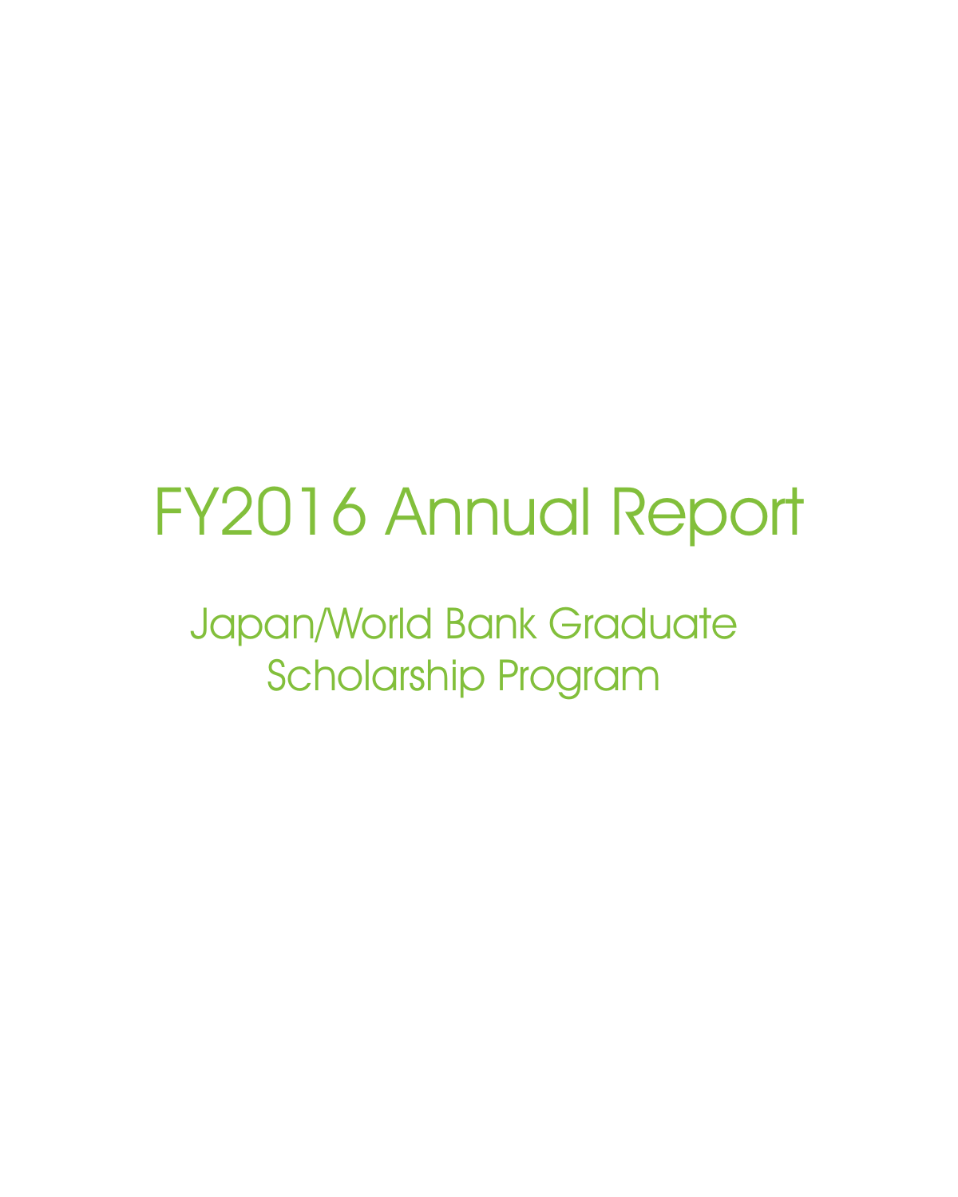# FY2016 Annual Report

## Japan/World Bank Graduate Scholarship Program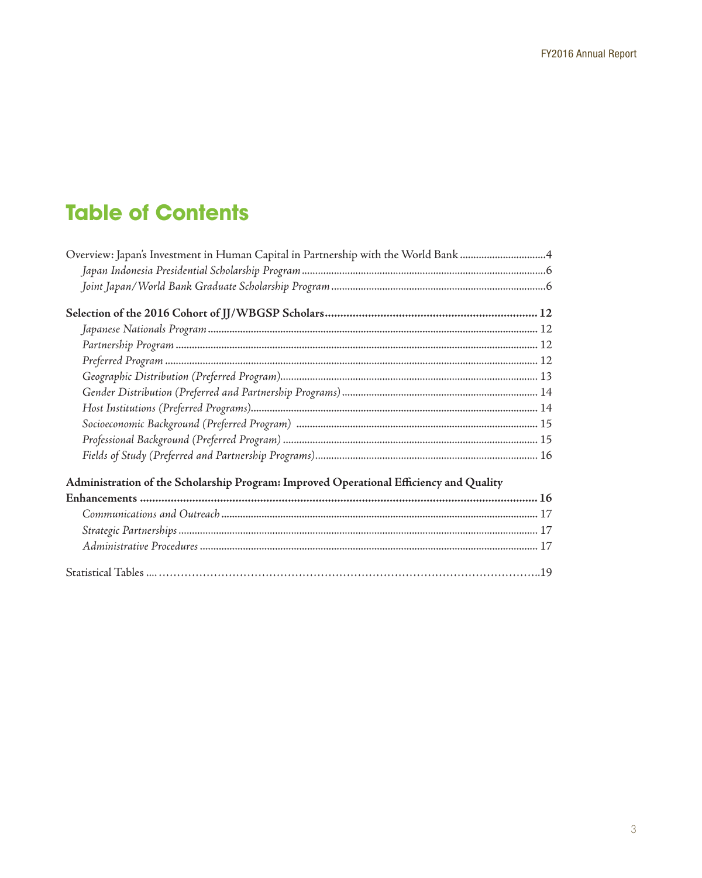# Table of Contents

Overview: Japan's Investment in Human Capital in Partnership with the World Bank ....4
- *Japan Indonesia Presidential Scholarship Program* ....6
- *Joint Japan/World Bank Graduate Scholarship Program* ....6

**Selection of the 2016 Cohort of JJ/WBGSP Scholars .... 12**
- *Japanese Nationals Program* .... 12
- *Partnership Program* .... 12
- *Preferred Program* .... 12
- *Geographic Distribution (Preferred Program)* .... 13
- *Gender Distribution (Preferred and Partnership Programs)* .... 14
- *Host Institutions (Preferred Programs)* .... 14
- *Socioeconomic Background (Preferred Program)* .... 15
- *Professional Background (Preferred Program)* .... 15
- *Fields of Study (Preferred and Partnership Programs)* .... 16

**Administration of the Scholarship Program: Improved Operational Efficiency and Quality Enhancements .... 16**
- *Communications and Outreach* .... 17
- *Strategic Partnerships* .... 17
- *Administrative Procedures* .... 17

Statistical Tables ....19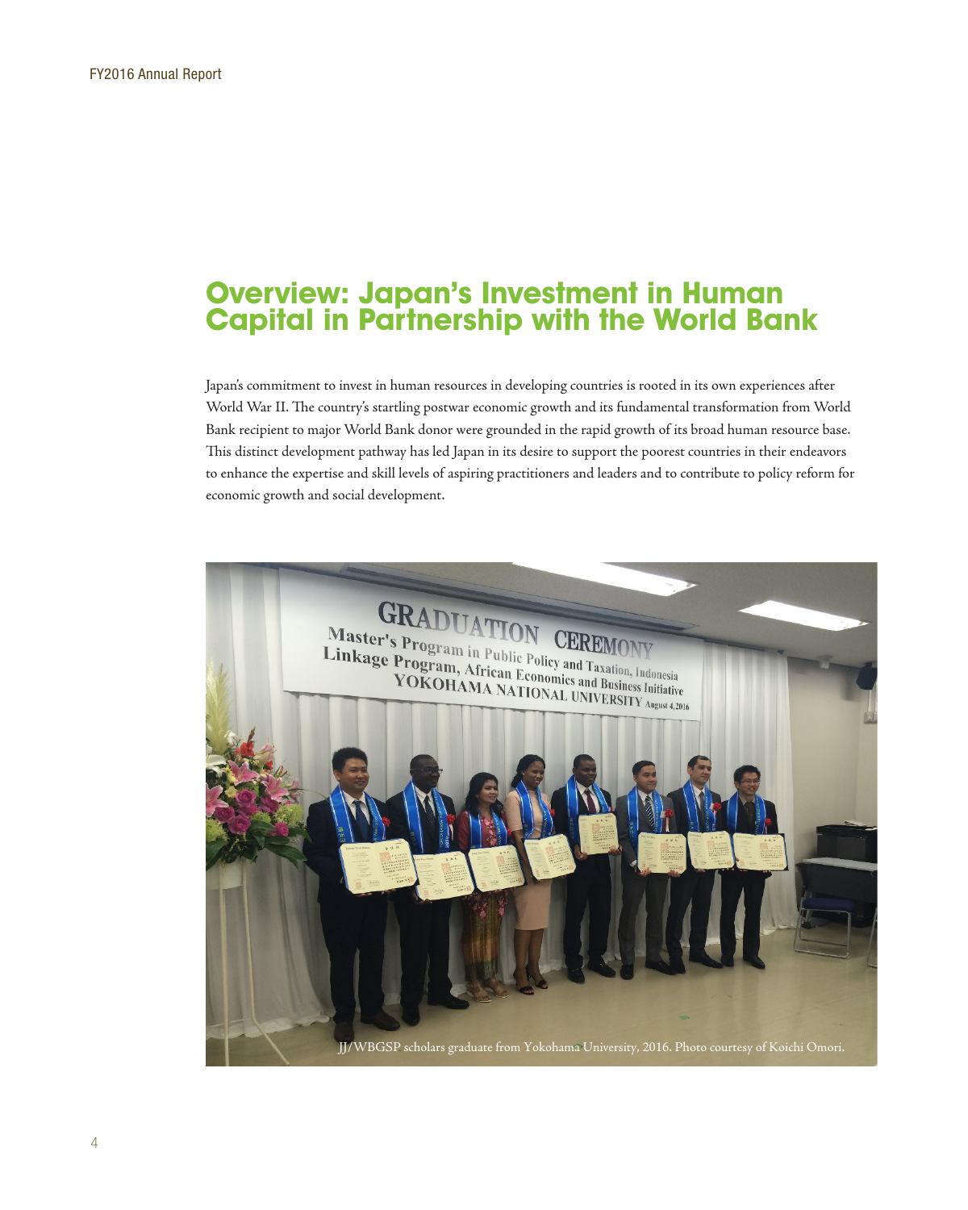# Overview: Japan's Investment in Human Capital in Partnership with the World Bank

Japan's commitment to invest in human resources in developing countries is rooted in its own experiences after World War II. The country's startling postwar economic growth and its fundamental transformation from World Bank recipient to major World Bank donor were grounded in the rapid growth of its broad human resource base. This distinct development pathway has led Japan in its desire to support the poorest countries in their endeavors to enhance the expertise and skill levels of aspiring practitioners and leaders and to contribute to policy reform for economic growth and social development.

JJ/WBGSP scholars graduate from Yokohama University, 2016. Photo courtesy of Koichi Omori.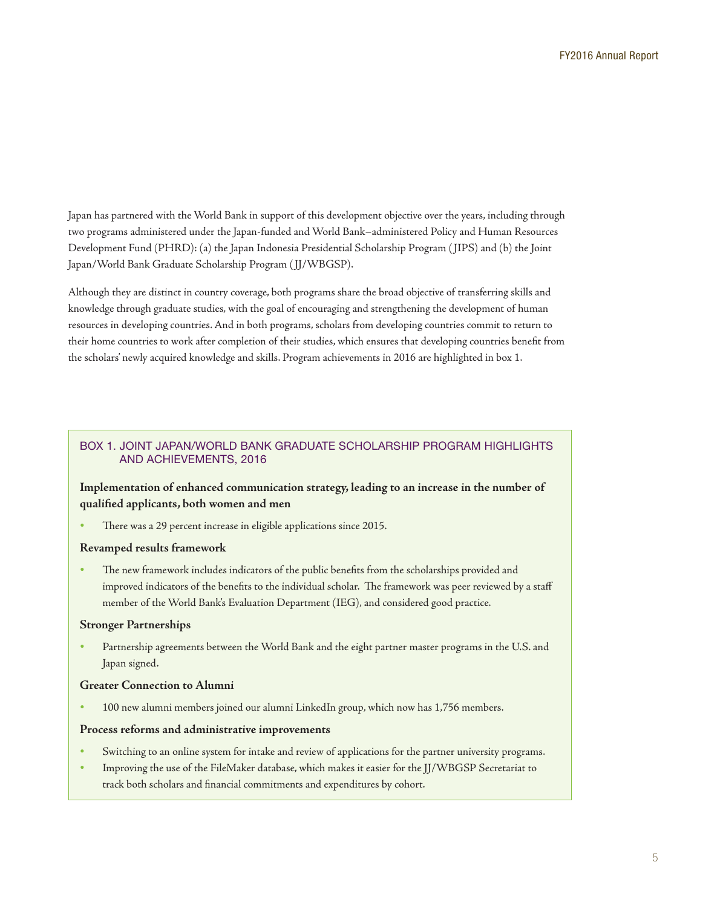Japan has partnered with the World Bank in support of this development objective over the years, including through two programs administered under the Japan-funded and World Bank–administered Policy and Human Resources Development Fund (PHRD): (a) the Japan Indonesia Presidential Scholarship Program (JIPS) and (b) the Joint Japan/World Bank Graduate Scholarship Program (JJ/WBGSP).

Although they are distinct in country coverage, both programs share the broad objective of transferring skills and knowledge through graduate studies, with the goal of encouraging and strengthening the development of human resources in developing countries. And in both programs, scholars from developing countries commit to return to their home countries to work after completion of their studies, which ensures that developing countries benefit from the scholars' newly acquired knowledge and skills. Program achievements in 2016 are highlighted in box 1.

### BOX 1. JOINT JAPAN/WORLD BANK GRADUATE SCHOLARSHIP PROGRAM HIGHLIGHTS AND ACHIEVEMENTS, 2016

**Implementation of enhanced communication strategy, leading to an increase in the number of qualified applicants, both women and men**

- There was a 29 percent increase in eligible applications since 2015.

**Revamped results framework**

- The new framework includes indicators of the public benefits from the scholarships provided and improved indicators of the benefits to the individual scholar. The framework was peer reviewed by a staff member of the World Bank's Evaluation Department (IEG), and considered good practice.

**Stronger Partnerships**

- Partnership agreements between the World Bank and the eight partner master programs in the U.S. and Japan signed.

**Greater Connection to Alumni**

- 100 new alumni members joined our alumni LinkedIn group, which now has 1,756 members.

**Process reforms and administrative improvements**

- Switching to an online system for intake and review of applications for the partner university programs.
- Improving the use of the FileMaker database, which makes it easier for the JJ/WBGSP Secretariat to track both scholars and financial commitments and expenditures by cohort.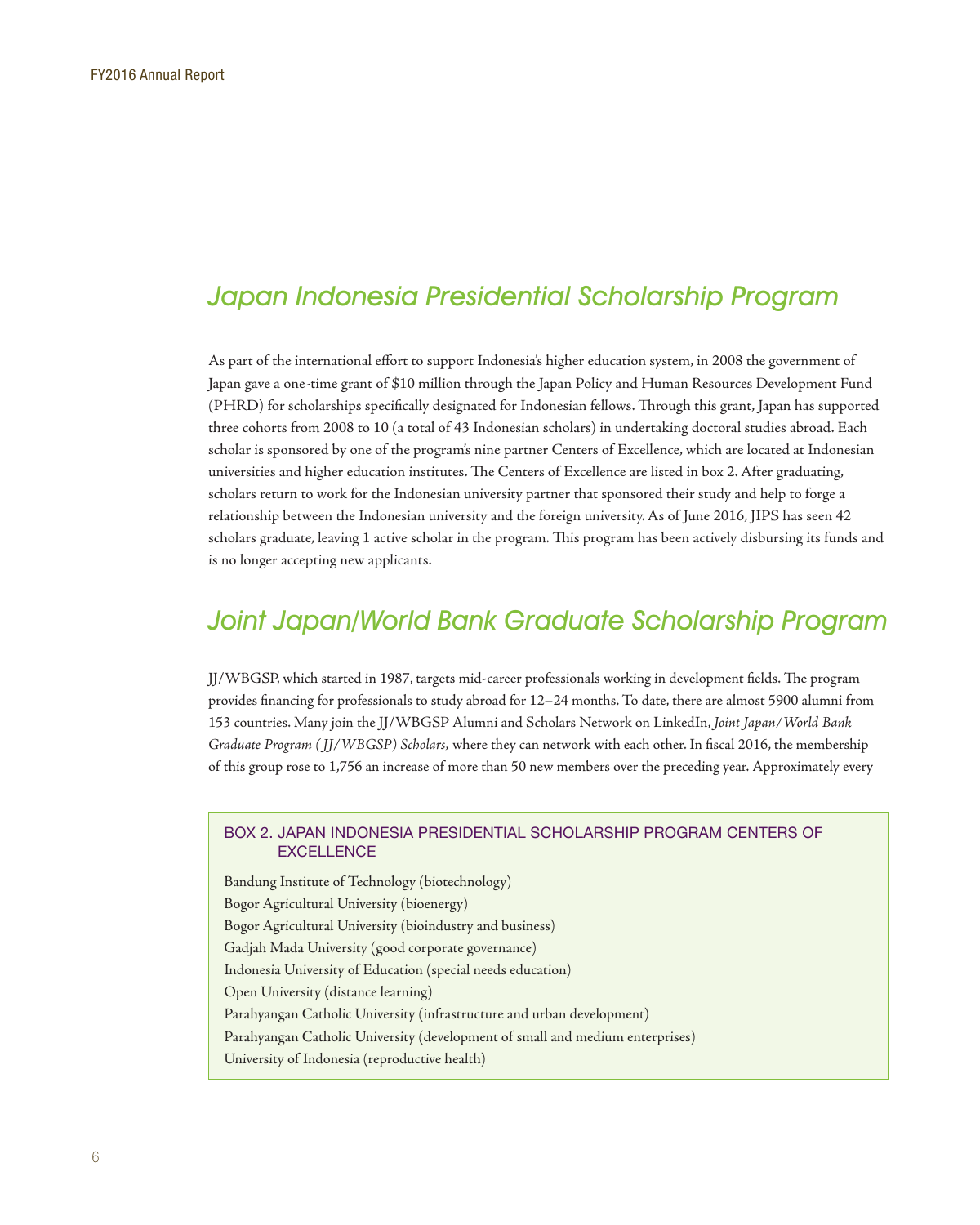## Japan Indonesia Presidential Scholarship Program

As part of the international effort to support Indonesia's higher education system, in 2008 the government of Japan gave a one-time grant of $10 million through the Japan Policy and Human Resources Development Fund (PHRD) for scholarships specifically designated for Indonesian fellows. Through this grant, Japan has supported three cohorts from 2008 to 10 (a total of 43 Indonesian scholars) in undertaking doctoral studies abroad. Each scholar is sponsored by one of the program's nine partner Centers of Excellence, which are located at Indonesian universities and higher education institutes. The Centers of Excellence are listed in box 2. After graduating, scholars return to work for the Indonesian university partner that sponsored their study and help to forge a relationship between the Indonesian university and the foreign university. As of June 2016, JIPS has seen 42 scholars graduate, leaving 1 active scholar in the program. This program has been actively disbursing its funds and is no longer accepting new applicants.

## Joint Japan/World Bank Graduate Scholarship Program

JJ/WBGSP, which started in 1987, targets mid-career professionals working in development fields. The program provides financing for professionals to study abroad for 12–24 months. To date, there are almost 5900 alumni from 153 countries. Many join the JJ/WBGSP Alumni and Scholars Network on LinkedIn, *Joint Japan/World Bank Graduate Program (JJ/WBGSP) Scholars*, where they can network with each other. In fiscal 2016, the membership of this group rose to 1,756 an increase of more than 50 new members over the preceding year. Approximately every

### BOX 2. JAPAN INDONESIA PRESIDENTIAL SCHOLARSHIP PROGRAM CENTERS OF EXCELLENCE

Bandung Institute of Technology (biotechnology)
Bogor Agricultural University (bioenergy)
Bogor Agricultural University (bioindustry and business)
Gadjah Mada University (good corporate governance)
Indonesia University of Education (special needs education)
Open University (distance learning)
Parahyangan Catholic University (infrastructure and urban development)
Parahyangan Catholic University (development of small and medium enterprises)
University of Indonesia (reproductive health)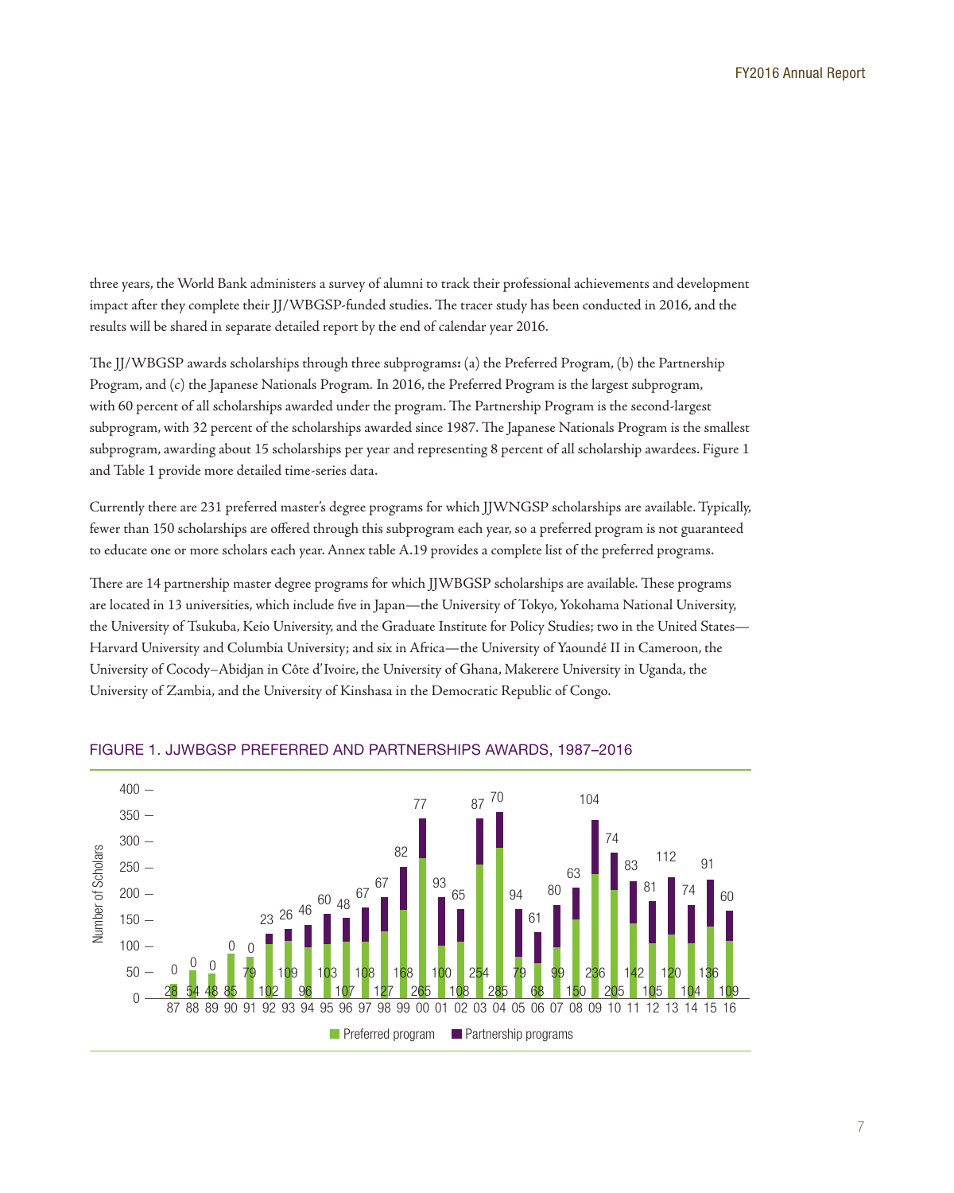three years, the World Bank administers a survey of alumni to track their professional achievements and development impact after they complete their JJ/WBGSP-funded studies. The tracer study has been conducted in 2016, and the results will be shared in separate detailed report by the end of calendar year 2016.

The JJ/WBGSP awards scholarships through three subprograms**:** (a) the Preferred Program, (b) the Partnership Program, and (c) the Japanese Nationals Program. In 2016, the Preferred Program is the largest subprogram, with 60 percent of all scholarships awarded under the program. The Partnership Program is the second-largest subprogram, with 32 percent of the scholarships awarded since 1987. The Japanese Nationals Program is the smallest subprogram, awarding about 15 scholarships per year and representing 8 percent of all scholarship awardees. Figure 1 and Table 1 provide more detailed time-series data.

Currently there are 231 preferred master's degree programs for which JJWNGSP scholarships are available. Typically, fewer than 150 scholarships are offered through this subprogram each year, so a preferred program is not guaranteed to educate one or more scholars each year. Annex table A.19 provides a complete list of the preferred programs.

There are 14 partnership master degree programs for which JJWBGSP scholarships are available. These programs are located in 13 universities, which include five in Japan—the University of Tokyo, Yokohama National University, the University of Tsukuba, Keio University, and the Graduate Institute for Policy Studies; two in the United States—Harvard University and Columbia University; and six in Africa—the University of Yaoundé II in Cameroon, the University of Cocody–Abidjan in Côte d'Ivoire, the University of Ghana, Makerere University in Uganda, the University of Zambia, and the University of Kinshasa in the Democratic Republic of Congo.

FIGURE 1. JJWBGSP PREFERRED AND PARTNERSHIPS AWARDS, 1987–2016

| Year | Preferred program | Partnership programs |
|---|---|---|
| 87 | 28 | 0 |
| 88 | 54 | 0 |
| 89 | 48 | 0 |
| 90 | 85 | 0 |
| 91 | 79 | 0 |
| 92 | 102 | 23 |
| 93 | 109 | 26 |
| 94 | 96 | 46 |
| 95 | 103 | 60 |
| 96 | 107 | 48 |
| 97 | 108 | 67 |
| 98 | 127 | 67 |
| 99 | 168 | 82 |
| 00 | 265 | 77 |
| 01 | 100 | 93 |
| 02 | 108 | 65 |
| 03 | 254 | 87 |
| 04 | 285 | 70 |
| 05 | 79 | 94 |
| 06 | 68 | 61 |
| 07 | 99 | 80 |
| 08 | 150 | 63 |
| 09 | 236 | 104 |
| 10 | 205 | 74 |
| 11 | 142 | 83 |
| 12 | 105 | 81 |
| 13 | 120 | 112 |
| 14 | 104 | 74 |
| 15 | 136 | 91 |
| 16 | 109 | 60 |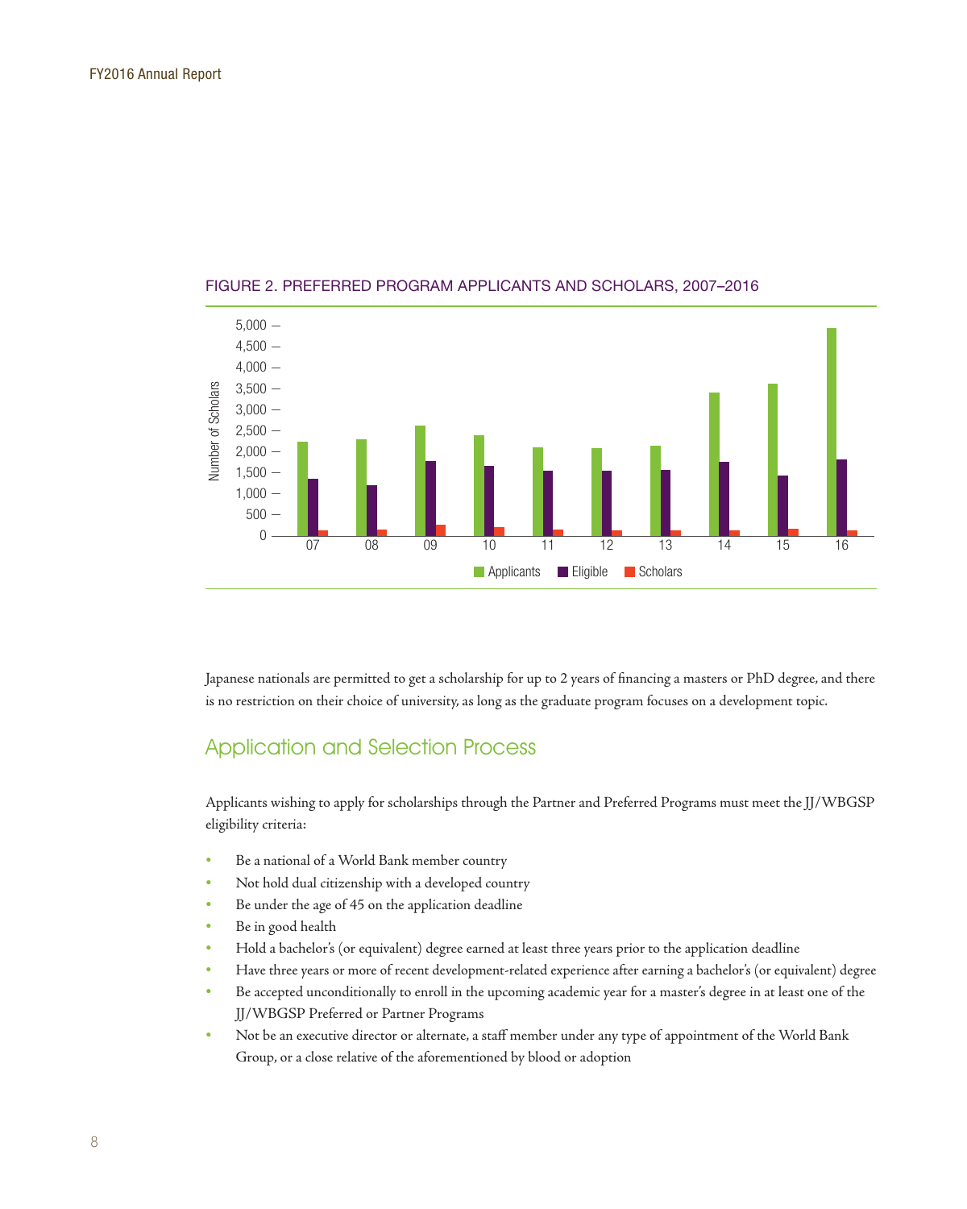FIGURE 2. PREFERRED PROGRAM APPLICANTS AND SCHOLARS, 2007–2016

Japanese nationals are permitted to get a scholarship for up to 2 years of financing a masters or PhD degree, and there is no restriction on their choice of university, as long as the graduate program focuses on a development topic.

## Application and Selection Process

Applicants wishing to apply for scholarships through the Partner and Preferred Programs must meet the JJ/WBGSP eligibility criteria:

- Be a national of a World Bank member country
- Not hold dual citizenship with a developed country
- Be under the age of 45 on the application deadline
- Be in good health
- Hold a bachelor's (or equivalent) degree earned at least three years prior to the application deadline
- Have three years or more of recent development-related experience after earning a bachelor's (or equivalent) degree
- Be accepted unconditionally to enroll in the upcoming academic year for a master's degree in at least one of the JJ/WBGSP Preferred or Partner Programs
- Not be an executive director or alternate, a staff member under any type of appointment of the World Bank Group, or a close relative of the aforementioned by blood or adoption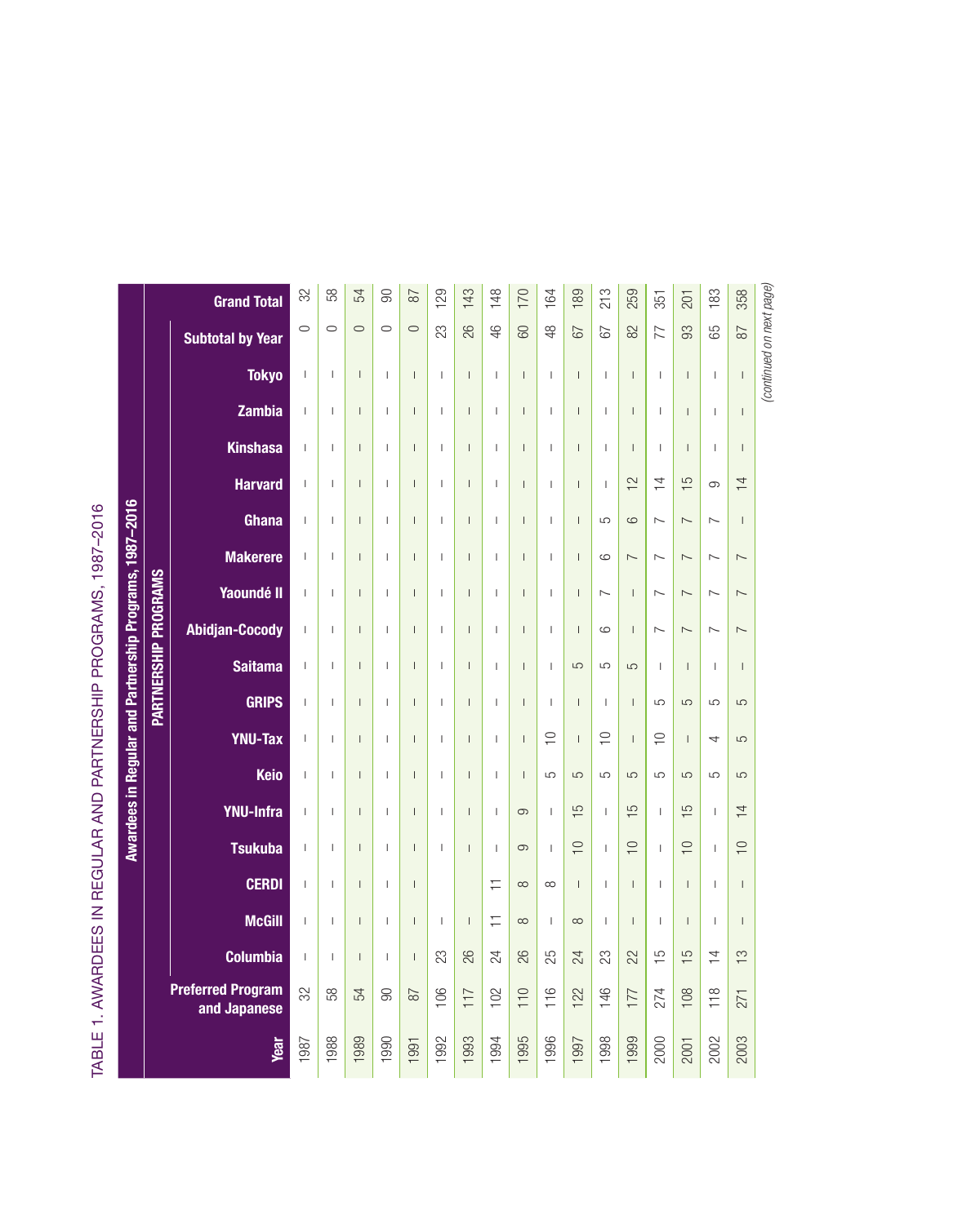TABLE 1. AWARDEES IN REGULAR AND PARTNERSHIP PROGRAMS, 1987–2016

| Year | Awardees in Regular and Partnership Programs, 1987–2016 | | | | | | | | | | | | | | | | | | | |
|---|---|---|---|---|---|---|---|---|---|---|---|---|---|---|---|---|---|---|---|---|
| | Preferred Program and Japanese | PARTNERSHIP PROGRAMS | | | | | | | | | | | | | | | | | | Grand Total |
| | | Columbia | McGill | CERDI | Tsukuba | YNU-Infra | Keio | YNU-Tax | GRIPS | Saitama | Abidjan-Cocody | Yaoundé II | Makerere | Ghana | Harvard | Kinshasa | Zambia | Tokyo | Subtotal by Year | |
| 1987 | 32 | – | – | – | – | – | – | – | – | – | – | – | – | – | – | – | – | – | 0 | 32 |
| 1988 | 58 | – | – | – | – | – | – | – | – | – | – | – | – | – | – | – | – | – | 0 | 58 |
| 1989 | 54 | – | – | – | – | – | – | – | – | – | – | – | – | – | – | – | – | – | 0 | 54 |
| 1990 | 90 | – | – | – | – | – | – | – | – | – | – | – | – | – | – | – | – | – | 0 | 90 |
| 1991 | 87 | – | – | – | – | – | – | – | – | – | – | – | – | – | – | – | – | – | 0 | 87 |
| 1992 | 106 | 23 | – | | – | – | – | – | – | – | – | – | – | – | – | – | – | – | 23 | 129 |
| 1993 | 117 | 26 | – | | – | – | – | – | – | – | – | – | – | – | – | – | – | – | 26 | 143 |
| 1994 | 102 | 24 | 11 | 11 | – | – | – | – | – | – | – | – | – | – | – | – | – | – | 46 | 148 |
| 1995 | 110 | 26 | 8 | 8 | 9 | 9 | – | – | – | – | – | – | – | – | – | – | – | – | 60 | 170 |
| 1996 | 116 | 25 | – | 8 | – | – | 5 | 10 | – | – | – | – | – | – | – | – | – | – | 48 | 164 |
| 1997 | 122 | 24 | 8 | – | 10 | 15 | 5 | – | – | 5 | – | – | – | – | – | – | – | – | 67 | 189 |
| 1998 | 146 | 23 | – | – | – | – | 5 | 10 | – | 5 | 6 | 7 | 6 | 5 | – | – | – | – | 67 | 213 |
| 1999 | 177 | 22 | – | – | 10 | 15 | 5 | – | – | 5 | – | – | 7 | 6 | 12 | – | – | – | 82 | 259 |
| 2000 | 274 | 15 | – | – | – | – | 5 | 10 | 5 | – | 7 | 7 | 7 | 7 | 14 | – | – | – | 77 | 351 |
| 2001 | 108 | 15 | – | – | 10 | 15 | 5 | – | 5 | – | 7 | 7 | 7 | 7 | 15 | – | – | – | 93 | 201 |
| 2002 | 118 | 14 | – | – | – | – | 5 | 4 | 5 | – | 7 | 7 | 7 | 7 | 9 | – | – | – | 65 | 183 |
| 2003 | 271 | 13 | – | – | 10 | 14 | 5 | 5 | 5 | – | 7 | 7 | 7 | – | 14 | – | – | – | 87 | 358 |

*(continued on next page)*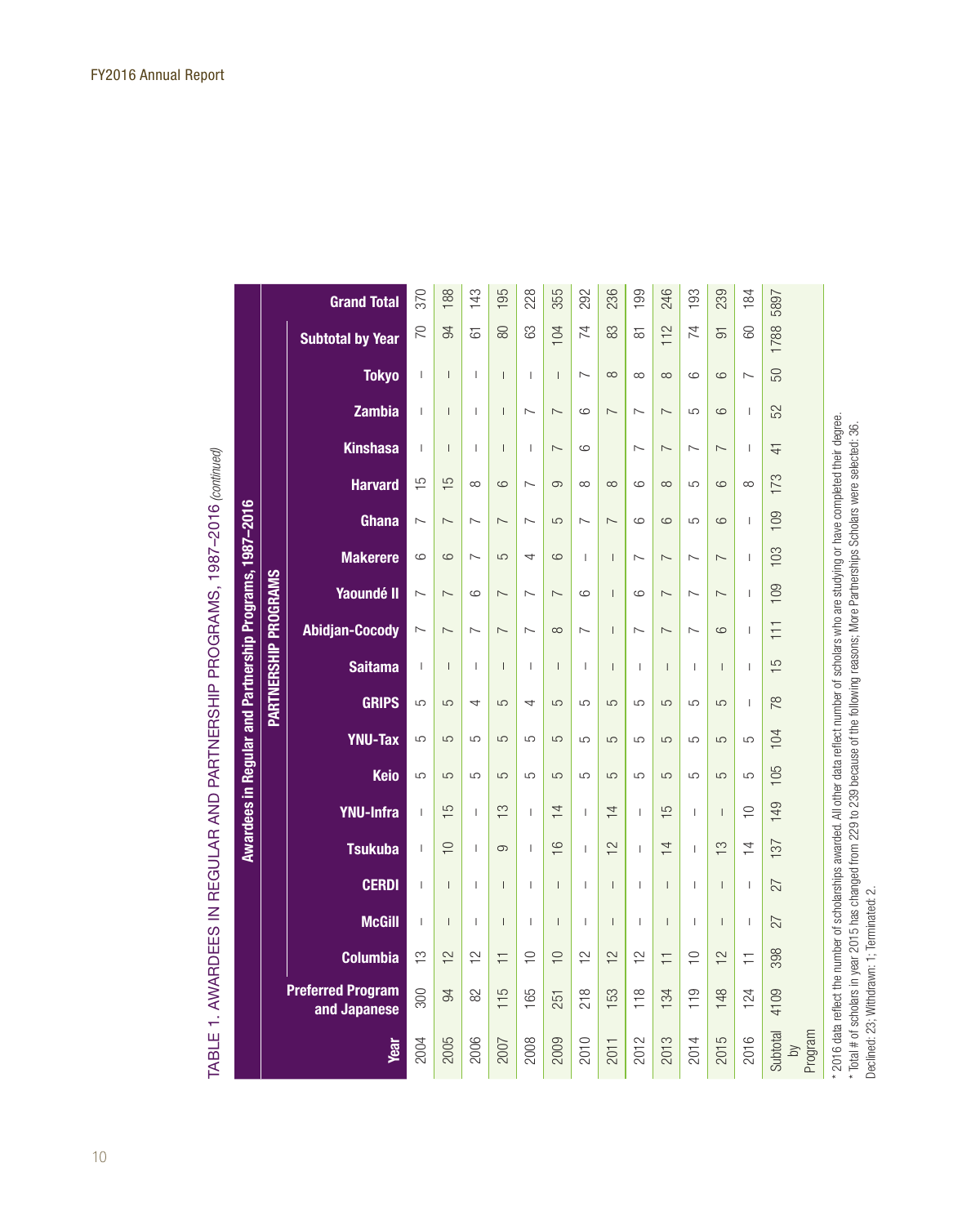TABLE 1. AWARDEES IN REGULAR AND PARTNERSHIP PROGRAMS, 1987–2016 *(continued)*

| Awardees in Regular and Partnership Programs, 1987–2016 | | | | | | | | | | | | | | | | | | | | |
|---|---|---|---|---|---|---|---|---|---|---|---|---|---|---|---|---|---|---|---|---|
| | | PARTNERSHIP PROGRAMS | | | | | | | | | | | | | | | | | | |
| **Year** | **Preferred Program and Japanese** | **Columbia** | **McGill** | **CERDI** | **Tsukuba** | **YNU-Infra** | **Keio** | **YNU-Tax** | **GRIPS** | **Saitama** | **Abidjan-Cocody** | **Yaoundé II** | **Makerere** | **Ghana** | **Harvard** | **Kinshasa** | **Zambia** | **Tokyo** | **Subtotal by Year** | **Grand Total** |
| 2004 | 300 | 13 | – | – | – | – | 5 | 5 | 5 | – | 7 | 7 | 6 | 7 | 15 | – | – | – | 70 | 370 |
| 2005 | 94 | 12 | – | – | 10 | 15 | 5 | 5 | 5 | – | 7 | 7 | 6 | 7 | 15 | – | – | – | 94 | 188 |
| 2006 | 82 | 12 | – | – | – | – | 5 | 5 | 4 | – | 7 | 6 | 7 | 7 | 8 | – | – | – | 61 | 143 |
| 2007 | 115 | 11 | – | – | 9 | 13 | 5 | 5 | 5 | – | 7 | 7 | 5 | 7 | 6 | – | – | – | 80 | 195 |
| 2008 | 165 | 10 | – | – | – | – | 5 | 5 | 4 | – | 7 | 7 | 4 | 7 | 7 | – | 7 | – | 63 | 228 |
| 2009 | 251 | 10 | – | – | 16 | 14 | 5 | 5 | 5 | – | 8 | 7 | 6 | 5 | 9 | 7 | 7 | – | 104 | 355 |
| 2010 | 218 | 12 | – | – | – | – | 5 | 5 | 5 | – | 7 | 6 | – | 7 | 8 | 6 | 6 | 7 | 74 | 292 |
| 2011 | 153 | 12 | – | – | 12 | 14 | 5 | 5 | 5 | – | – | – | – | 7 | 8 | | 7 | 8 | 83 | 236 |
| 2012 | 118 | 12 | – | – | – | – | 5 | 5 | 5 | – | 7 | 6 | 7 | 6 | 6 | 7 | 7 | 8 | 81 | 199 |
| 2013 | 134 | 11 | – | – | 14 | 15 | 5 | 5 | 5 | – | 7 | 7 | 7 | 6 | 8 | 7 | 7 | 8 | 112 | 246 |
| 2014 | 119 | 10 | – | – | – | – | 5 | 5 | 5 | – | 7 | 7 | 7 | 5 | 5 | 7 | 5 | 6 | 74 | 193 |
| 2015 | 148 | 12 | – | – | 13 | – | 5 | 5 | 5 | – | 6 | 7 | 7 | 6 | 6 | 7 | 6 | 6 | 91 | 239 |
| 2016 | 124 | 11 | – | – | 14 | 10 | 5 | 5 | – | – | – | – | – | – | 8 | – | – | 7 | 60 | 184 |
| Subtotal by Program | 4109 | 398 | 27 | 27 | 137 | 149 | 105 | 104 | 78 | 15 | 111 | 109 | 103 | 109 | 173 | 41 | 52 | 50 | 1788 | 5897 |

\* 2016 data reflect the number of scholarships awarded. All other data reflect number of scholars who are studying or have completed their degree.

\* Total # of scholars in year 2015 has changed from 229 to 239 because of the following reasons; More Partnerships Scholars were selected: 36. Declined: 23; Withdrawn: 1; Terminated: 2.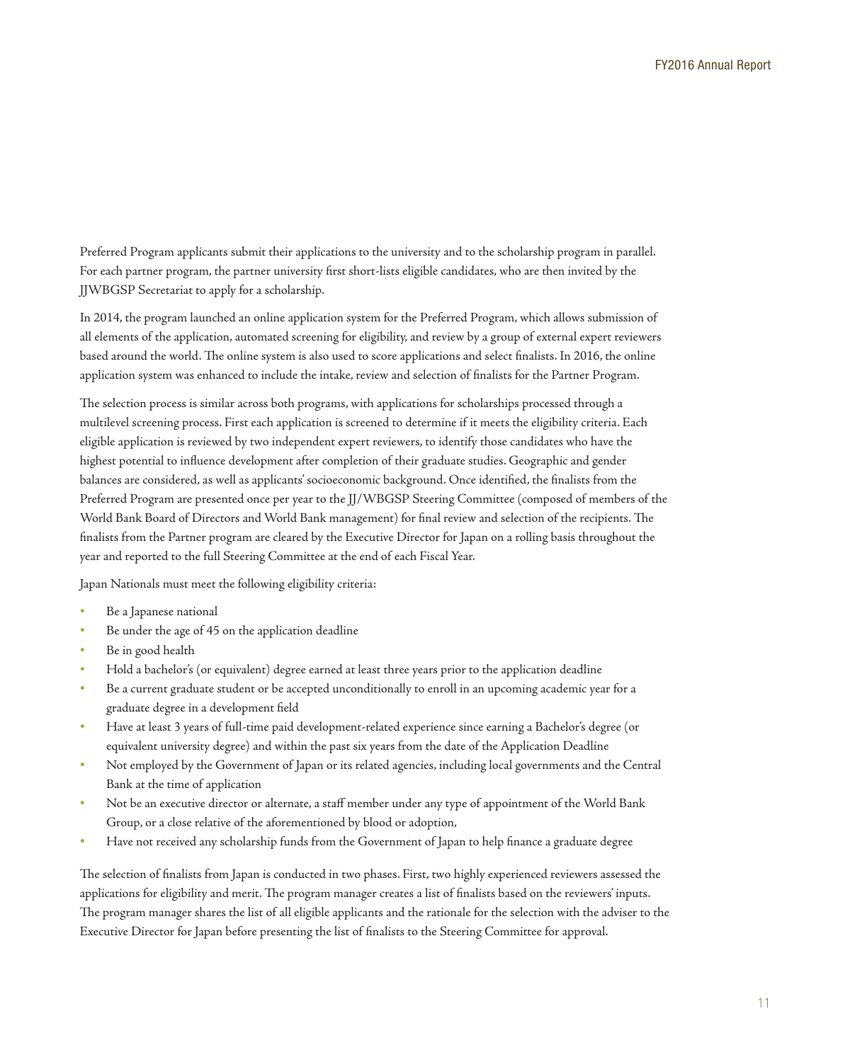Preferred Program applicants submit their applications to the university and to the scholarship program in parallel. For each partner program, the partner university first short-lists eligible candidates, who are then invited by the JJWBGSP Secretariat to apply for a scholarship.

In 2014, the program launched an online application system for the Preferred Program, which allows submission of all elements of the application, automated screening for eligibility, and review by a group of external expert reviewers based around the world. The online system is also used to score applications and select finalists. In 2016, the online application system was enhanced to include the intake, review and selection of finalists for the Partner Program.

The selection process is similar across both programs, with applications for scholarships processed through a multilevel screening process. First each application is screened to determine if it meets the eligibility criteria. Each eligible application is reviewed by two independent expert reviewers, to identify those candidates who have the highest potential to influence development after completion of their graduate studies. Geographic and gender balances are considered, as well as applicants' socioeconomic background. Once identified, the finalists from the Preferred Program are presented once per year to the JJ/WBGSP Steering Committee (composed of members of the World Bank Board of Directors and World Bank management) for final review and selection of the recipients. The finalists from the Partner program are cleared by the Executive Director for Japan on a rolling basis throughout the year and reported to the full Steering Committee at the end of each Fiscal Year.

Japan Nationals must meet the following eligibility criteria:

- Be a Japanese national
- Be under the age of 45 on the application deadline
- Be in good health
- Hold a bachelor's (or equivalent) degree earned at least three years prior to the application deadline
- Be a current graduate student or be accepted unconditionally to enroll in an upcoming academic year for a graduate degree in a development field
- Have at least 3 years of full-time paid development-related experience since earning a Bachelor's degree (or equivalent university degree) and within the past six years from the date of the Application Deadline
- Not employed by the Government of Japan or its related agencies, including local governments and the Central Bank at the time of application
- Not be an executive director or alternate, a staff member under any type of appointment of the World Bank Group, or a close relative of the aforementioned by blood or adoption,
- Have not received any scholarship funds from the Government of Japan to help finance a graduate degree

The selection of finalists from Japan is conducted in two phases. First, two highly experienced reviewers assessed the applications for eligibility and merit. The program manager creates a list of finalists based on the reviewers' inputs. The program manager shares the list of all eligible applicants and the rationale for the selection with the adviser to the Executive Director for Japan before presenting the list of finalists to the Steering Committee for approval.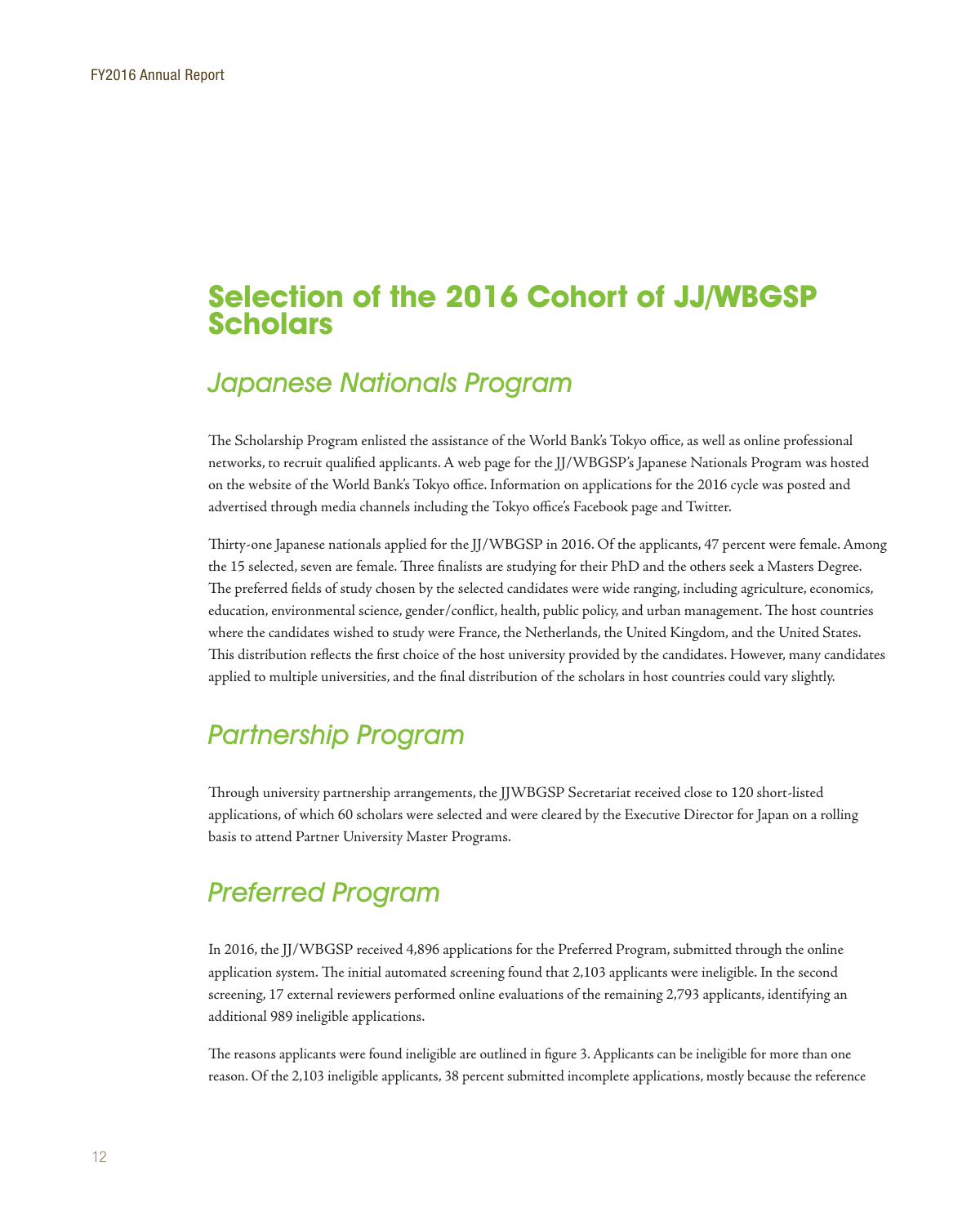# Selection of the 2016 Cohort of JJ/WBGSP Scholars

## *Japanese Nationals Program*

The Scholarship Program enlisted the assistance of the World Bank's Tokyo office, as well as online professional networks, to recruit qualified applicants. A web page for the JJ/WBGSP's Japanese Nationals Program was hosted on the website of the World Bank's Tokyo office. Information on applications for the 2016 cycle was posted and advertised through media channels including the Tokyo office's Facebook page and Twitter.

Thirty-one Japanese nationals applied for the JJ/WBGSP in 2016. Of the applicants, 47 percent were female. Among the 15 selected, seven are female. Three finalists are studying for their PhD and the others seek a Masters Degree. The preferred fields of study chosen by the selected candidates were wide ranging, including agriculture, economics, education, environmental science, gender/conflict, health, public policy, and urban management. The host countries where the candidates wished to study were France, the Netherlands, the United Kingdom, and the United States. This distribution reflects the first choice of the host university provided by the candidates. However, many candidates applied to multiple universities, and the final distribution of the scholars in host countries could vary slightly.

## *Partnership Program*

Through university partnership arrangements, the JJWBGSP Secretariat received close to 120 short-listed applications, of which 60 scholars were selected and were cleared by the Executive Director for Japan on a rolling basis to attend Partner University Master Programs.

## *Preferred Program*

In 2016, the JJ/WBGSP received 4,896 applications for the Preferred Program, submitted through the online application system. The initial automated screening found that 2,103 applicants were ineligible. In the second screening, 17 external reviewers performed online evaluations of the remaining 2,793 applicants, identifying an additional 989 ineligible applications.

The reasons applicants were found ineligible are outlined in figure 3. Applicants can be ineligible for more than one reason. Of the 2,103 ineligible applicants, 38 percent submitted incomplete applications, mostly because the reference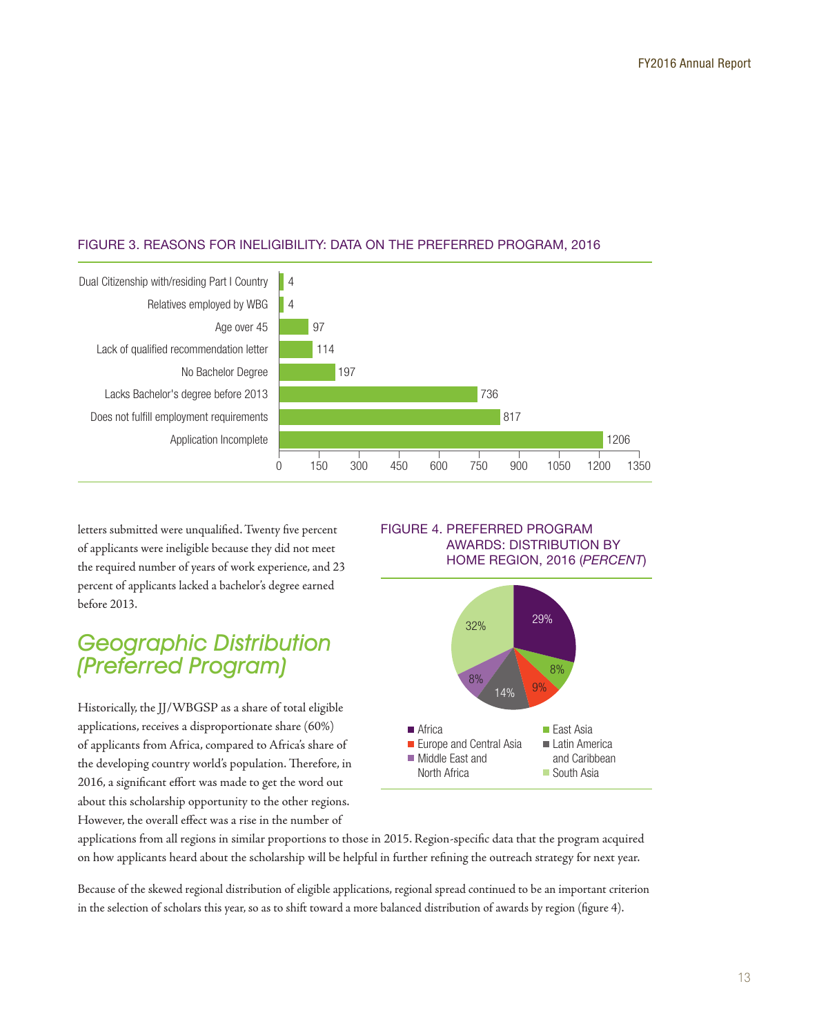FIGURE 3. REASONS FOR INELIGIBILITY: DATA ON THE PREFERRED PROGRAM, 2016

| Reason | Number |
| --- | --- |
| Dual Citizenship with/residing Part I Country | 4 |
| Relatives employed by WBG | 4 |
| Age over 45 | 97 |
| Lack of qualified recommendation letter | 114 |
| No Bachelor Degree | 197 |
| Lacks Bachelor's degree before 2013 | 736 |
| Does not fulfill employment requirements | 817 |
| Application Incomplete | 1206 |

letters submitted were unqualified. Twenty five percent of applicants were ineligible because they did not meet the required number of years of work experience, and 23 percent of applicants lacked a bachelor's degree earned before 2013.

## Geographic Distribution (Preferred Program)

Historically, the JJ/WBGSP as a share of total eligible applications, receives a disproportionate share (60%) of applicants from Africa, compared to Africa's share of the developing country world's population. Therefore, in 2016, a significant effort was made to get the word out about this scholarship opportunity to the other regions. However, the overall effect was a rise in the number of applications from all regions in similar proportions to those in 2015. Region-specific data that the program acquired on how applicants heard about the scholarship will be helpful in further refining the outreach strategy for next year.

Because of the skewed regional distribution of eligible applications, regional spread continued to be an important criterion in the selection of scholars this year, so as to shift toward a more balanced distribution of awards by region (figure 4).

FIGURE 4. PREFERRED PROGRAM AWARDS: DISTRIBUTION BY HOME REGION, 2016 (*PERCENT*)

| Region | Percent |
| --- | --- |
| Africa | 29% |
| East Asia | 8% |
| Europe and Central Asia | 9% |
| Latin America and Caribbean | 14% |
| Middle East and North Africa | 8% |
| South Asia | 32% |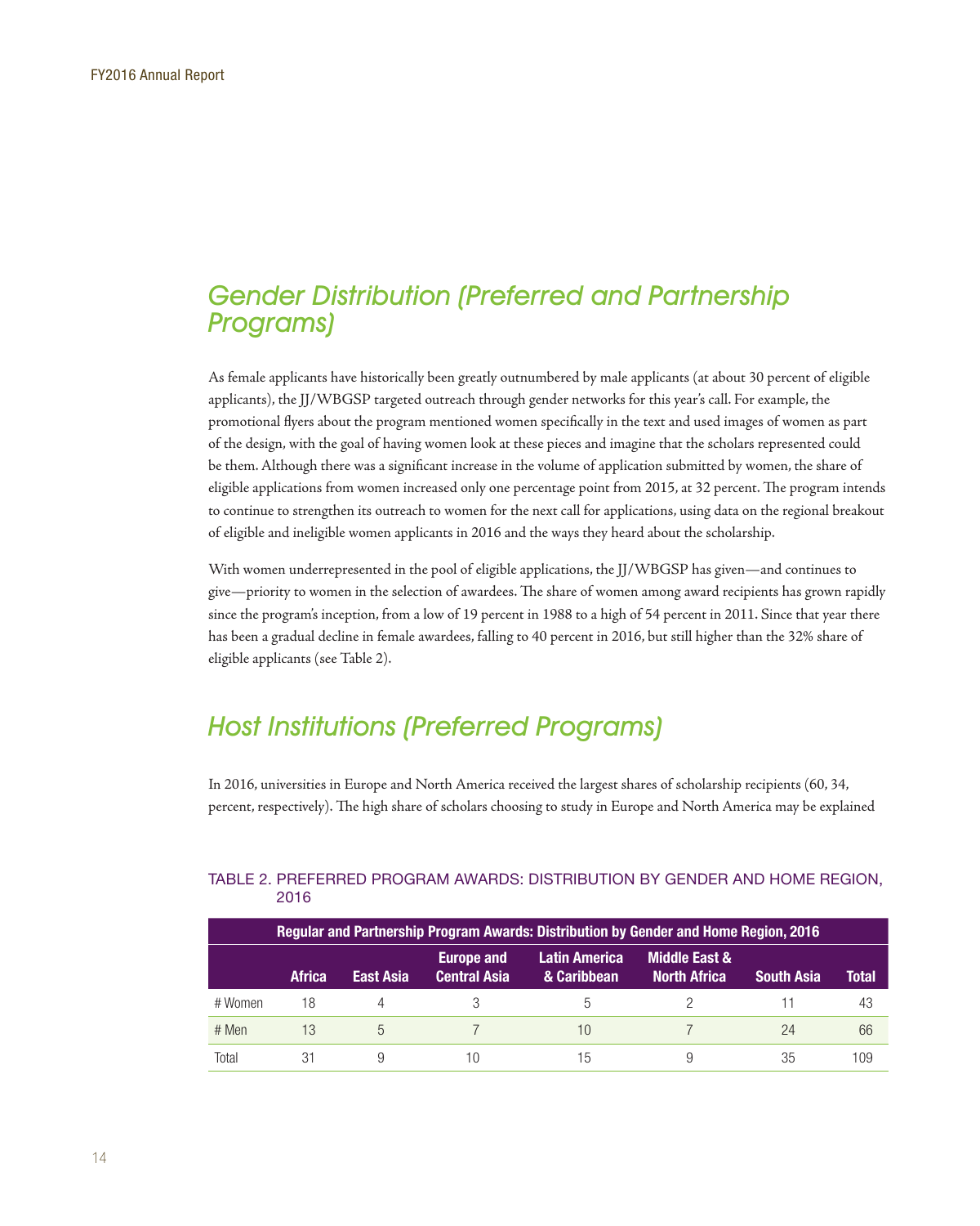## Gender Distribution (Preferred and Partnership Programs)

As female applicants have historically been greatly outnumbered by male applicants (at about 30 percent of eligible applicants), the JJ/WBGSP targeted outreach through gender networks for this year's call. For example, the promotional flyers about the program mentioned women specifically in the text and used images of women as part of the design, with the goal of having women look at these pieces and imagine that the scholars represented could be them. Although there was a significant increase in the volume of application submitted by women, the share of eligible applications from women increased only one percentage point from 2015, at 32 percent. The program intends to continue to strengthen its outreach to women for the next call for applications, using data on the regional breakout of eligible and ineligible women applicants in 2016 and the ways they heard about the scholarship.

With women underrepresented in the pool of eligible applications, the JJ/WBGSP has given—and continues to give—priority to women in the selection of awardees. The share of women among award recipients has grown rapidly since the program's inception, from a low of 19 percent in 1988 to a high of 54 percent in 2011. Since that year there has been a gradual decline in female awardees, falling to 40 percent in 2016, but still higher than the 32% share of eligible applicants (see Table 2).

## Host Institutions (Preferred Programs)

In 2016, universities in Europe and North America received the largest shares of scholarship recipients (60, 34, percent, respectively). The high share of scholars choosing to study in Europe and North America may be explained

TABLE 2. PREFERRED PROGRAM AWARDS: DISTRIBUTION BY GENDER AND HOME REGION, 2016

| Regular and Partnership Program Awards: Distribution by Gender and Home Region, 2016 | | | | | | | |
|---|---|---|---|---|---|---|---|
| | **Africa** | **East Asia** | **Europe and Central Asia** | **Latin America & Caribbean** | **Middle East & North Africa** | **South Asia** | **Total** |
| # Women | 18 | 4 | 3 | 5 | 2 | 11 | 43 |
| # Men | 13 | 5 | 7 | 10 | 7 | 24 | 66 |
| Total | 31 | 9 | 10 | 15 | 9 | 35 | 109 |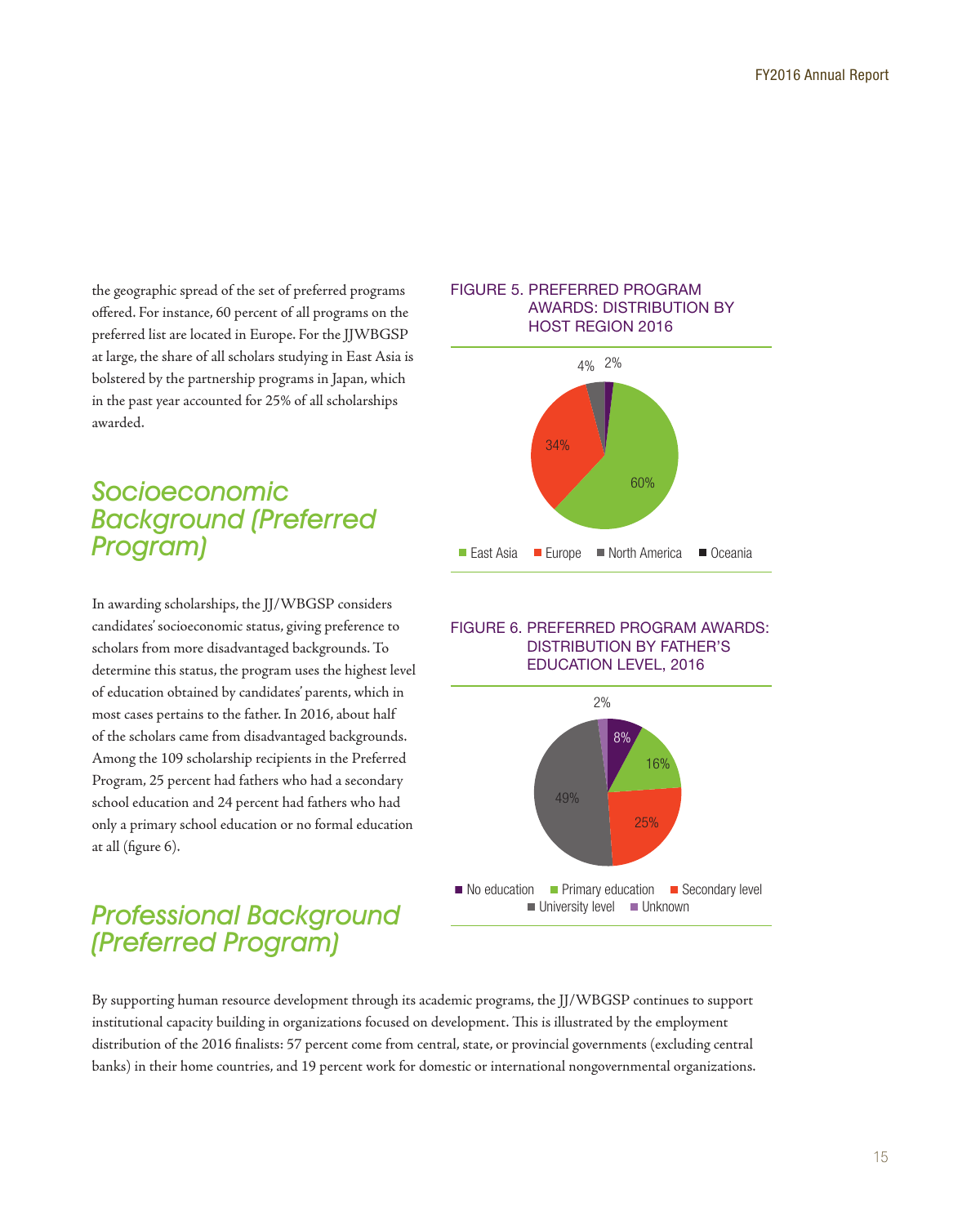the geographic spread of the set of preferred programs offered. For instance, 60 percent of all programs on the preferred list are located in Europe. For the JJWBGSP at large, the share of all scholars studying in East Asia is bolstered by the partnership programs in Japan, which in the past year accounted for 25% of all scholarships awarded.

FIGURE 5. PREFERRED PROGRAM AWARDS: DISTRIBUTION BY HOST REGION 2016

| Region | Share |
|---|---|
| East Asia | 60% |
| Europe | 34% |
| North America | 4% |
| Oceania | 2% |

## *Socioeconomic Background (Preferred Program)*

In awarding scholarships, the JJ/WBGSP considers candidates' socioeconomic status, giving preference to scholars from more disadvantaged backgrounds. To determine this status, the program uses the highest level of education obtained by candidates' parents, which in most cases pertains to the father. In 2016, about half of the scholars came from disadvantaged backgrounds. Among the 109 scholarship recipients in the Preferred Program, 25 percent had fathers who had a secondary school education and 24 percent had fathers who had only a primary school education or no formal education at all (figure 6).

FIGURE 6. PREFERRED PROGRAM AWARDS: DISTRIBUTION BY FATHER'S EDUCATION LEVEL, 2016

| Education level | Share |
|---|---|
| No education | 8% |
| Primary education | 16% |
| Secondary level | 25% |
| University level | 49% |
| Unknown | 2% |

## *Professional Background (Preferred Program)*

By supporting human resource development through its academic programs, the JJ/WBGSP continues to support institutional capacity building in organizations focused on development. This is illustrated by the employment distribution of the 2016 finalists: 57 percent come from central, state, or provincial governments (excluding central banks) in their home countries, and 19 percent work for domestic or international nongovernmental organizations.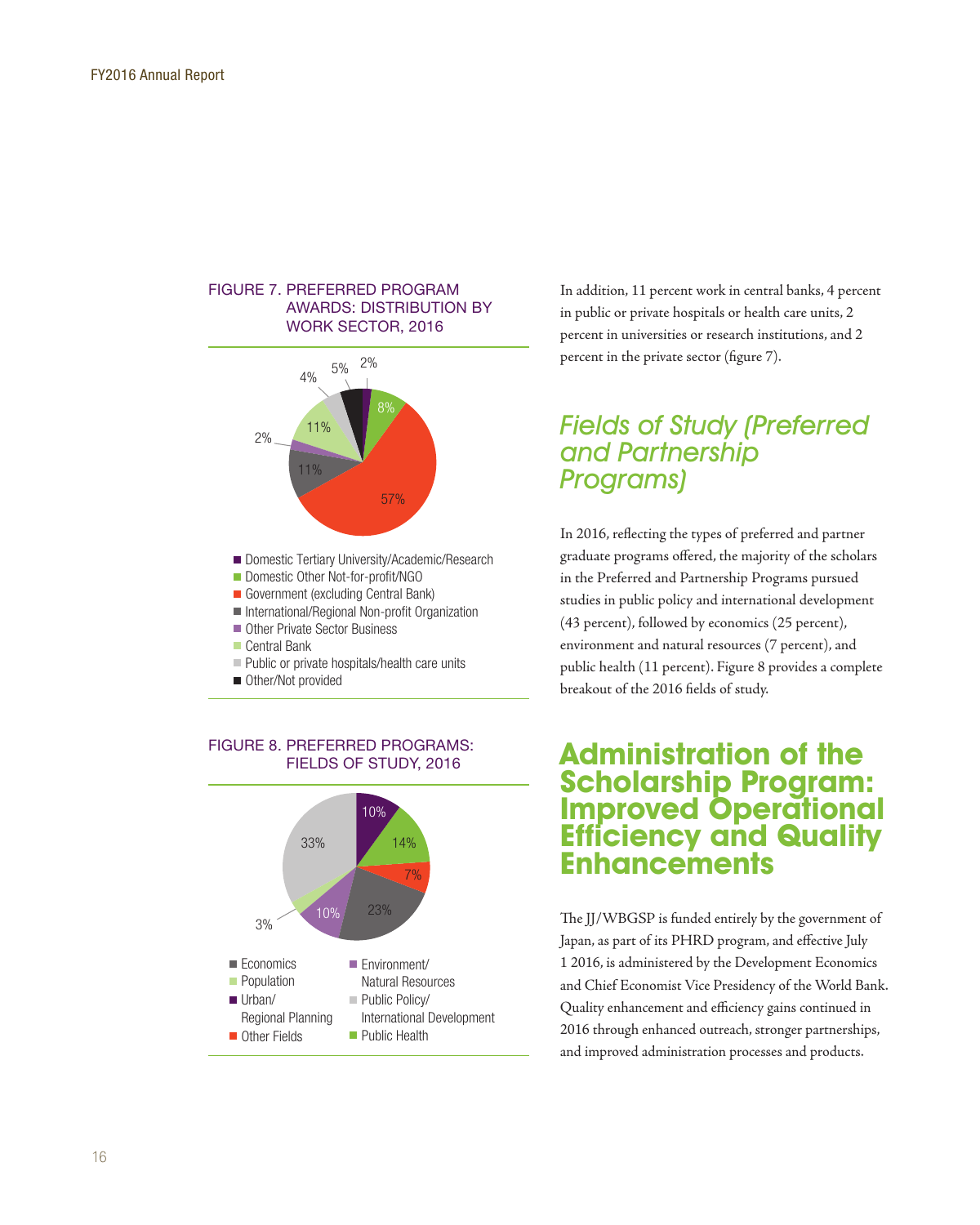FIGURE 7. PREFERRED PROGRAM AWARDS: DISTRIBUTION BY WORK SECTOR, 2016

- Domestic Tertiary University/Academic/Research
- Domestic Other Not-for-profit/NGO
- Government (excluding Central Bank)
- International/Regional Non-profit Organization
- Other Private Sector Business
- Central Bank
- Public or private hospitals/health care units
- Other/Not provided

FIGURE 8. PREFERRED PROGRAMS: FIELDS OF STUDY, 2016

- Economics
- Population
- Urban/Regional Planning
- Other Fields
- Environment/Natural Resources
- Public Policy/International Development
- Public Health

In addition, 11 percent work in central banks, 4 percent in public or private hospitals or health care units, 2 percent in universities or research institutions, and 2 percent in the private sector (figure 7).

## *Fields of Study (Preferred and Partnership Programs)*

In 2016, reflecting the types of preferred and partner graduate programs offered, the majority of the scholars in the Preferred and Partnership Programs pursued studies in public policy and international development (43 percent), followed by economics (25 percent), environment and natural resources (7 percent), and public health (11 percent). Figure 8 provides a complete breakout of the 2016 fields of study.

# Administration of the Scholarship Program: Improved Operational Efficiency and Quality Enhancements

The JJ/WBGSP is funded entirely by the government of Japan, as part of its PHRD program, and effective July 1 2016, is administered by the Development Economics and Chief Economist Vice Presidency of the World Bank. Quality enhancement and efficiency gains continued in 2016 through enhanced outreach, stronger partnerships, and improved administration processes and products.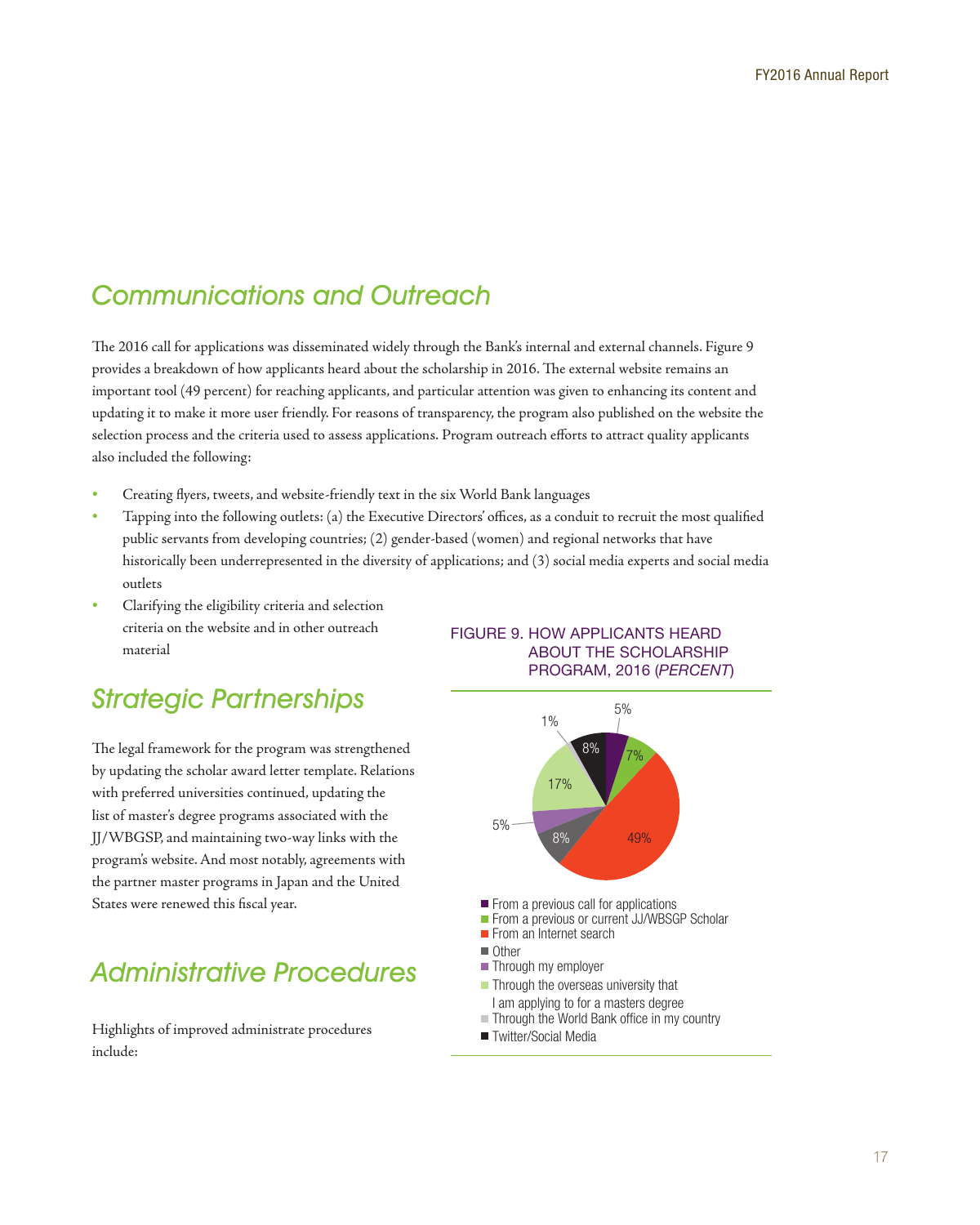## Communications and Outreach

The 2016 call for applications was disseminated widely through the Bank's internal and external channels. Figure 9 provides a breakdown of how applicants heard about the scholarship in 2016. The external website remains an important tool (49 percent) for reaching applicants, and particular attention was given to enhancing its content and updating it to make it more user friendly. For reasons of transparency, the program also published on the website the selection process and the criteria used to assess applications. Program outreach efforts to attract quality applicants also included the following:

- Creating flyers, tweets, and website-friendly text in the six World Bank languages
- Tapping into the following outlets: (a) the Executive Directors' offices, as a conduit to recruit the most qualified public servants from developing countries; (2) gender-based (women) and regional networks that have historically been underrepresented in the diversity of applications; and (3) social media experts and social media outlets
- Clarifying the eligibility criteria and selection criteria on the website and in other outreach material

## Strategic Partnerships

The legal framework for the program was strengthened by updating the scholar award letter template. Relations with preferred universities continued, updating the list of master's degree programs associated with the JJ/WBGSP, and maintaining two-way links with the program's website. And most notably, agreements with the partner master programs in Japan and the United States were renewed this fiscal year.

## Administrative Procedures

Highlights of improved administrate procedures include:

FIGURE 9. HOW APPLICANTS HEARD ABOUT THE SCHOLARSHIP PROGRAM, 2016 (*PERCENT*)

| Source | Percent |
|---|---|
| From a previous call for applications | 5% |
| From a previous or current JJ/WBGSP Scholar | 7% |
| From an Internet search | 49% |
| Other | 8% |
| Through my employer | 5% |
| Through the overseas university that I am applying to for a masters degree | 17% |
| Through the World Bank office in my country | 1% |
| Twitter/Social Media | 8% |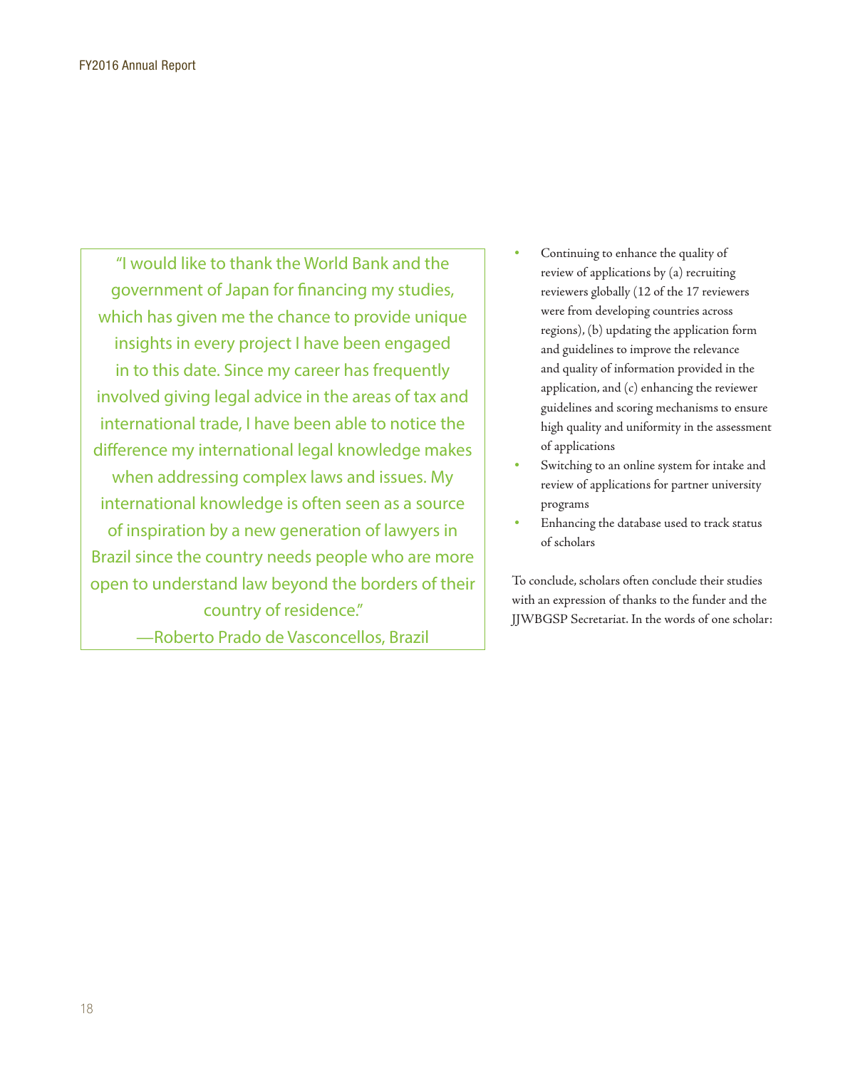> "I would like to thank the World Bank and the government of Japan for financing my studies, which has given me the chance to provide unique insights in every project I have been engaged in to this date. Since my career has frequently involved giving legal advice in the areas of tax and international trade, I have been able to notice the difference my international legal knowledge makes when addressing complex laws and issues. My international knowledge is often seen as a source of inspiration by a new generation of lawyers in Brazil since the country needs people who are more open to understand law beyond the borders of their country of residence."
>
> —Roberto Prado de Vasconcellos, Brazil

- Continuing to enhance the quality of review of applications by (a) recruiting reviewers globally (12 of the 17 reviewers were from developing countries across regions), (b) updating the application form and guidelines to improve the relevance and quality of information provided in the application, and (c) enhancing the reviewer guidelines and scoring mechanisms to ensure high quality and uniformity in the assessment of applications
- Switching to an online system for intake and review of applications for partner university programs
- Enhancing the database used to track status of scholars

To conclude, scholars often conclude their studies with an expression of thanks to the funder and the JJWBGSP Secretariat. In the words of one scholar: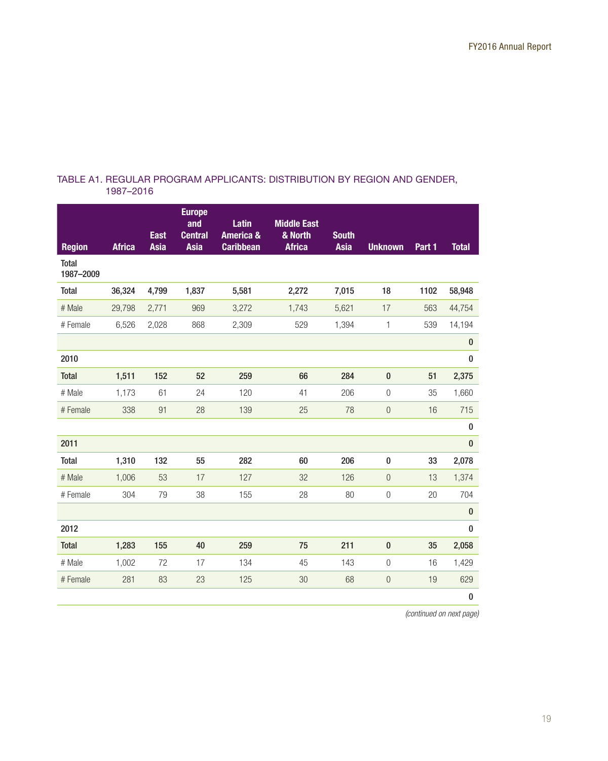TABLE A1. REGULAR PROGRAM APPLICANTS: DISTRIBUTION BY REGION AND GENDER, 1987–2016

| Region | Africa | East Asia | Europe and Central Asia | Latin America & Caribbean | Middle East & North Africa | South Asia | Unknown | Part 1 | Total |
|---|---|---|---|---|---|---|---|---|---|
| **Total 1987–2009** | | | | | | | | | |
| **Total** | **36,324** | **4,799** | **1,837** | **5,581** | **2,272** | **7,015** | **18** | **1102** | **58,948** |
| # Male | 29,798 | 2,771 | 969 | 3,272 | 1,743 | 5,621 | 17 | 563 | 44,754 |
| # Female | 6,526 | 2,028 | 868 | 2,309 | 529 | 1,394 | 1 | 539 | 14,194 |
| | | | | | | | | | **0** |
| **2010** | | | | | | | | | **0** |
| **Total** | **1,511** | **152** | **52** | **259** | **66** | **284** | **0** | **51** | **2,375** |
| # Male | 1,173 | 61 | 24 | 120 | 41 | 206 | 0 | 35 | 1,660 |
| # Female | 338 | 91 | 28 | 139 | 25 | 78 | 0 | 16 | 715 |
| | | | | | | | | | **0** |
| **2011** | | | | | | | | | **0** |
| **Total** | **1,310** | **132** | **55** | **282** | **60** | **206** | **0** | **33** | **2,078** |
| # Male | 1,006 | 53 | 17 | 127 | 32 | 126 | 0 | 13 | 1,374 |
| # Female | 304 | 79 | 38 | 155 | 28 | 80 | 0 | 20 | 704 |
| | | | | | | | | | **0** |
| **2012** | | | | | | | | | **0** |
| **Total** | **1,283** | **155** | **40** | **259** | **75** | **211** | **0** | **35** | **2,058** |
| # Male | 1,002 | 72 | 17 | 134 | 45 | 143 | 0 | 16 | 1,429 |
| # Female | 281 | 83 | 23 | 125 | 30 | 68 | 0 | 19 | 629 |
| | | | | | | | | | **0** |

*(continued on next page)*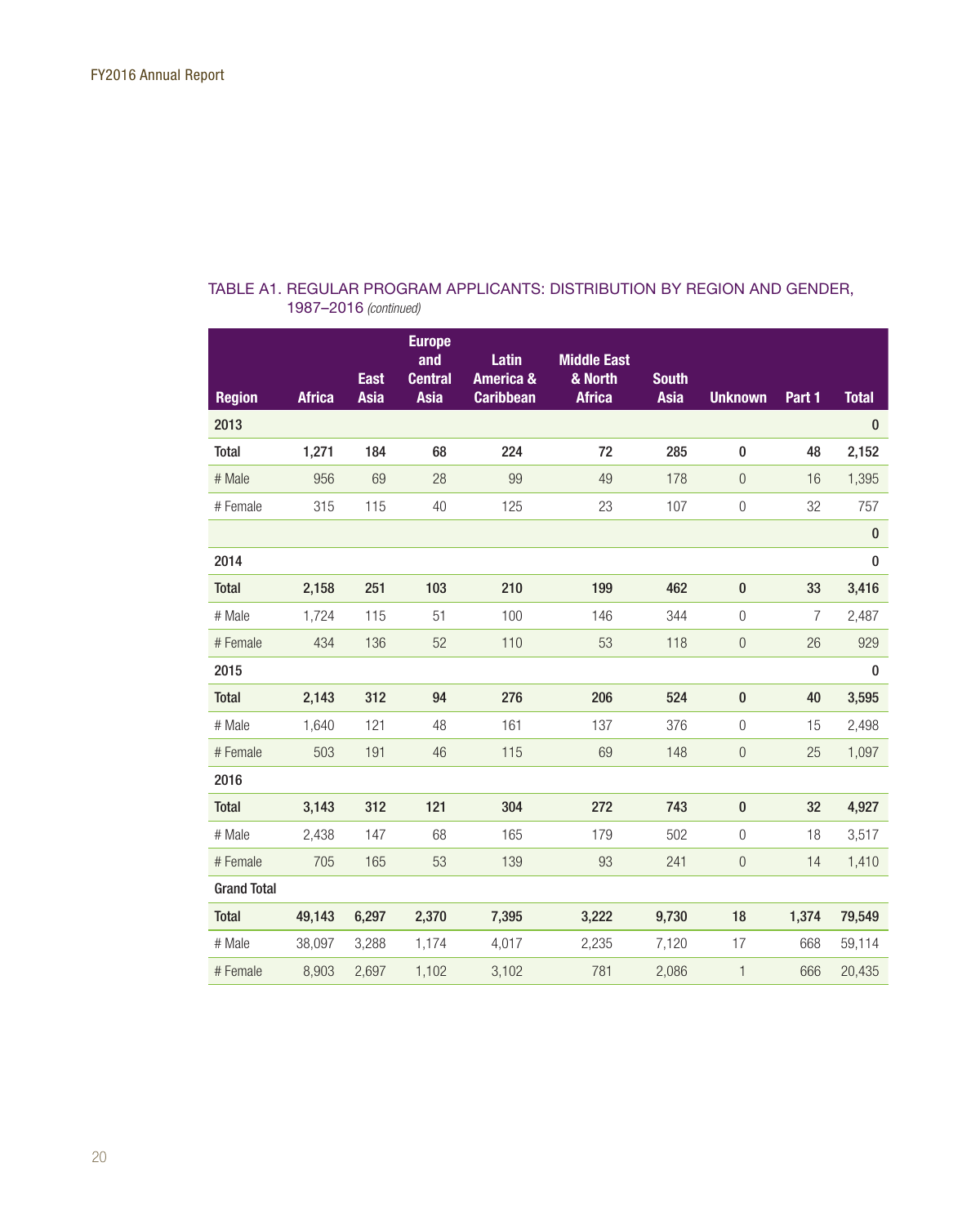### TABLE A1. REGULAR PROGRAM APPLICANTS: DISTRIBUTION BY REGION AND GENDER, 1987–2016 *(continued)*

| Region | Africa | East Asia | Europe and Central Asia | Latin America & Caribbean | Middle East & North Africa | South Asia | Unknown | Part 1 | Total |
|---|---|---|---|---|---|---|---|---|---|
| **2013** | | | | | | | | | **0** |
| **Total** | **1,271** | **184** | **68** | **224** | **72** | **285** | **0** | **48** | **2,152** |
| # Male | 956 | 69 | 28 | 99 | 49 | 178 | 0 | 16 | 1,395 |
| # Female | 315 | 115 | 40 | 125 | 23 | 107 | 0 | 32 | 757 |
| | | | | | | | | | **0** |
| **2014** | | | | | | | | | **0** |
| **Total** | **2,158** | **251** | **103** | **210** | **199** | **462** | **0** | **33** | **3,416** |
| # Male | 1,724 | 115 | 51 | 100 | 146 | 344 | 0 | 7 | 2,487 |
| # Female | 434 | 136 | 52 | 110 | 53 | 118 | 0 | 26 | 929 |
| **2015** | | | | | | | | | **0** |
| **Total** | **2,143** | **312** | **94** | **276** | **206** | **524** | **0** | **40** | **3,595** |
| # Male | 1,640 | 121 | 48 | 161 | 137 | 376 | 0 | 15 | 2,498 |
| # Female | 503 | 191 | 46 | 115 | 69 | 148 | 0 | 25 | 1,097 |
| **2016** | | | | | | | | | |
| **Total** | **3,143** | **312** | **121** | **304** | **272** | **743** | **0** | **32** | **4,927** |
| # Male | 2,438 | 147 | 68 | 165 | 179 | 502 | 0 | 18 | 3,517 |
| # Female | 705 | 165 | 53 | 139 | 93 | 241 | 0 | 14 | 1,410 |
| **Grand Total** | | | | | | | | | |
| **Total** | **49,143** | **6,297** | **2,370** | **7,395** | **3,222** | **9,730** | **18** | **1,374** | **79,549** |
| # Male | 38,097 | 3,288 | 1,174 | 4,017 | 2,235 | 7,120 | 17 | 668 | 59,114 |
| # Female | 8,903 | 2,697 | 1,102 | 3,102 | 781 | 2,086 | 1 | 666 | 20,435 |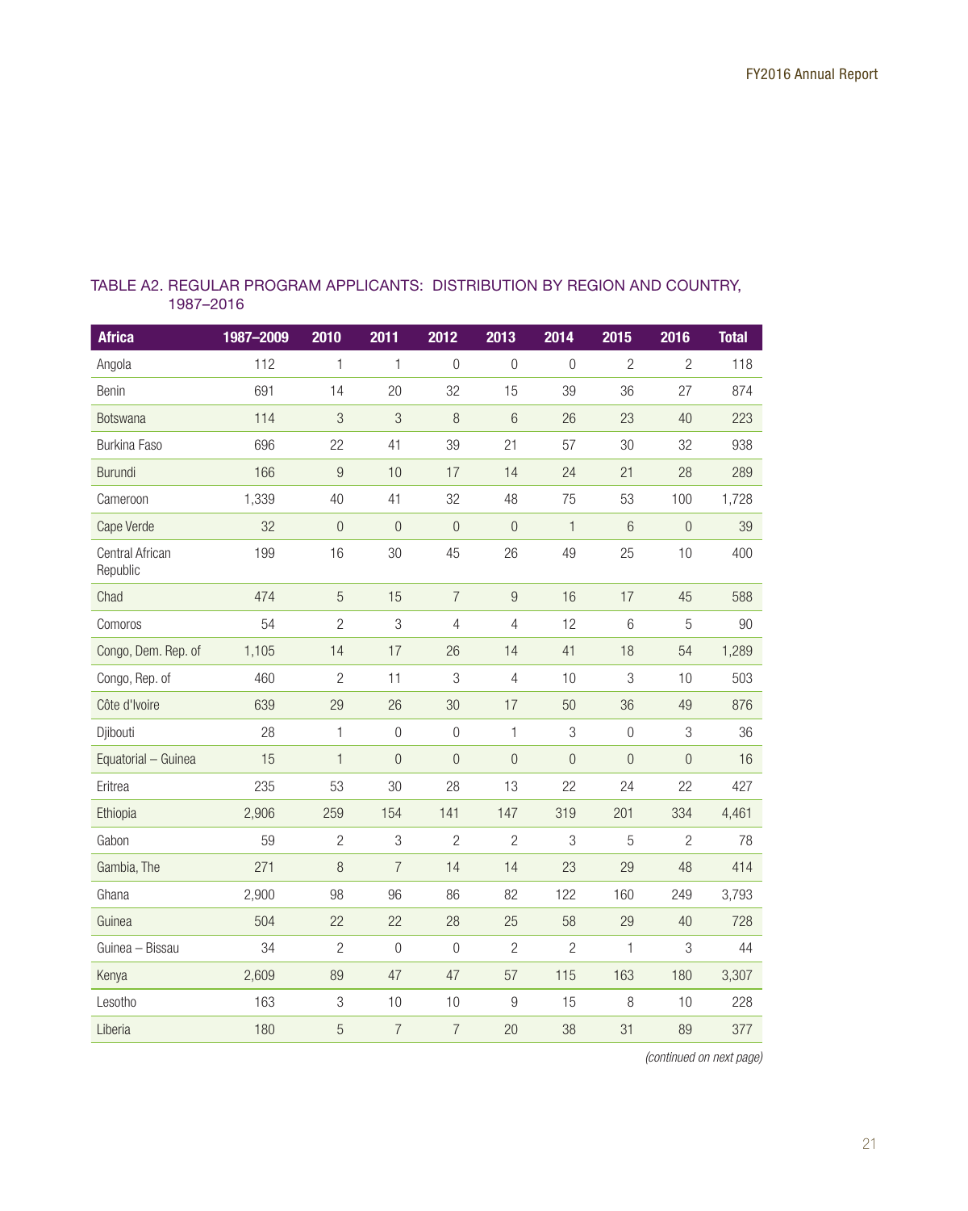TABLE A2. REGULAR PROGRAM APPLICANTS: DISTRIBUTION BY REGION AND COUNTRY, 1987–2016

| Africa | 1987–2009 | 2010 | 2011 | 2012 | 2013 | 2014 | 2015 | 2016 | Total |
|---|---|---|---|---|---|---|---|---|---|
| Angola | 112 | 1 | 1 | 0 | 0 | 0 | 2 | 2 | 118 |
| Benin | 691 | 14 | 20 | 32 | 15 | 39 | 36 | 27 | 874 |
| Botswana | 114 | 3 | 3 | 8 | 6 | 26 | 23 | 40 | 223 |
| Burkina Faso | 696 | 22 | 41 | 39 | 21 | 57 | 30 | 32 | 938 |
| Burundi | 166 | 9 | 10 | 17 | 14 | 24 | 21 | 28 | 289 |
| Cameroon | 1,339 | 40 | 41 | 32 | 48 | 75 | 53 | 100 | 1,728 |
| Cape Verde | 32 | 0 | 0 | 0 | 0 | 1 | 6 | 0 | 39 |
| Central African Republic | 199 | 16 | 30 | 45 | 26 | 49 | 25 | 10 | 400 |
| Chad | 474 | 5 | 15 | 7 | 9 | 16 | 17 | 45 | 588 |
| Comoros | 54 | 2 | 3 | 4 | 4 | 12 | 6 | 5 | 90 |
| Congo, Dem. Rep. of | 1,105 | 14 | 17 | 26 | 14 | 41 | 18 | 54 | 1,289 |
| Congo, Rep. of | 460 | 2 | 11 | 3 | 4 | 10 | 3 | 10 | 503 |
| Côte d'Ivoire | 639 | 29 | 26 | 30 | 17 | 50 | 36 | 49 | 876 |
| Djibouti | 28 | 1 | 0 | 0 | 1 | 3 | 0 | 3 | 36 |
| Equatorial – Guinea | 15 | 1 | 0 | 0 | 0 | 0 | 0 | 0 | 16 |
| Eritrea | 235 | 53 | 30 | 28 | 13 | 22 | 24 | 22 | 427 |
| Ethiopia | 2,906 | 259 | 154 | 141 | 147 | 319 | 201 | 334 | 4,461 |
| Gabon | 59 | 2 | 3 | 2 | 2 | 3 | 5 | 2 | 78 |
| Gambia, The | 271 | 8 | 7 | 14 | 14 | 23 | 29 | 48 | 414 |
| Ghana | 2,900 | 98 | 96 | 86 | 82 | 122 | 160 | 249 | 3,793 |
| Guinea | 504 | 22 | 22 | 28 | 25 | 58 | 29 | 40 | 728 |
| Guinea – Bissau | 34 | 2 | 0 | 0 | 2 | 2 | 1 | 3 | 44 |
| Kenya | 2,609 | 89 | 47 | 47 | 57 | 115 | 163 | 180 | 3,307 |
| Lesotho | 163 | 3 | 10 | 10 | 9 | 15 | 8 | 10 | 228 |
| Liberia | 180 | 5 | 7 | 7 | 20 | 38 | 31 | 89 | 377 |

*(continued on next page)*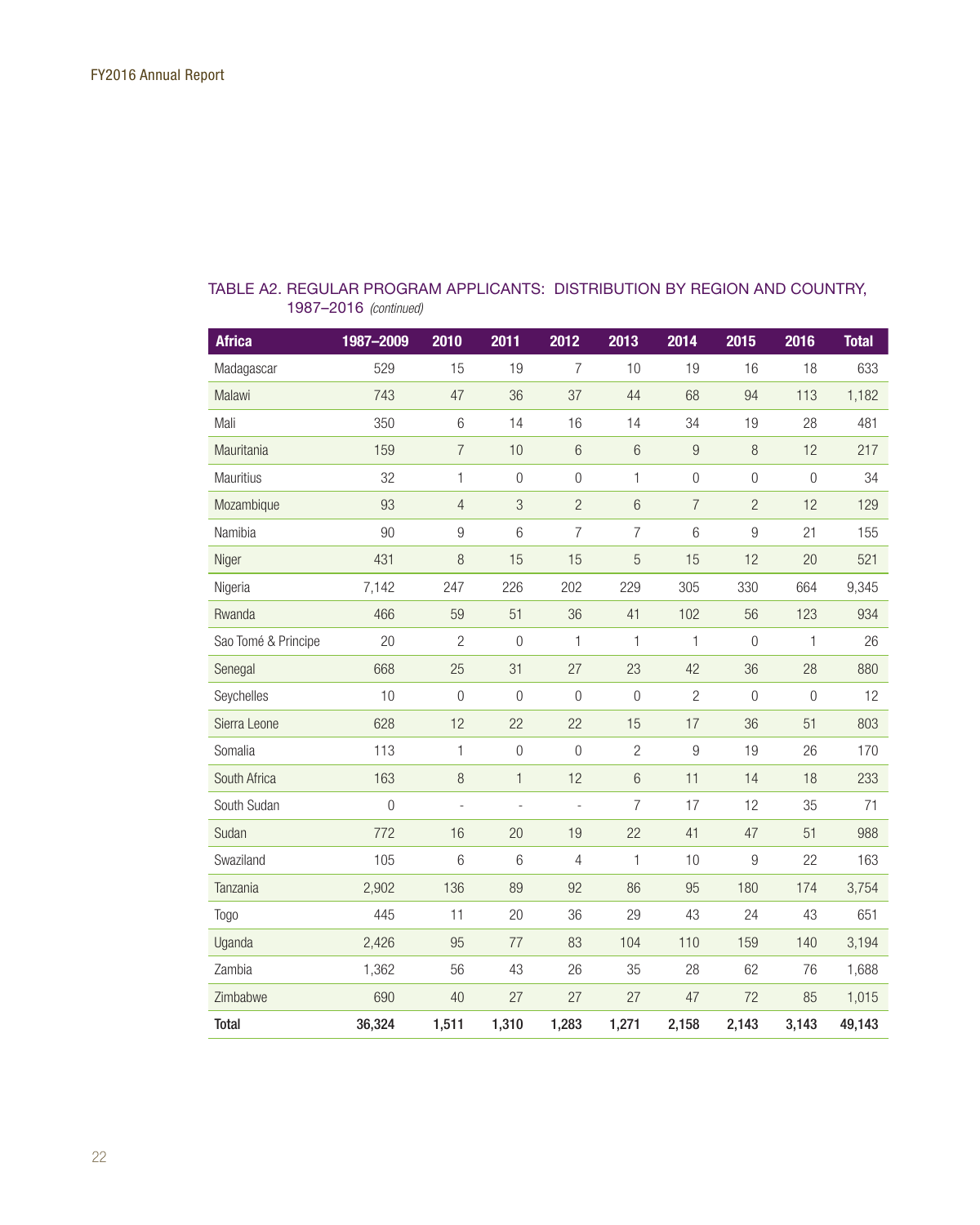### TABLE A2. REGULAR PROGRAM APPLICANTS: DISTRIBUTION BY REGION AND COUNTRY, 1987–2016 *(continued)*

| Africa | 1987–2009 | 2010 | 2011 | 2012 | 2013 | 2014 | 2015 | 2016 | Total |
|---|---|---|---|---|---|---|---|---|---|
| Madagascar | 529 | 15 | 19 | 7 | 10 | 19 | 16 | 18 | 633 |
| Malawi | 743 | 47 | 36 | 37 | 44 | 68 | 94 | 113 | 1,182 |
| Mali | 350 | 6 | 14 | 16 | 14 | 34 | 19 | 28 | 481 |
| Mauritania | 159 | 7 | 10 | 6 | 6 | 9 | 8 | 12 | 217 |
| Mauritius | 32 | 1 | 0 | 0 | 1 | 0 | 0 | 0 | 34 |
| Mozambique | 93 | 4 | 3 | 2 | 6 | 7 | 2 | 12 | 129 |
| Namibia | 90 | 9 | 6 | 7 | 7 | 6 | 9 | 21 | 155 |
| Niger | 431 | 8 | 15 | 15 | 5 | 15 | 12 | 20 | 521 |
| Nigeria | 7,142 | 247 | 226 | 202 | 229 | 305 | 330 | 664 | 9,345 |
| Rwanda | 466 | 59 | 51 | 36 | 41 | 102 | 56 | 123 | 934 |
| Sao Tomé & Principe | 20 | 2 | 0 | 1 | 1 | 1 | 0 | 1 | 26 |
| Senegal | 668 | 25 | 31 | 27 | 23 | 42 | 36 | 28 | 880 |
| Seychelles | 10 | 0 | 0 | 0 | 0 | 2 | 0 | 0 | 12 |
| Sierra Leone | 628 | 12 | 22 | 22 | 15 | 17 | 36 | 51 | 803 |
| Somalia | 113 | 1 | 0 | 0 | 2 | 9 | 19 | 26 | 170 |
| South Africa | 163 | 8 | 1 | 12 | 6 | 11 | 14 | 18 | 233 |
| South Sudan | 0 | - | - | - | 7 | 17 | 12 | 35 | 71 |
| Sudan | 772 | 16 | 20 | 19 | 22 | 41 | 47 | 51 | 988 |
| Swaziland | 105 | 6 | 6 | 4 | 1 | 10 | 9 | 22 | 163 |
| Tanzania | 2,902 | 136 | 89 | 92 | 86 | 95 | 180 | 174 | 3,754 |
| Togo | 445 | 11 | 20 | 36 | 29 | 43 | 24 | 43 | 651 |
| Uganda | 2,426 | 95 | 77 | 83 | 104 | 110 | 159 | 140 | 3,194 |
| Zambia | 1,362 | 56 | 43 | 26 | 35 | 28 | 62 | 76 | 1,688 |
| Zimbabwe | 690 | 40 | 27 | 27 | 27 | 47 | 72 | 85 | 1,015 |
| **Total** | **36,324** | **1,511** | **1,310** | **1,283** | **1,271** | **2,158** | **2,143** | **3,143** | **49,143** |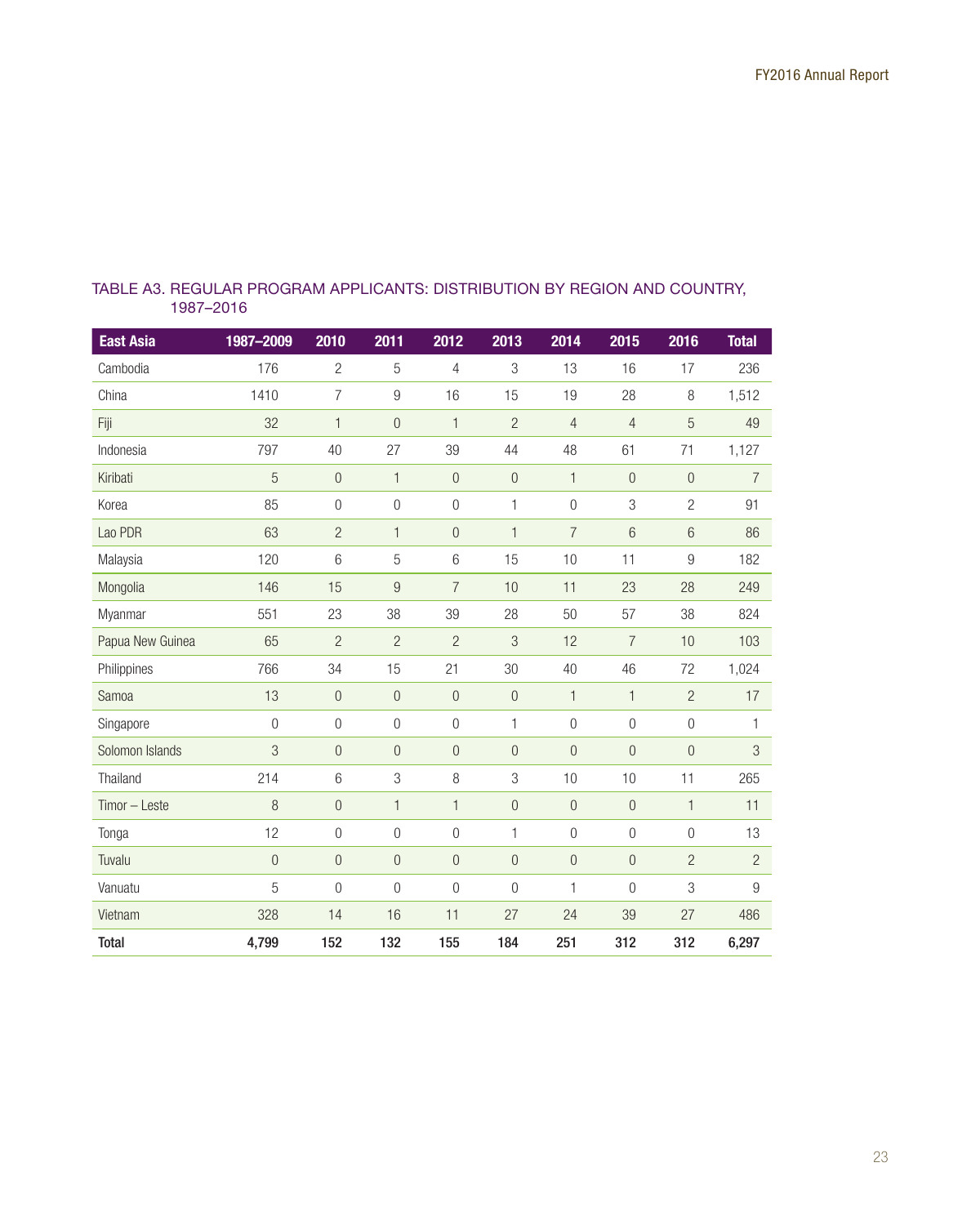TABLE A3. REGULAR PROGRAM APPLICANTS: DISTRIBUTION BY REGION AND COUNTRY, 1987–2016

| East Asia | 1987–2009 | 2010 | 2011 | 2012 | 2013 | 2014 | 2015 | 2016 | Total |
|---|---|---|---|---|---|---|---|---|---|
| Cambodia | 176 | 2 | 5 | 4 | 3 | 13 | 16 | 17 | 236 |
| China | 1410 | 7 | 9 | 16 | 15 | 19 | 28 | 8 | 1,512 |
| Fiji | 32 | 1 | 0 | 1 | 2 | 4 | 4 | 5 | 49 |
| Indonesia | 797 | 40 | 27 | 39 | 44 | 48 | 61 | 71 | 1,127 |
| Kiribati | 5 | 0 | 1 | 0 | 0 | 1 | 0 | 0 | 7 |
| Korea | 85 | 0 | 0 | 0 | 1 | 0 | 3 | 2 | 91 |
| Lao PDR | 63 | 2 | 1 | 0 | 1 | 7 | 6 | 6 | 86 |
| Malaysia | 120 | 6 | 5 | 6 | 15 | 10 | 11 | 9 | 182 |
| Mongolia | 146 | 15 | 9 | 7 | 10 | 11 | 23 | 28 | 249 |
| Myanmar | 551 | 23 | 38 | 39 | 28 | 50 | 57 | 38 | 824 |
| Papua New Guinea | 65 | 2 | 2 | 2 | 3 | 12 | 7 | 10 | 103 |
| Philippines | 766 | 34 | 15 | 21 | 30 | 40 | 46 | 72 | 1,024 |
| Samoa | 13 | 0 | 0 | 0 | 0 | 1 | 1 | 2 | 17 |
| Singapore | 0 | 0 | 0 | 0 | 1 | 0 | 0 | 0 | 1 |
| Solomon Islands | 3 | 0 | 0 | 0 | 0 | 0 | 0 | 0 | 3 |
| Thailand | 214 | 6 | 3 | 8 | 3 | 10 | 10 | 11 | 265 |
| Timor – Leste | 8 | 0 | 1 | 1 | 0 | 0 | 0 | 1 | 11 |
| Tonga | 12 | 0 | 0 | 0 | 1 | 0 | 0 | 0 | 13 |
| Tuvalu | 0 | 0 | 0 | 0 | 0 | 0 | 0 | 2 | 2 |
| Vanuatu | 5 | 0 | 0 | 0 | 0 | 1 | 0 | 3 | 9 |
| Vietnam | 328 | 14 | 16 | 11 | 27 | 24 | 39 | 27 | 486 |
| **Total** | **4,799** | **152** | **132** | **155** | **184** | **251** | **312** | **312** | **6,297** |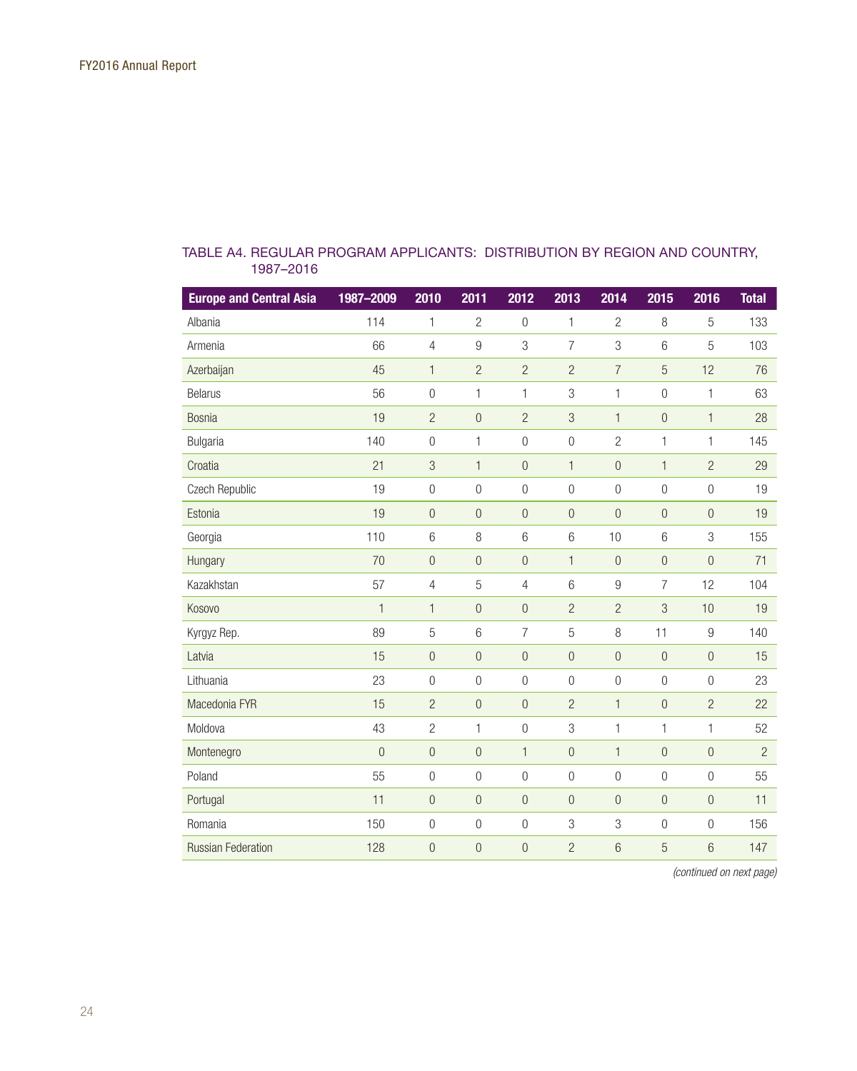TABLE A4. REGULAR PROGRAM APPLICANTS: DISTRIBUTION BY REGION AND COUNTRY, 1987–2016

| Europe and Central Asia | 1987–2009 | 2010 | 2011 | 2012 | 2013 | 2014 | 2015 | 2016 | Total |
|---|---|---|---|---|---|---|---|---|---|
| Albania | 114 | 1 | 2 | 0 | 1 | 2 | 8 | 5 | 133 |
| Armenia | 66 | 4 | 9 | 3 | 7 | 3 | 6 | 5 | 103 |
| Azerbaijan | 45 | 1 | 2 | 2 | 2 | 7 | 5 | 12 | 76 |
| Belarus | 56 | 0 | 1 | 1 | 3 | 1 | 0 | 1 | 63 |
| Bosnia | 19 | 2 | 0 | 2 | 3 | 1 | 0 | 1 | 28 |
| Bulgaria | 140 | 0 | 1 | 0 | 0 | 2 | 1 | 1 | 145 |
| Croatia | 21 | 3 | 1 | 0 | 1 | 0 | 1 | 2 | 29 |
| Czech Republic | 19 | 0 | 0 | 0 | 0 | 0 | 0 | 0 | 19 |
| Estonia | 19 | 0 | 0 | 0 | 0 | 0 | 0 | 0 | 19 |
| Georgia | 110 | 6 | 8 | 6 | 6 | 10 | 6 | 3 | 155 |
| Hungary | 70 | 0 | 0 | 0 | 1 | 0 | 0 | 0 | 71 |
| Kazakhstan | 57 | 4 | 5 | 4 | 6 | 9 | 7 | 12 | 104 |
| Kosovo | 1 | 1 | 0 | 0 | 2 | 2 | 3 | 10 | 19 |
| Kyrgyz Rep. | 89 | 5 | 6 | 7 | 5 | 8 | 11 | 9 | 140 |
| Latvia | 15 | 0 | 0 | 0 | 0 | 0 | 0 | 0 | 15 |
| Lithuania | 23 | 0 | 0 | 0 | 0 | 0 | 0 | 0 | 23 |
| Macedonia FYR | 15 | 2 | 0 | 0 | 2 | 1 | 0 | 2 | 22 |
| Moldova | 43 | 2 | 1 | 0 | 3 | 1 | 1 | 1 | 52 |
| Montenegro | 0 | 0 | 0 | 1 | 0 | 1 | 0 | 0 | 2 |
| Poland | 55 | 0 | 0 | 0 | 0 | 0 | 0 | 0 | 55 |
| Portugal | 11 | 0 | 0 | 0 | 0 | 0 | 0 | 0 | 11 |
| Romania | 150 | 0 | 0 | 0 | 3 | 3 | 0 | 0 | 156 |
| Russian Federation | 128 | 0 | 0 | 0 | 2 | 6 | 5 | 6 | 147 |

*(continued on next page)*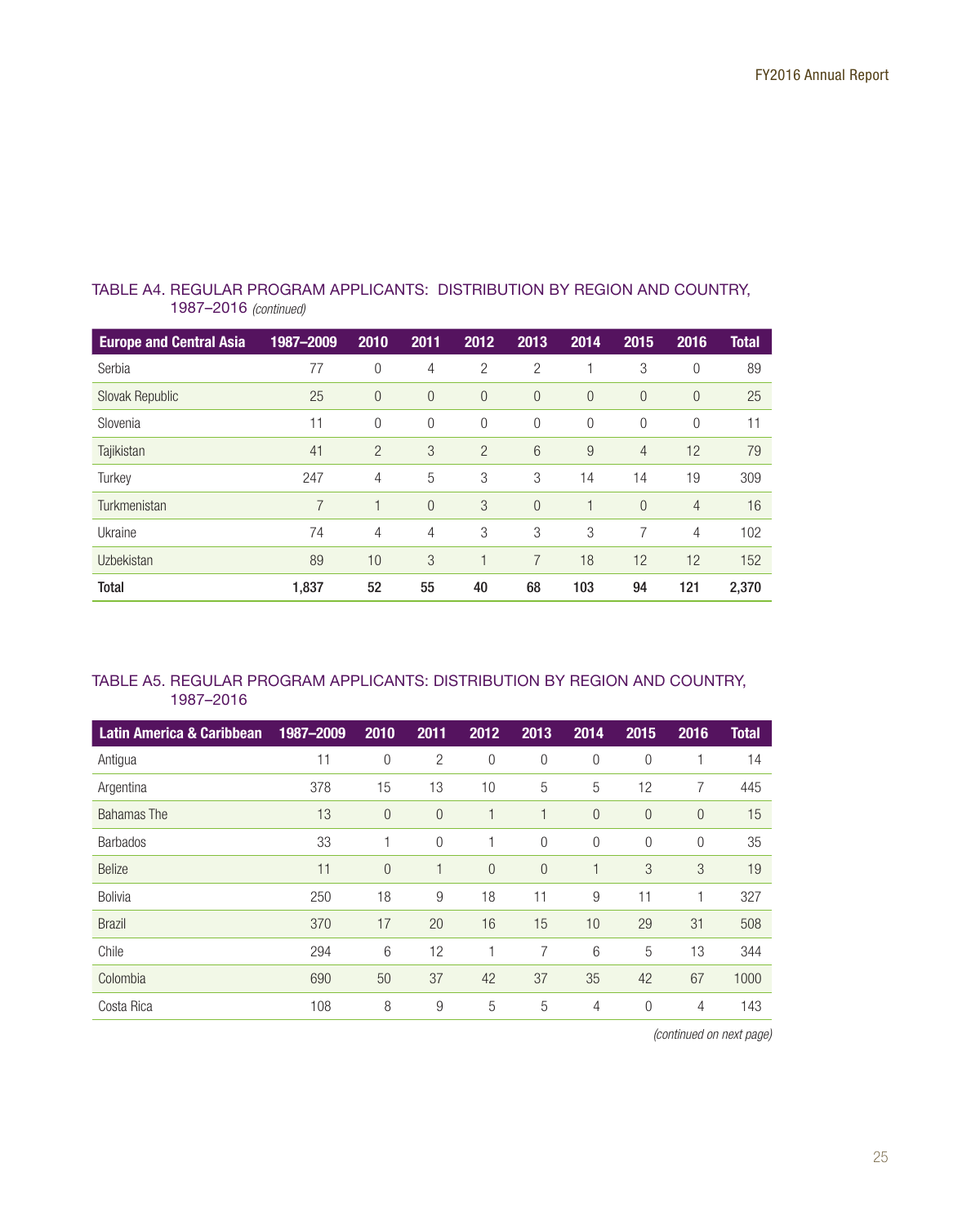### TABLE A4. REGULAR PROGRAM APPLICANTS: DISTRIBUTION BY REGION AND COUNTRY, 1987–2016 *(continued)*

| Europe and Central Asia | 1987–2009 | 2010 | 2011 | 2012 | 2013 | 2014 | 2015 | 2016 | Total |
|---|---|---|---|---|---|---|---|---|---|
| Serbia | 77 | 0 | 4 | 2 | 2 | 1 | 3 | 0 | 89 |
| Slovak Republic | 25 | 0 | 0 | 0 | 0 | 0 | 0 | 0 | 25 |
| Slovenia | 11 | 0 | 0 | 0 | 0 | 0 | 0 | 0 | 11 |
| Tajikistan | 41 | 2 | 3 | 2 | 6 | 9 | 4 | 12 | 79 |
| Turkey | 247 | 4 | 5 | 3 | 3 | 14 | 14 | 19 | 309 |
| Turkmenistan | 7 | 1 | 0 | 3 | 0 | 1 | 0 | 4 | 16 |
| Ukraine | 74 | 4 | 4 | 3 | 3 | 3 | 7 | 4 | 102 |
| Uzbekistan | 89 | 10 | 3 | 1 | 7 | 18 | 12 | 12 | 152 |
| **Total** | **1,837** | **52** | **55** | **40** | **68** | **103** | **94** | **121** | **2,370** |

### TABLE A5. REGULAR PROGRAM APPLICANTS: DISTRIBUTION BY REGION AND COUNTRY, 1987–2016

| Latin America & Caribbean | 1987–2009 | 2010 | 2011 | 2012 | 2013 | 2014 | 2015 | 2016 | Total |
|---|---|---|---|---|---|---|---|---|---|
| Antigua | 11 | 0 | 2 | 0 | 0 | 0 | 0 | 1 | 14 |
| Argentina | 378 | 15 | 13 | 10 | 5 | 5 | 12 | 7 | 445 |
| Bahamas The | 13 | 0 | 0 | 1 | 1 | 0 | 0 | 0 | 15 |
| Barbados | 33 | 1 | 0 | 1 | 0 | 0 | 0 | 0 | 35 |
| Belize | 11 | 0 | 1 | 0 | 0 | 1 | 3 | 3 | 19 |
| Bolivia | 250 | 18 | 9 | 18 | 11 | 9 | 11 | 1 | 327 |
| Brazil | 370 | 17 | 20 | 16 | 15 | 10 | 29 | 31 | 508 |
| Chile | 294 | 6 | 12 | 1 | 7 | 6 | 5 | 13 | 344 |
| Colombia | 690 | 50 | 37 | 42 | 37 | 35 | 42 | 67 | 1000 |
| Costa Rica | 108 | 8 | 9 | 5 | 5 | 4 | 0 | 4 | 143 |

*(continued on next page)*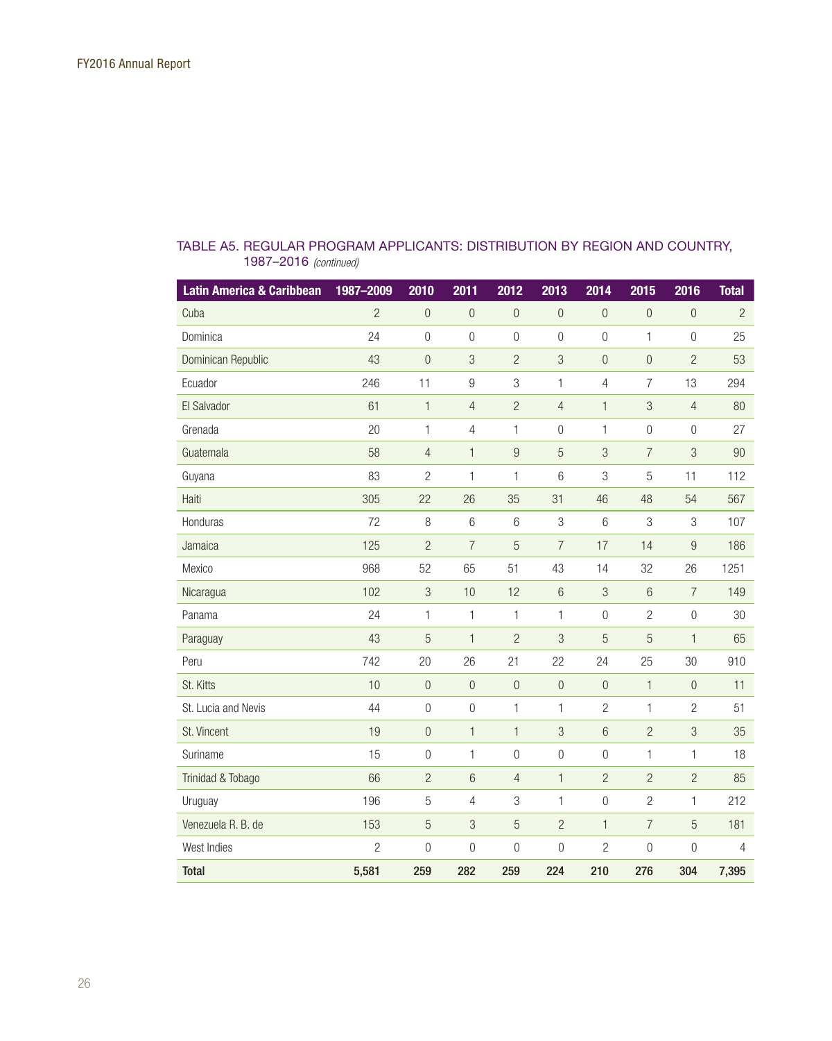TABLE A5. REGULAR PROGRAM APPLICANTS: DISTRIBUTION BY REGION AND COUNTRY, 1987–2016 *(continued)*

| Latin America & Caribbean | 1987–2009 | 2010 | 2011 | 2012 | 2013 | 2014 | 2015 | 2016 | Total |
|---|---|---|---|---|---|---|---|---|---|
| Cuba | 2 | 0 | 0 | 0 | 0 | 0 | 0 | 0 | 2 |
| Dominica | 24 | 0 | 0 | 0 | 0 | 0 | 1 | 0 | 25 |
| Dominican Republic | 43 | 0 | 3 | 2 | 3 | 0 | 0 | 2 | 53 |
| Ecuador | 246 | 11 | 9 | 3 | 1 | 4 | 7 | 13 | 294 |
| El Salvador | 61 | 1 | 4 | 2 | 4 | 1 | 3 | 4 | 80 |
| Grenada | 20 | 1 | 4 | 1 | 0 | 1 | 0 | 0 | 27 |
| Guatemala | 58 | 4 | 1 | 9 | 5 | 3 | 7 | 3 | 90 |
| Guyana | 83 | 2 | 1 | 1 | 6 | 3 | 5 | 11 | 112 |
| Haiti | 305 | 22 | 26 | 35 | 31 | 46 | 48 | 54 | 567 |
| Honduras | 72 | 8 | 6 | 6 | 3 | 6 | 3 | 3 | 107 |
| Jamaica | 125 | 2 | 7 | 5 | 7 | 17 | 14 | 9 | 186 |
| Mexico | 968 | 52 | 65 | 51 | 43 | 14 | 32 | 26 | 1251 |
| Nicaragua | 102 | 3 | 10 | 12 | 6 | 3 | 6 | 7 | 149 |
| Panama | 24 | 1 | 1 | 1 | 1 | 0 | 2 | 0 | 30 |
| Paraguay | 43 | 5 | 1 | 2 | 3 | 5 | 5 | 1 | 65 |
| Peru | 742 | 20 | 26 | 21 | 22 | 24 | 25 | 30 | 910 |
| St. Kitts | 10 | 0 | 0 | 0 | 0 | 0 | 1 | 0 | 11 |
| St. Lucia and Nevis | 44 | 0 | 0 | 1 | 1 | 2 | 1 | 2 | 51 |
| St. Vincent | 19 | 0 | 1 | 1 | 3 | 6 | 2 | 3 | 35 |
| Suriname | 15 | 0 | 1 | 0 | 0 | 0 | 1 | 1 | 18 |
| Trinidad & Tobago | 66 | 2 | 6 | 4 | 1 | 2 | 2 | 2 | 85 |
| Uruguay | 196 | 5 | 4 | 3 | 1 | 0 | 2 | 1 | 212 |
| Venezuela R. B. de | 153 | 5 | 3 | 5 | 2 | 1 | 7 | 5 | 181 |
| West Indies | 2 | 0 | 0 | 0 | 0 | 2 | 0 | 0 | 4 |
| **Total** | **5,581** | **259** | **282** | **259** | **224** | **210** | **276** | **304** | **7,395** |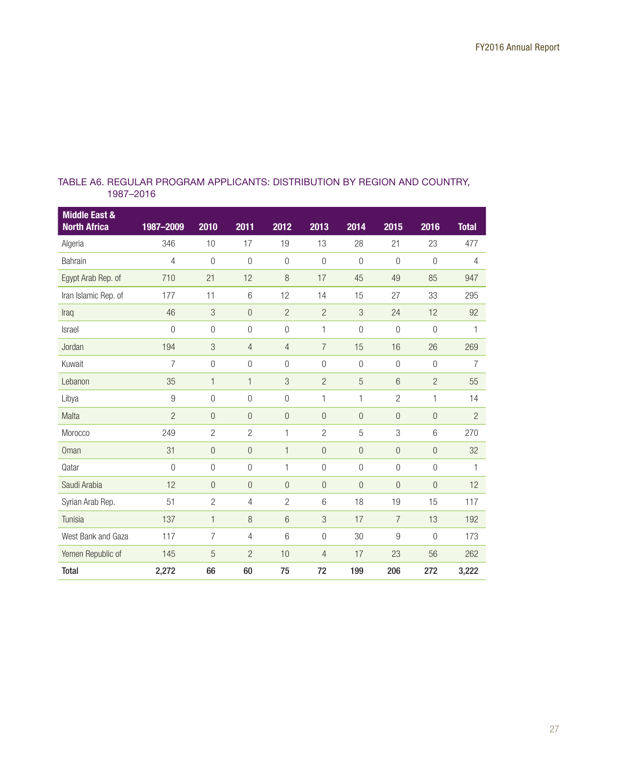TABLE A6. REGULAR PROGRAM APPLICANTS: DISTRIBUTION BY REGION AND COUNTRY, 1987–2016

| Middle East & North Africa | 1987–2009 | 2010 | 2011 | 2012 | 2013 | 2014 | 2015 | 2016 | Total |
|---|---|---|---|---|---|---|---|---|---|
| Algeria | 346 | 10 | 17 | 19 | 13 | 28 | 21 | 23 | 477 |
| Bahrain | 4 | 0 | 0 | 0 | 0 | 0 | 0 | 0 | 4 |
| Egypt Arab Rep. of | 710 | 21 | 12 | 8 | 17 | 45 | 49 | 85 | 947 |
| Iran Islamic Rep. of | 177 | 11 | 6 | 12 | 14 | 15 | 27 | 33 | 295 |
| Iraq | 46 | 3 | 0 | 2 | 2 | 3 | 24 | 12 | 92 |
| Israel | 0 | 0 | 0 | 0 | 1 | 0 | 0 | 0 | 1 |
| Jordan | 194 | 3 | 4 | 4 | 7 | 15 | 16 | 26 | 269 |
| Kuwait | 7 | 0 | 0 | 0 | 0 | 0 | 0 | 0 | 7 |
| Lebanon | 35 | 1 | 1 | 3 | 2 | 5 | 6 | 2 | 55 |
| Libya | 9 | 0 | 0 | 0 | 1 | 1 | 2 | 1 | 14 |
| Malta | 2 | 0 | 0 | 0 | 0 | 0 | 0 | 0 | 2 |
| Morocco | 249 | 2 | 2 | 1 | 2 | 5 | 3 | 6 | 270 |
| Oman | 31 | 0 | 0 | 1 | 0 | 0 | 0 | 0 | 32 |
| Qatar | 0 | 0 | 0 | 1 | 0 | 0 | 0 | 0 | 1 |
| Saudi Arabia | 12 | 0 | 0 | 0 | 0 | 0 | 0 | 0 | 12 |
| Syrian Arab Rep. | 51 | 2 | 4 | 2 | 6 | 18 | 19 | 15 | 117 |
| Tunisia | 137 | 1 | 8 | 6 | 3 | 17 | 7 | 13 | 192 |
| West Bank and Gaza | 117 | 7 | 4 | 6 | 0 | 30 | 9 | 0 | 173 |
| Yemen Republic of | 145 | 5 | 2 | 10 | 4 | 17 | 23 | 56 | 262 |
| **Total** | **2,272** | **66** | **60** | **75** | **72** | **199** | **206** | **272** | **3,222** |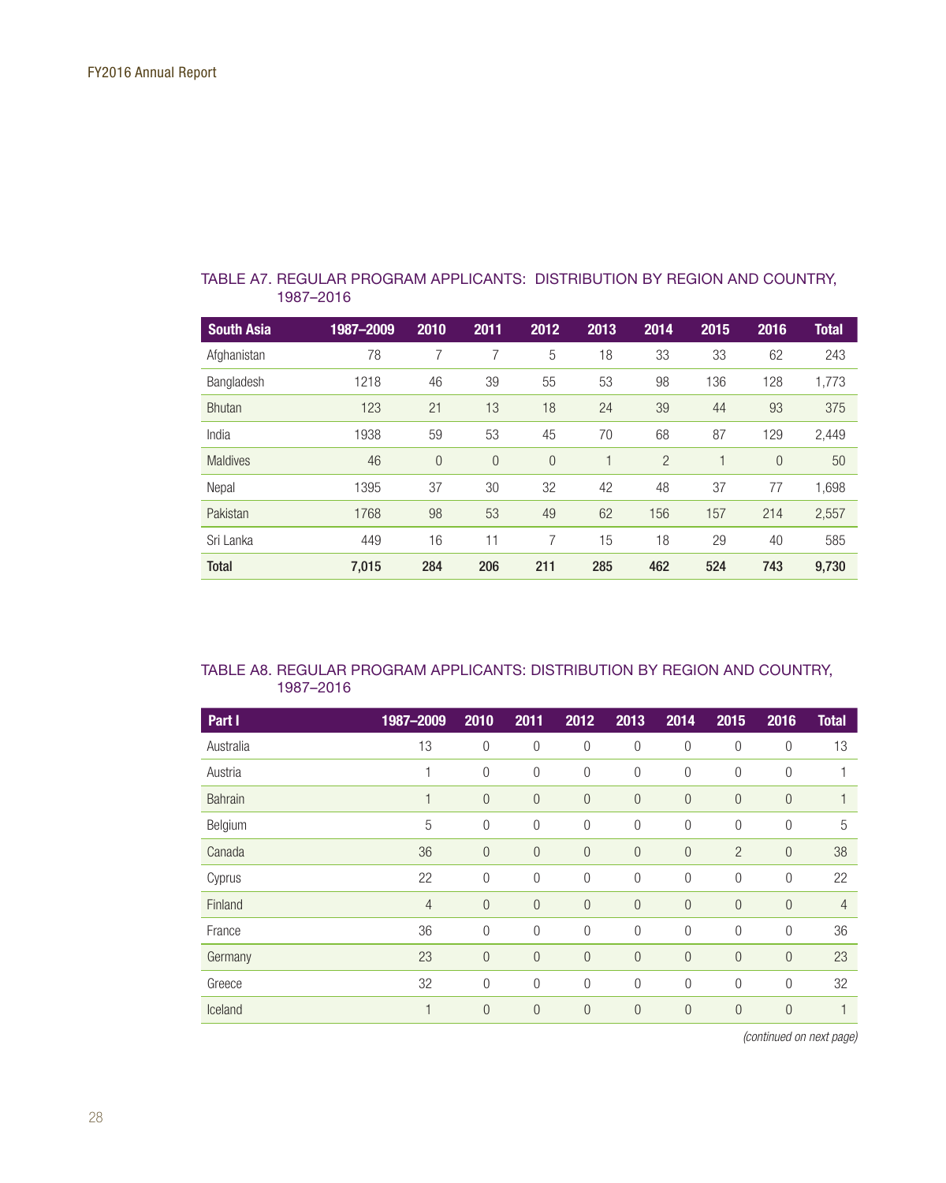TABLE A7. REGULAR PROGRAM APPLICANTS: DISTRIBUTION BY REGION AND COUNTRY, 1987–2016

| South Asia | 1987–2009 | 2010 | 2011 | 2012 | 2013 | 2014 | 2015 | 2016 | Total |
|---|---|---|---|---|---|---|---|---|---|
| Afghanistan | 78 | 7 | 7 | 5 | 18 | 33 | 33 | 62 | 243 |
| Bangladesh | 1218 | 46 | 39 | 55 | 53 | 98 | 136 | 128 | 1,773 |
| Bhutan | 123 | 21 | 13 | 18 | 24 | 39 | 44 | 93 | 375 |
| India | 1938 | 59 | 53 | 45 | 70 | 68 | 87 | 129 | 2,449 |
| Maldives | 46 | 0 | 0 | 0 | 1 | 2 | 1 | 0 | 50 |
| Nepal | 1395 | 37 | 30 | 32 | 42 | 48 | 37 | 77 | 1,698 |
| Pakistan | 1768 | 98 | 53 | 49 | 62 | 156 | 157 | 214 | 2,557 |
| Sri Lanka | 449 | 16 | 11 | 7 | 15 | 18 | 29 | 40 | 585 |
| **Total** | **7,015** | **284** | **206** | **211** | **285** | **462** | **524** | **743** | **9,730** |

TABLE A8. REGULAR PROGRAM APPLICANTS: DISTRIBUTION BY REGION AND COUNTRY, 1987–2016

| Part I | 1987–2009 | 2010 | 2011 | 2012 | 2013 | 2014 | 2015 | 2016 | Total |
|---|---|---|---|---|---|---|---|---|---|
| Australia | 13 | 0 | 0 | 0 | 0 | 0 | 0 | 0 | 13 |
| Austria | 1 | 0 | 0 | 0 | 0 | 0 | 0 | 0 | 1 |
| Bahrain | 1 | 0 | 0 | 0 | 0 | 0 | 0 | 0 | 1 |
| Belgium | 5 | 0 | 0 | 0 | 0 | 0 | 0 | 0 | 5 |
| Canada | 36 | 0 | 0 | 0 | 0 | 0 | 2 | 0 | 38 |
| Cyprus | 22 | 0 | 0 | 0 | 0 | 0 | 0 | 0 | 22 |
| Finland | 4 | 0 | 0 | 0 | 0 | 0 | 0 | 0 | 4 |
| France | 36 | 0 | 0 | 0 | 0 | 0 | 0 | 0 | 36 |
| Germany | 23 | 0 | 0 | 0 | 0 | 0 | 0 | 0 | 23 |
| Greece | 32 | 0 | 0 | 0 | 0 | 0 | 0 | 0 | 32 |
| Iceland | 1 | 0 | 0 | 0 | 0 | 0 | 0 | 0 | 1 |

*(continued on next page)*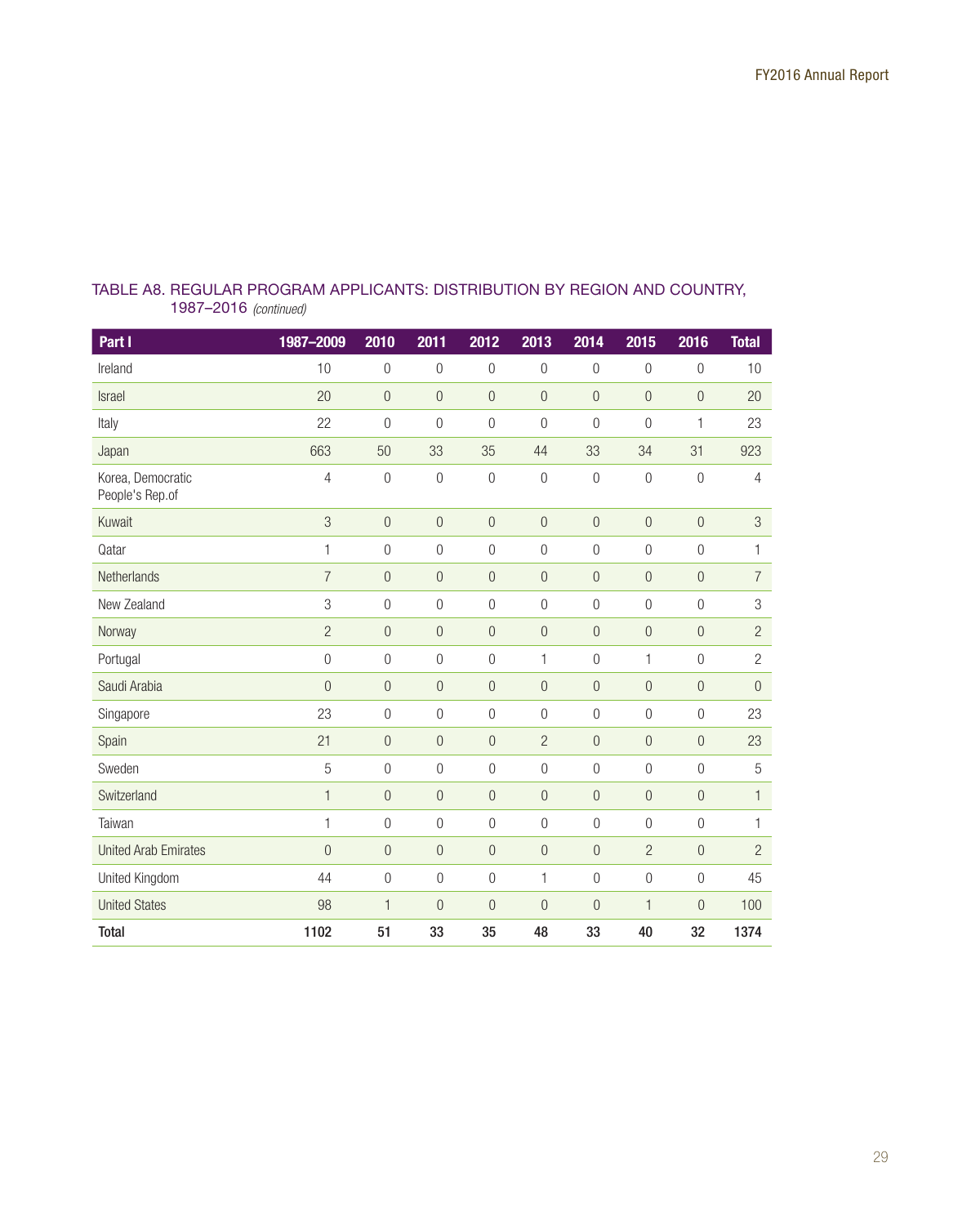## TABLE A8. REGULAR PROGRAM APPLICANTS: DISTRIBUTION BY REGION AND COUNTRY, 1987–2016 *(continued)*

| Part I | 1987–2009 | 2010 | 2011 | 2012 | 2013 | 2014 | 2015 | 2016 | Total |
|---|---|---|---|---|---|---|---|---|---|
| Ireland | 10 | 0 | 0 | 0 | 0 | 0 | 0 | 0 | 10 |
| Israel | 20 | 0 | 0 | 0 | 0 | 0 | 0 | 0 | 20 |
| Italy | 22 | 0 | 0 | 0 | 0 | 0 | 0 | 1 | 23 |
| Japan | 663 | 50 | 33 | 35 | 44 | 33 | 34 | 31 | 923 |
| Korea, Democratic People's Rep.of | 4 | 0 | 0 | 0 | 0 | 0 | 0 | 0 | 4 |
| Kuwait | 3 | 0 | 0 | 0 | 0 | 0 | 0 | 0 | 3 |
| Qatar | 1 | 0 | 0 | 0 | 0 | 0 | 0 | 0 | 1 |
| Netherlands | 7 | 0 | 0 | 0 | 0 | 0 | 0 | 0 | 7 |
| New Zealand | 3 | 0 | 0 | 0 | 0 | 0 | 0 | 0 | 3 |
| Norway | 2 | 0 | 0 | 0 | 0 | 0 | 0 | 0 | 2 |
| Portugal | 0 | 0 | 0 | 0 | 1 | 0 | 1 | 0 | 2 |
| Saudi Arabia | 0 | 0 | 0 | 0 | 0 | 0 | 0 | 0 | 0 |
| Singapore | 23 | 0 | 0 | 0 | 0 | 0 | 0 | 0 | 23 |
| Spain | 21 | 0 | 0 | 0 | 2 | 0 | 0 | 0 | 23 |
| Sweden | 5 | 0 | 0 | 0 | 0 | 0 | 0 | 0 | 5 |
| Switzerland | 1 | 0 | 0 | 0 | 0 | 0 | 0 | 0 | 1 |
| Taiwan | 1 | 0 | 0 | 0 | 0 | 0 | 0 | 0 | 1 |
| United Arab Emirates | 0 | 0 | 0 | 0 | 0 | 0 | 2 | 0 | 2 |
| United Kingdom | 44 | 0 | 0 | 0 | 1 | 0 | 0 | 0 | 45 |
| United States | 98 | 1 | 0 | 0 | 0 | 0 | 1 | 0 | 100 |
| **Total** | **1102** | **51** | **33** | **35** | **48** | **33** | **40** | **32** | **1374** |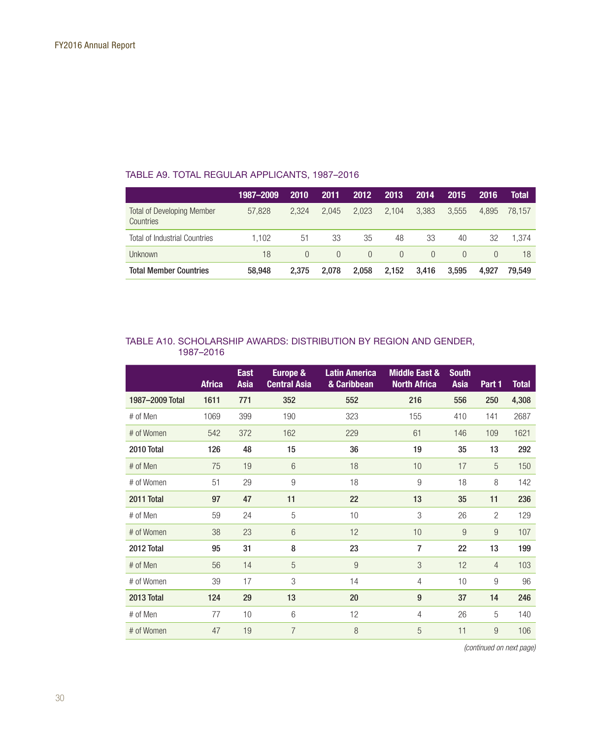### TABLE A9. TOTAL REGULAR APPLICANTS, 1987–2016

| | 1987–2009 | 2010 | 2011 | 2012 | 2013 | 2014 | 2015 | 2016 | Total |
|---|---|---|---|---|---|---|---|---|---|
| Total of Developing Member Countries | 57,828 | 2,324 | 2,045 | 2,023 | 2,104 | 3,383 | 3,555 | 4,895 | 78,157 |
| Total of Industrial Countries | 1,102 | 51 | 33 | 35 | 48 | 33 | 40 | 32 | 1,374 |
| Unknown | 18 | 0 | 0 | 0 | 0 | 0 | 0 | 0 | 18 |
| **Total Member Countries** | **58,948** | **2,375** | **2,078** | **2,058** | **2,152** | **3,416** | **3,595** | **4,927** | **79,549** |

### TABLE A10. SCHOLARSHIP AWARDS: DISTRIBUTION BY REGION AND GENDER, 1987–2016

| | Africa | East Asia | Europe & Central Asia | Latin America & Caribbean | Middle East & North Africa | South Asia | Part 1 | Total |
|---|---|---|---|---|---|---|---|---|
| **1987–2009 Total** | **1611** | **771** | **352** | **552** | **216** | **556** | **250** | **4,308** |
| # of Men | 1069 | 399 | 190 | 323 | 155 | 410 | 141 | 2687 |
| # of Women | 542 | 372 | 162 | 229 | 61 | 146 | 109 | 1621 |
| **2010 Total** | **126** | **48** | **15** | **36** | **19** | **35** | **13** | **292** |
| # of Men | 75 | 19 | 6 | 18 | 10 | 17 | 5 | 150 |
| # of Women | 51 | 29 | 9 | 18 | 9 | 18 | 8 | 142 |
| **2011 Total** | **97** | **47** | **11** | **22** | **13** | **35** | **11** | **236** |
| # of Men | 59 | 24 | 5 | 10 | 3 | 26 | 2 | 129 |
| # of Women | 38 | 23 | 6 | 12 | 10 | 9 | 9 | 107 |
| **2012 Total** | **95** | **31** | **8** | **23** | **7** | **22** | **13** | **199** |
| # of Men | 56 | 14 | 5 | 9 | 3 | 12 | 4 | 103 |
| # of Women | 39 | 17 | 3 | 14 | 4 | 10 | 9 | 96 |
| **2013 Total** | **124** | **29** | **13** | **20** | **9** | **37** | **14** | **246** |
| # of Men | 77 | 10 | 6 | 12 | 4 | 26 | 5 | 140 |
| # of Women | 47 | 19 | 7 | 8 | 5 | 11 | 9 | 106 |

*(continued on next page)*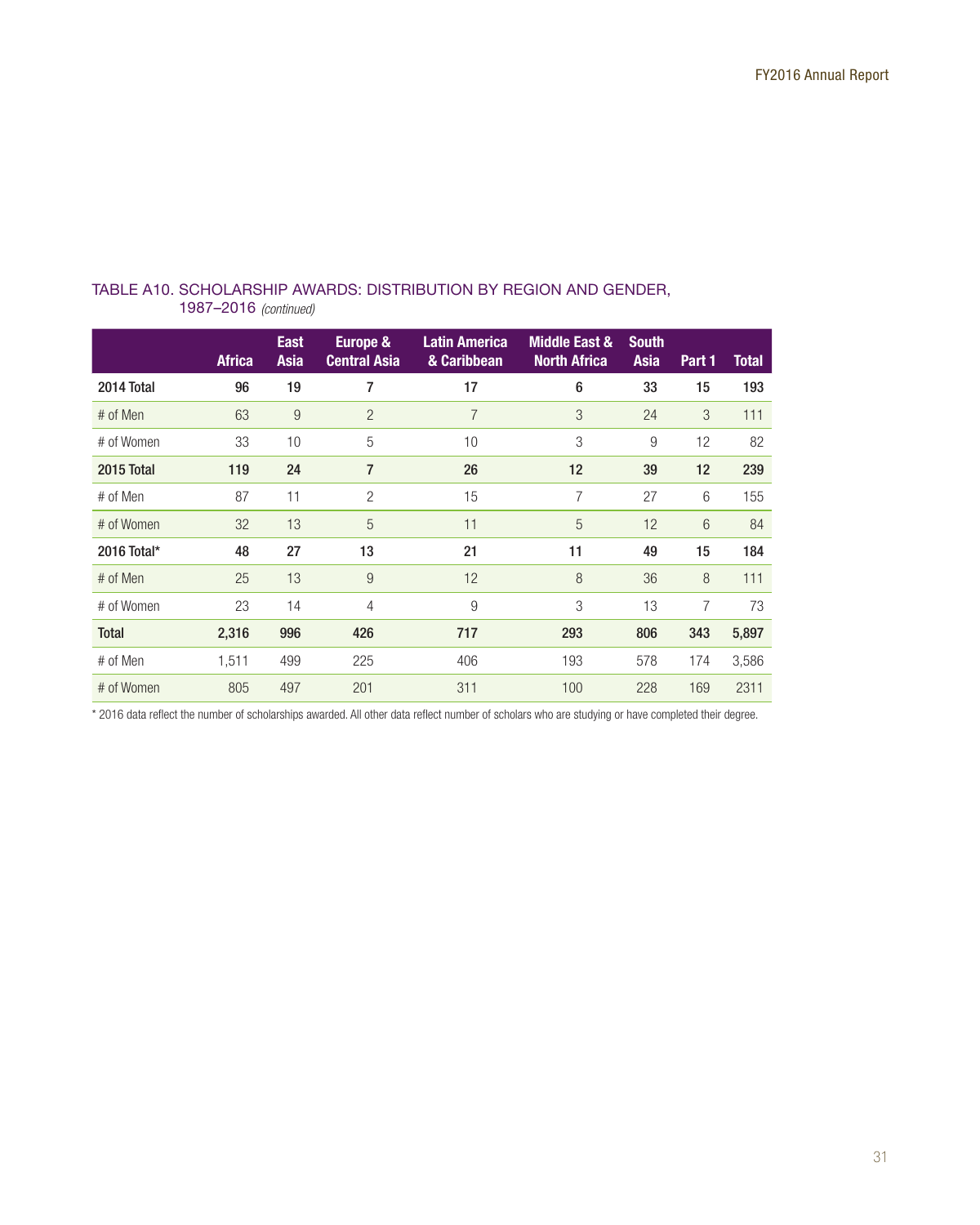TABLE A10. SCHOLARSHIP AWARDS: DISTRIBUTION BY REGION AND GENDER, 1987–2016 *(continued)*

| | Africa | East Asia | Europe & Central Asia | Latin America & Caribbean | Middle East & North Africa | South Asia | Part 1 | Total |
|---|---|---|---|---|---|---|---|---|
| **2014 Total** | **96** | **19** | **7** | **17** | **6** | **33** | **15** | **193** |
| # of Men | 63 | 9 | 2 | 7 | 3 | 24 | 3 | 111 |
| # of Women | 33 | 10 | 5 | 10 | 3 | 9 | 12 | 82 |
| **2015 Total** | **119** | **24** | **7** | **26** | **12** | **39** | **12** | **239** |
| # of Men | 87 | 11 | 2 | 15 | 7 | 27 | 6 | 155 |
| # of Women | 32 | 13 | 5 | 11 | 5 | 12 | 6 | 84 |
| **2016 Total*** | **48** | **27** | **13** | **21** | **11** | **49** | **15** | **184** |
| # of Men | 25 | 13 | 9 | 12 | 8 | 36 | 8 | 111 |
| # of Women | 23 | 14 | 4 | 9 | 3 | 13 | 7 | 73 |
| **Total** | **2,316** | **996** | **426** | **717** | **293** | **806** | **343** | **5,897** |
| # of Men | 1,511 | 499 | 225 | 406 | 193 | 578 | 174 | 3,586 |
| # of Women | 805 | 497 | 201 | 311 | 100 | 228 | 169 | 2311 |

* 2016 data reflect the number of scholarships awarded. All other data reflect number of scholars who are studying or have completed their degree.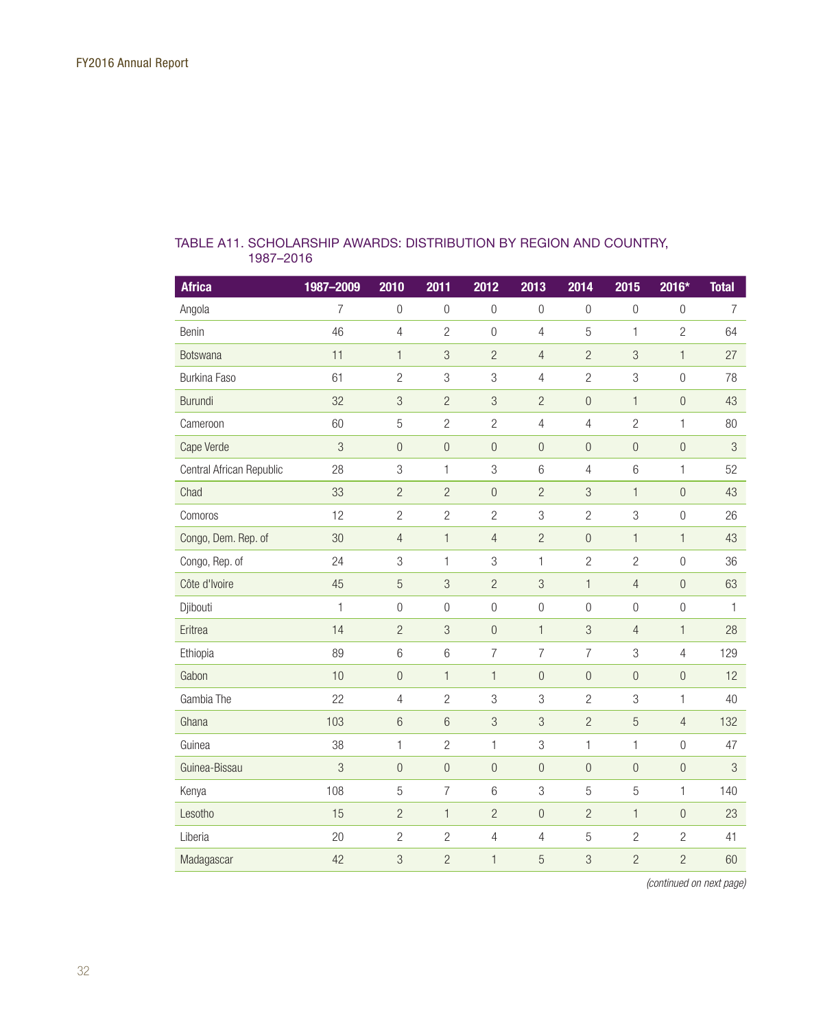TABLE A11. SCHOLARSHIP AWARDS: DISTRIBUTION BY REGION AND COUNTRY, 1987–2016

| Africa | 1987–2009 | 2010 | 2011 | 2012 | 2013 | 2014 | 2015 | 2016* | Total |
|---|---|---|---|---|---|---|---|---|---|
| Angola | 7 | 0 | 0 | 0 | 0 | 0 | 0 | 0 | 7 |
| Benin | 46 | 4 | 2 | 0 | 4 | 5 | 1 | 2 | 64 |
| Botswana | 11 | 1 | 3 | 2 | 4 | 2 | 3 | 1 | 27 |
| Burkina Faso | 61 | 2 | 3 | 3 | 4 | 2 | 3 | 0 | 78 |
| Burundi | 32 | 3 | 2 | 3 | 2 | 0 | 1 | 0 | 43 |
| Cameroon | 60 | 5 | 2 | 2 | 4 | 4 | 2 | 1 | 80 |
| Cape Verde | 3 | 0 | 0 | 0 | 0 | 0 | 0 | 0 | 3 |
| Central African Republic | 28 | 3 | 1 | 3 | 6 | 4 | 6 | 1 | 52 |
| Chad | 33 | 2 | 2 | 0 | 2 | 3 | 1 | 0 | 43 |
| Comoros | 12 | 2 | 2 | 2 | 3 | 2 | 3 | 0 | 26 |
| Congo, Dem. Rep. of | 30 | 4 | 1 | 4 | 2 | 0 | 1 | 1 | 43 |
| Congo, Rep. of | 24 | 3 | 1 | 3 | 1 | 2 | 2 | 0 | 36 |
| Côte d'Ivoire | 45 | 5 | 3 | 2 | 3 | 1 | 4 | 0 | 63 |
| Djibouti | 1 | 0 | 0 | 0 | 0 | 0 | 0 | 0 | 1 |
| Eritrea | 14 | 2 | 3 | 0 | 1 | 3 | 4 | 1 | 28 |
| Ethiopia | 89 | 6 | 6 | 7 | 7 | 7 | 3 | 4 | 129 |
| Gabon | 10 | 0 | 1 | 1 | 0 | 0 | 0 | 0 | 12 |
| Gambia The | 22 | 4 | 2 | 3 | 3 | 2 | 3 | 1 | 40 |
| Ghana | 103 | 6 | 6 | 3 | 3 | 2 | 5 | 4 | 132 |
| Guinea | 38 | 1 | 2 | 1 | 3 | 1 | 1 | 0 | 47 |
| Guinea-Bissau | 3 | 0 | 0 | 0 | 0 | 0 | 0 | 0 | 3 |
| Kenya | 108 | 5 | 7 | 6 | 3 | 5 | 5 | 1 | 140 |
| Lesotho | 15 | 2 | 1 | 2 | 0 | 2 | 1 | 0 | 23 |
| Liberia | 20 | 2 | 2 | 4 | 4 | 5 | 2 | 2 | 41 |
| Madagascar | 42 | 3 | 2 | 1 | 5 | 3 | 2 | 2 | 60 |

*(continued on next page)*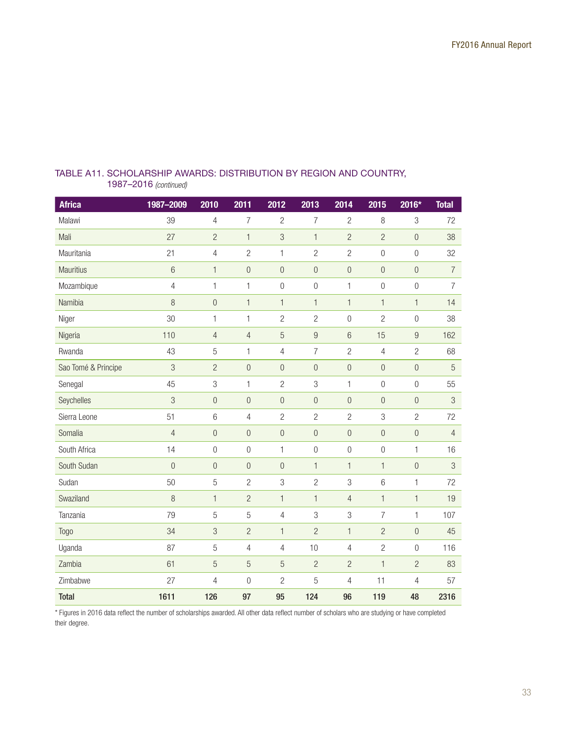TABLE A11. SCHOLARSHIP AWARDS: DISTRIBUTION BY REGION AND COUNTRY, 1987–2016 *(continued)*

| Africa | 1987–2009 | 2010 | 2011 | 2012 | 2013 | 2014 | 2015 | 2016* | Total |
|---|---|---|---|---|---|---|---|---|---|
| Malawi | 39 | 4 | 7 | 2 | 7 | 2 | 8 | 3 | 72 |
| Mali | 27 | 2 | 1 | 3 | 1 | 2 | 2 | 0 | 38 |
| Mauritania | 21 | 4 | 2 | 1 | 2 | 2 | 0 | 0 | 32 |
| Mauritius | 6 | 1 | 0 | 0 | 0 | 0 | 0 | 0 | 7 |
| Mozambique | 4 | 1 | 1 | 0 | 0 | 1 | 0 | 0 | 7 |
| Namibia | 8 | 0 | 1 | 1 | 1 | 1 | 1 | 1 | 14 |
| Niger | 30 | 1 | 1 | 2 | 2 | 0 | 2 | 0 | 38 |
| Nigeria | 110 | 4 | 4 | 5 | 9 | 6 | 15 | 9 | 162 |
| Rwanda | 43 | 5 | 1 | 4 | 7 | 2 | 4 | 2 | 68 |
| Sao Tomé & Principe | 3 | 2 | 0 | 0 | 0 | 0 | 0 | 0 | 5 |
| Senegal | 45 | 3 | 1 | 2 | 3 | 1 | 0 | 0 | 55 |
| Seychelles | 3 | 0 | 0 | 0 | 0 | 0 | 0 | 0 | 3 |
| Sierra Leone | 51 | 6 | 4 | 2 | 2 | 2 | 3 | 2 | 72 |
| Somalia | 4 | 0 | 0 | 0 | 0 | 0 | 0 | 0 | 4 |
| South Africa | 14 | 0 | 0 | 1 | 0 | 0 | 0 | 1 | 16 |
| South Sudan | 0 | 0 | 0 | 0 | 1 | 1 | 1 | 0 | 3 |
| Sudan | 50 | 5 | 2 | 3 | 2 | 3 | 6 | 1 | 72 |
| Swaziland | 8 | 1 | 2 | 1 | 1 | 4 | 1 | 1 | 19 |
| Tanzania | 79 | 5 | 5 | 4 | 3 | 3 | 7 | 1 | 107 |
| Togo | 34 | 3 | 2 | 1 | 2 | 1 | 2 | 0 | 45 |
| Uganda | 87 | 5 | 4 | 4 | 10 | 4 | 2 | 0 | 116 |
| Zambia | 61 | 5 | 5 | 5 | 2 | 2 | 1 | 2 | 83 |
| Zimbabwe | 27 | 4 | 0 | 2 | 5 | 4 | 11 | 4 | 57 |
| **Total** | **1611** | **126** | **97** | **95** | **124** | **96** | **119** | **48** | **2316** |

* Figures in 2016 data reflect the number of scholarships awarded. All other data reflect number of scholars who are studying or have completed their degree.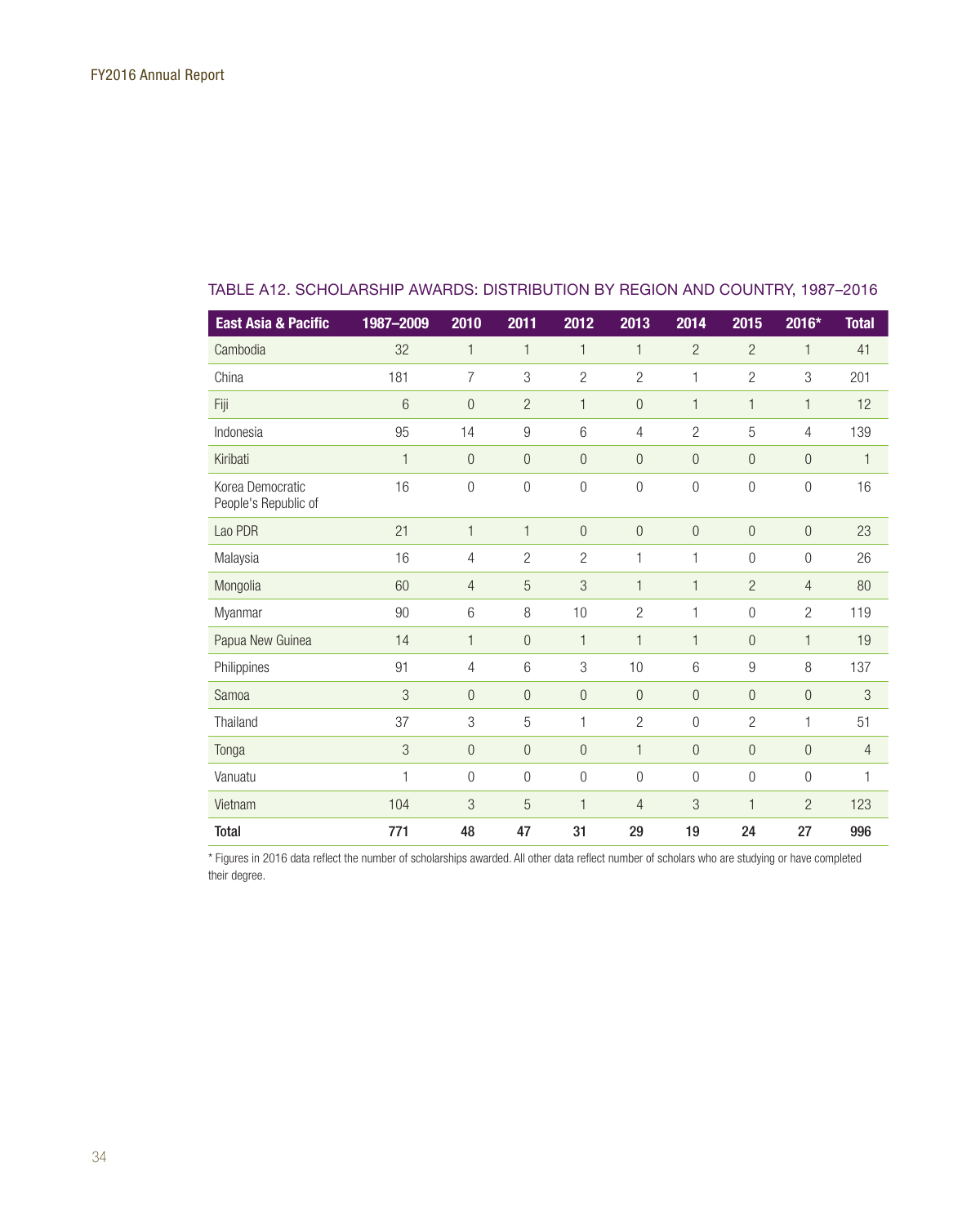### TABLE A12. SCHOLARSHIP AWARDS: DISTRIBUTION BY REGION AND COUNTRY, 1987–2016

| East Asia & Pacific | 1987–2009 | 2010 | 2011 | 2012 | 2013 | 2014 | 2015 | 2016* | Total |
|---|---|---|---|---|---|---|---|---|---|
| Cambodia | 32 | 1 | 1 | 1 | 1 | 2 | 2 | 1 | 41 |
| China | 181 | 7 | 3 | 2 | 2 | 1 | 2 | 3 | 201 |
| Fiji | 6 | 0 | 2 | 1 | 0 | 1 | 1 | 1 | 12 |
| Indonesia | 95 | 14 | 9 | 6 | 4 | 2 | 5 | 4 | 139 |
| Kiribati | 1 | 0 | 0 | 0 | 0 | 0 | 0 | 0 | 1 |
| Korea Democratic People's Republic of | 16 | 0 | 0 | 0 | 0 | 0 | 0 | 0 | 16 |
| Lao PDR | 21 | 1 | 1 | 0 | 0 | 0 | 0 | 0 | 23 |
| Malaysia | 16 | 4 | 2 | 2 | 1 | 1 | 0 | 0 | 26 |
| Mongolia | 60 | 4 | 5 | 3 | 1 | 1 | 2 | 4 | 80 |
| Myanmar | 90 | 6 | 8 | 10 | 2 | 1 | 0 | 2 | 119 |
| Papua New Guinea | 14 | 1 | 0 | 1 | 1 | 1 | 0 | 1 | 19 |
| Philippines | 91 | 4 | 6 | 3 | 10 | 6 | 9 | 8 | 137 |
| Samoa | 3 | 0 | 0 | 0 | 0 | 0 | 0 | 0 | 3 |
| Thailand | 37 | 3 | 5 | 1 | 2 | 0 | 2 | 1 | 51 |
| Tonga | 3 | 0 | 0 | 0 | 1 | 0 | 0 | 0 | 4 |
| Vanuatu | 1 | 0 | 0 | 0 | 0 | 0 | 0 | 0 | 1 |
| Vietnam | 104 | 3 | 5 | 1 | 4 | 3 | 1 | 2 | 123 |
| **Total** | **771** | **48** | **47** | **31** | **29** | **19** | **24** | **27** | **996** |

* Figures in 2016 data reflect the number of scholarships awarded. All other data reflect number of scholars who are studying or have completed their degree.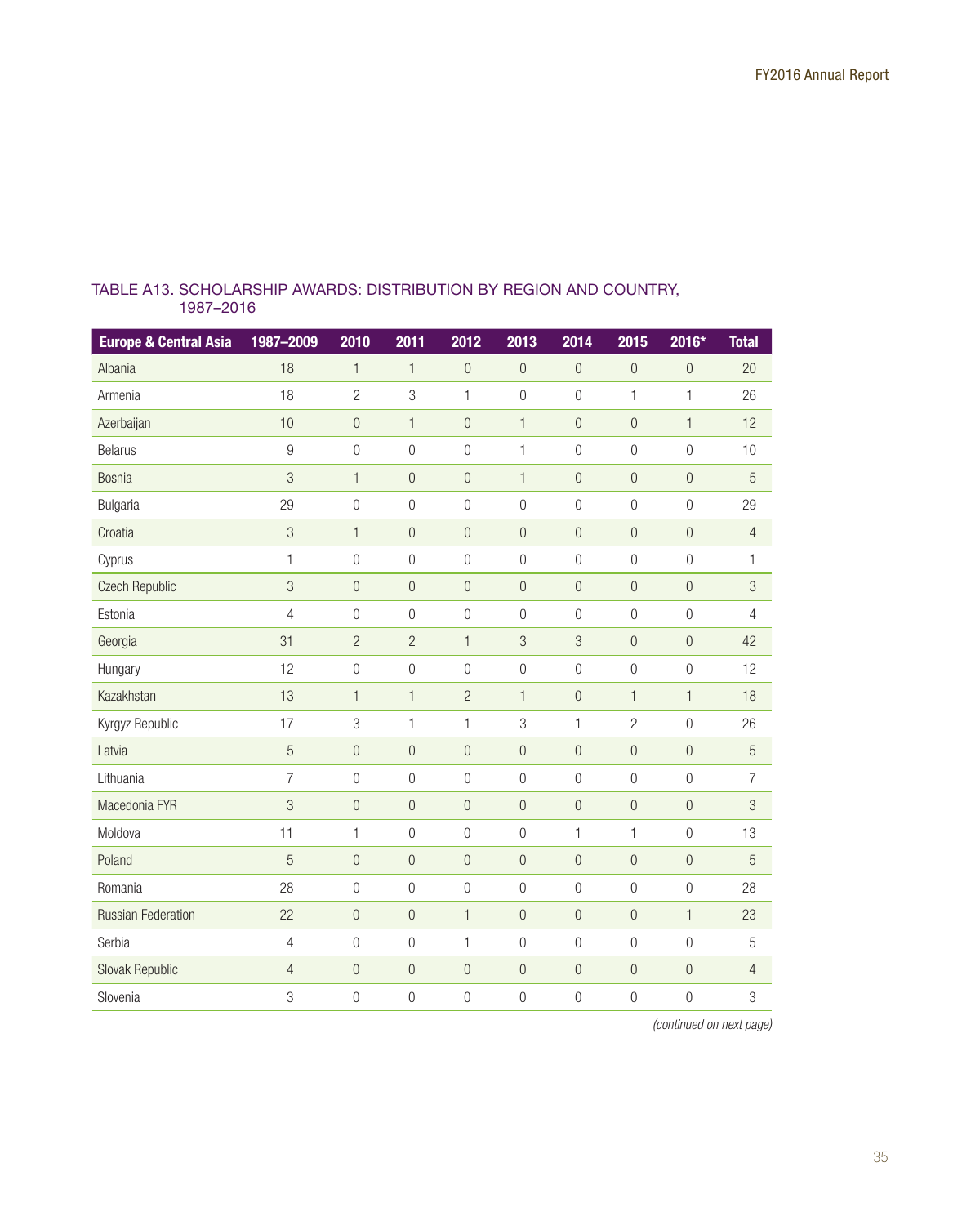TABLE A13. SCHOLARSHIP AWARDS: DISTRIBUTION BY REGION AND COUNTRY, 1987–2016

| Europe & Central Asia | 1987–2009 | 2010 | 2011 | 2012 | 2013 | 2014 | 2015 | 2016* | Total |
|---|---|---|---|---|---|---|---|---|---|
| Albania | 18 | 1 | 1 | 0 | 0 | 0 | 0 | 0 | 20 |
| Armenia | 18 | 2 | 3 | 1 | 0 | 0 | 1 | 1 | 26 |
| Azerbaijan | 10 | 0 | 1 | 0 | 1 | 0 | 0 | 1 | 12 |
| Belarus | 9 | 0 | 0 | 0 | 1 | 0 | 0 | 0 | 10 |
| Bosnia | 3 | 1 | 0 | 0 | 1 | 0 | 0 | 0 | 5 |
| Bulgaria | 29 | 0 | 0 | 0 | 0 | 0 | 0 | 0 | 29 |
| Croatia | 3 | 1 | 0 | 0 | 0 | 0 | 0 | 0 | 4 |
| Cyprus | 1 | 0 | 0 | 0 | 0 | 0 | 0 | 0 | 1 |
| Czech Republic | 3 | 0 | 0 | 0 | 0 | 0 | 0 | 0 | 3 |
| Estonia | 4 | 0 | 0 | 0 | 0 | 0 | 0 | 0 | 4 |
| Georgia | 31 | 2 | 2 | 1 | 3 | 3 | 0 | 0 | 42 |
| Hungary | 12 | 0 | 0 | 0 | 0 | 0 | 0 | 0 | 12 |
| Kazakhstan | 13 | 1 | 1 | 2 | 1 | 0 | 1 | 1 | 18 |
| Kyrgyz Republic | 17 | 3 | 1 | 1 | 3 | 1 | 2 | 0 | 26 |
| Latvia | 5 | 0 | 0 | 0 | 0 | 0 | 0 | 0 | 5 |
| Lithuania | 7 | 0 | 0 | 0 | 0 | 0 | 0 | 0 | 7 |
| Macedonia FYR | 3 | 0 | 0 | 0 | 0 | 0 | 0 | 0 | 3 |
| Moldova | 11 | 1 | 0 | 0 | 0 | 1 | 1 | 0 | 13 |
| Poland | 5 | 0 | 0 | 0 | 0 | 0 | 0 | 0 | 5 |
| Romania | 28 | 0 | 0 | 0 | 0 | 0 | 0 | 0 | 28 |
| Russian Federation | 22 | 0 | 0 | 1 | 0 | 0 | 0 | 1 | 23 |
| Serbia | 4 | 0 | 0 | 1 | 0 | 0 | 0 | 0 | 5 |
| Slovak Republic | 4 | 0 | 0 | 0 | 0 | 0 | 0 | 0 | 4 |
| Slovenia | 3 | 0 | 0 | 0 | 0 | 0 | 0 | 0 | 3 |

*(continued on next page)*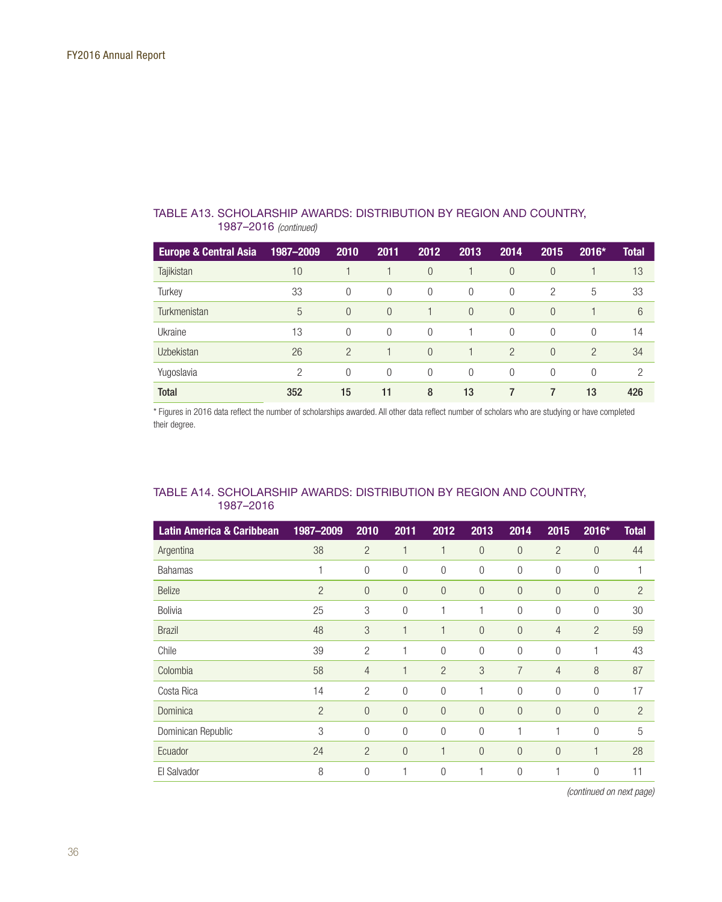## TABLE A13. SCHOLARSHIP AWARDS: DISTRIBUTION BY REGION AND COUNTRY, 1987–2016 *(continued)*

| Europe & Central Asia | 1987–2009 | 2010 | 2011 | 2012 | 2013 | 2014 | 2015 | 2016* | Total |
|---|---|---|---|---|---|---|---|---|---|
| Tajikistan | 10 | 1 | 1 | 0 | 1 | 0 | 0 | 1 | 13 |
| Turkey | 33 | 0 | 0 | 0 | 0 | 0 | 2 | 5 | 33 |
| Turkmenistan | 5 | 0 | 0 | 1 | 0 | 0 | 0 | 1 | 6 |
| Ukraine | 13 | 0 | 0 | 0 | 1 | 0 | 0 | 0 | 14 |
| Uzbekistan | 26 | 2 | 1 | 0 | 1 | 2 | 0 | 2 | 34 |
| Yugoslavia | 2 | 0 | 0 | 0 | 0 | 0 | 0 | 0 | 2 |
| **Total** | **352** | **15** | **11** | **8** | **13** | **7** | **7** | **13** | **426** |

* Figures in 2016 data reflect the number of scholarships awarded. All other data reflect number of scholars who are studying or have completed their degree.

## TABLE A14. SCHOLARSHIP AWARDS: DISTRIBUTION BY REGION AND COUNTRY, 1987–2016

| Latin America & Caribbean | 1987–2009 | 2010 | 2011 | 2012 | 2013 | 2014 | 2015 | 2016* | Total |
|---|---|---|---|---|---|---|---|---|---|
| Argentina | 38 | 2 | 1 | 1 | 0 | 0 | 2 | 0 | 44 |
| Bahamas | 1 | 0 | 0 | 0 | 0 | 0 | 0 | 0 | 1 |
| Belize | 2 | 0 | 0 | 0 | 0 | 0 | 0 | 0 | 2 |
| Bolivia | 25 | 3 | 0 | 1 | 1 | 0 | 0 | 0 | 30 |
| Brazil | 48 | 3 | 1 | 1 | 0 | 0 | 4 | 2 | 59 |
| Chile | 39 | 2 | 1 | 0 | 0 | 0 | 0 | 1 | 43 |
| Colombia | 58 | 4 | 1 | 2 | 3 | 7 | 4 | 8 | 87 |
| Costa Rica | 14 | 2 | 0 | 0 | 1 | 0 | 0 | 0 | 17 |
| Dominica | 2 | 0 | 0 | 0 | 0 | 0 | 0 | 0 | 2 |
| Dominican Republic | 3 | 0 | 0 | 0 | 0 | 1 | 1 | 0 | 5 |
| Ecuador | 24 | 2 | 0 | 1 | 0 | 0 | 0 | 1 | 28 |
| El Salvador | 8 | 0 | 1 | 0 | 1 | 0 | 1 | 0 | 11 |

*(continued on next page)*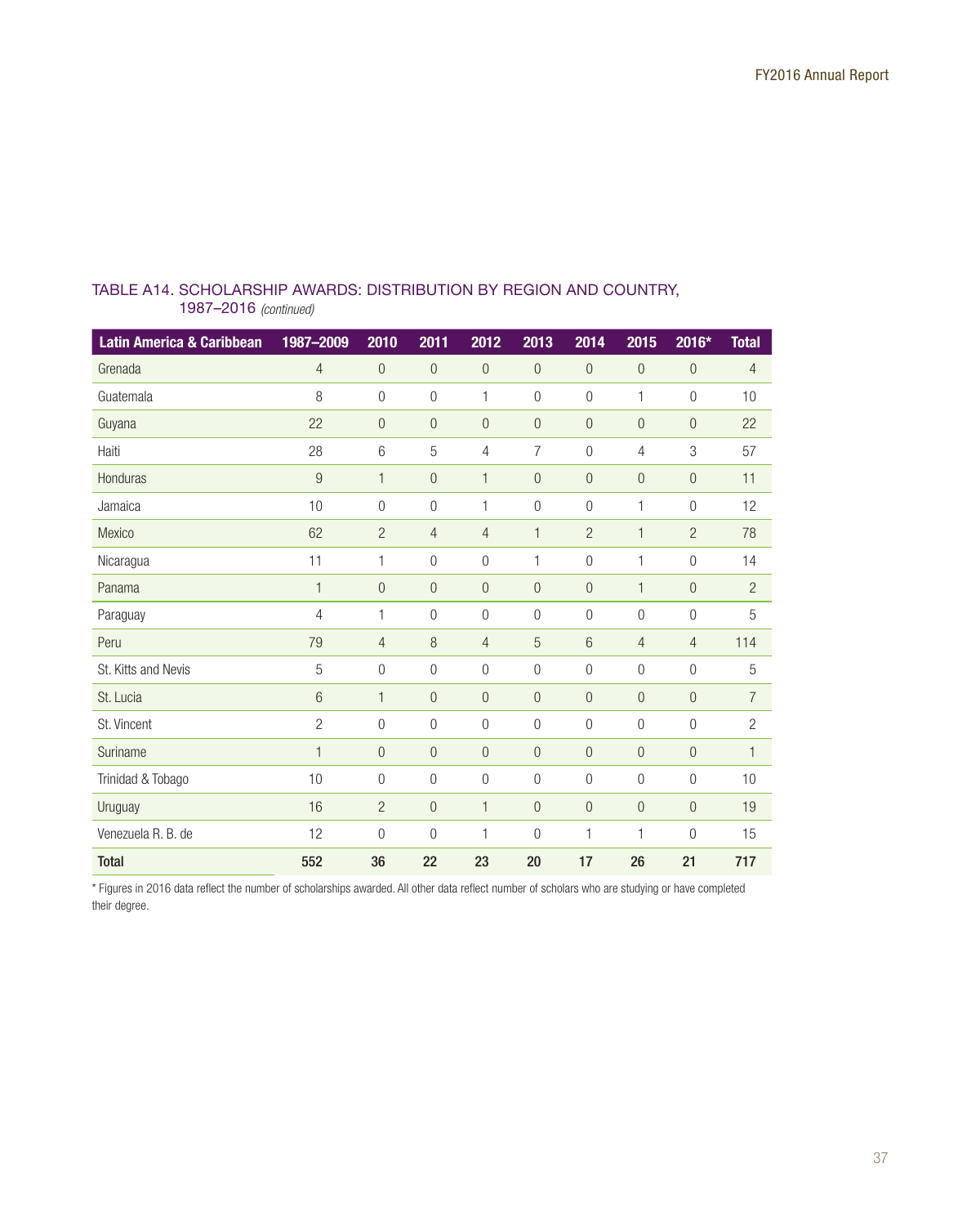### TABLE A14. SCHOLARSHIP AWARDS: DISTRIBUTION BY REGION AND COUNTRY, 1987–2016 *(continued)*

| Latin America & Caribbean | 1987–2009 | 2010 | 2011 | 2012 | 2013 | 2014 | 2015 | 2016* | Total |
|---|---|---|---|---|---|---|---|---|---|
| Grenada | 4 | 0 | 0 | 0 | 0 | 0 | 0 | 0 | 4 |
| Guatemala | 8 | 0 | 0 | 1 | 0 | 0 | 1 | 0 | 10 |
| Guyana | 22 | 0 | 0 | 0 | 0 | 0 | 0 | 0 | 22 |
| Haiti | 28 | 6 | 5 | 4 | 7 | 0 | 4 | 3 | 57 |
| Honduras | 9 | 1 | 0 | 1 | 0 | 0 | 0 | 0 | 11 |
| Jamaica | 10 | 0 | 0 | 1 | 0 | 0 | 1 | 0 | 12 |
| Mexico | 62 | 2 | 4 | 4 | 1 | 2 | 1 | 2 | 78 |
| Nicaragua | 11 | 1 | 0 | 0 | 1 | 0 | 1 | 0 | 14 |
| Panama | 1 | 0 | 0 | 0 | 0 | 0 | 1 | 0 | 2 |
| Paraguay | 4 | 1 | 0 | 0 | 0 | 0 | 0 | 0 | 5 |
| Peru | 79 | 4 | 8 | 4 | 5 | 6 | 4 | 4 | 114 |
| St. Kitts and Nevis | 5 | 0 | 0 | 0 | 0 | 0 | 0 | 0 | 5 |
| St. Lucia | 6 | 1 | 0 | 0 | 0 | 0 | 0 | 0 | 7 |
| St. Vincent | 2 | 0 | 0 | 0 | 0 | 0 | 0 | 0 | 2 |
| Suriname | 1 | 0 | 0 | 0 | 0 | 0 | 0 | 0 | 1 |
| Trinidad & Tobago | 10 | 0 | 0 | 0 | 0 | 0 | 0 | 0 | 10 |
| Uruguay | 16 | 2 | 0 | 1 | 0 | 0 | 0 | 0 | 19 |
| Venezuela R. B. de | 12 | 0 | 0 | 1 | 0 | 1 | 1 | 0 | 15 |
| **Total** | **552** | **36** | **22** | **23** | **20** | **17** | **26** | **21** | **717** |

* Figures in 2016 data reflect the number of scholarships awarded. All other data reflect number of scholars who are studying or have completed their degree.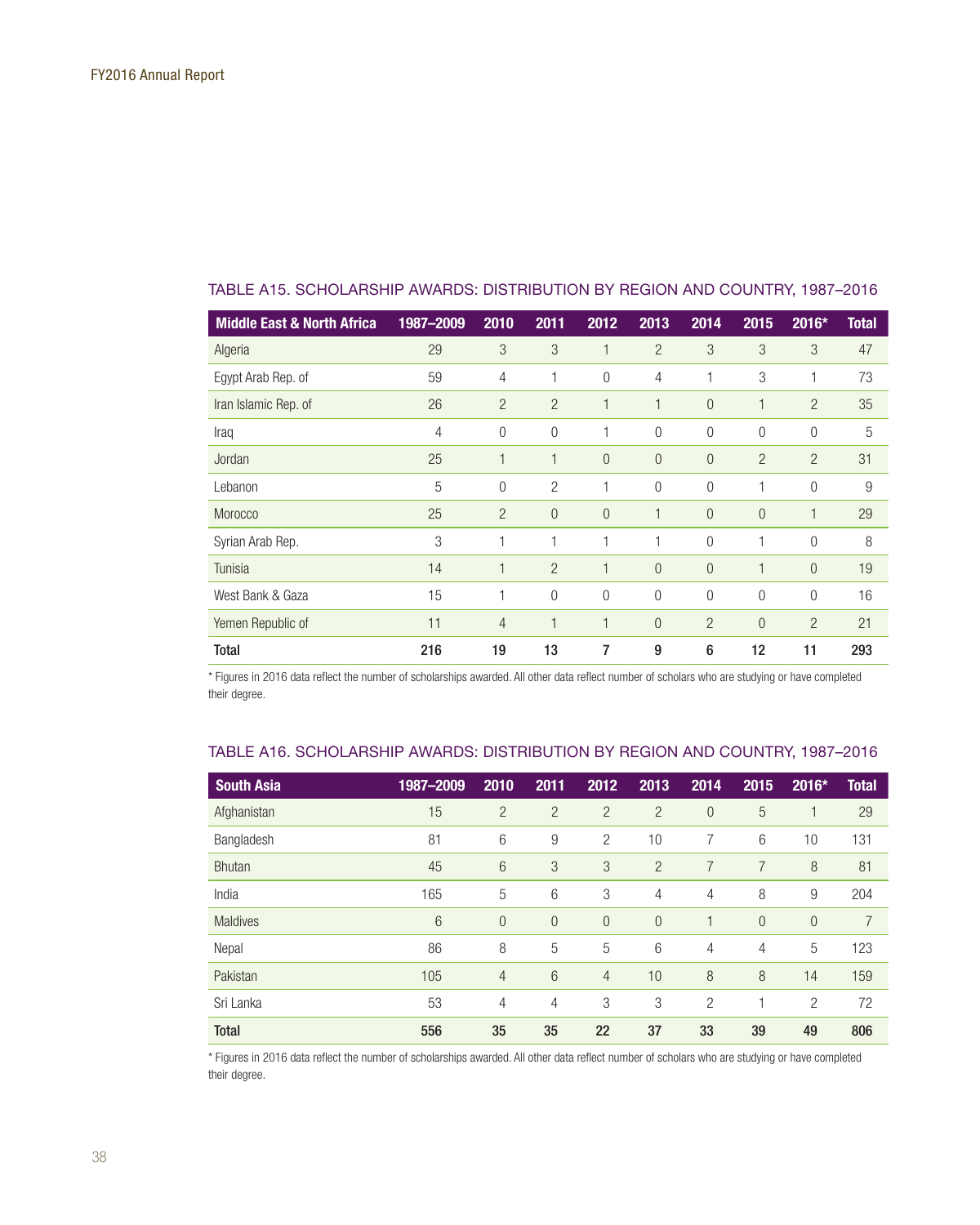### TABLE A15. SCHOLARSHIP AWARDS: DISTRIBUTION BY REGION AND COUNTRY, 1987–2016

| Middle East & North Africa | 1987–2009 | 2010 | 2011 | 2012 | 2013 | 2014 | 2015 | 2016* | Total |
|---|---|---|---|---|---|---|---|---|---|
| Algeria | 29 | 3 | 3 | 1 | 2 | 3 | 3 | 3 | 47 |
| Egypt Arab Rep. of | 59 | 4 | 1 | 0 | 4 | 1 | 3 | 1 | 73 |
| Iran Islamic Rep. of | 26 | 2 | 2 | 1 | 1 | 0 | 1 | 2 | 35 |
| Iraq | 4 | 0 | 0 | 1 | 0 | 0 | 0 | 0 | 5 |
| Jordan | 25 | 1 | 1 | 0 | 0 | 0 | 2 | 2 | 31 |
| Lebanon | 5 | 0 | 2 | 1 | 0 | 0 | 1 | 0 | 9 |
| Morocco | 25 | 2 | 0 | 0 | 1 | 0 | 0 | 1 | 29 |
| Syrian Arab Rep. | 3 | 1 | 1 | 1 | 1 | 0 | 1 | 0 | 8 |
| Tunisia | 14 | 1 | 2 | 1 | 0 | 0 | 1 | 0 | 19 |
| West Bank & Gaza | 15 | 1 | 0 | 0 | 0 | 0 | 0 | 0 | 16 |
| Yemen Republic of | 11 | 4 | 1 | 1 | 0 | 2 | 0 | 2 | 21 |
| **Total** | **216** | **19** | **13** | **7** | **9** | **6** | **12** | **11** | **293** |

* Figures in 2016 data reflect the number of scholarships awarded. All other data reflect number of scholars who are studying or have completed their degree.

### TABLE A16. SCHOLARSHIP AWARDS: DISTRIBUTION BY REGION AND COUNTRY, 1987–2016

| South Asia | 1987–2009 | 2010 | 2011 | 2012 | 2013 | 2014 | 2015 | 2016* | Total |
|---|---|---|---|---|---|---|---|---|---|
| Afghanistan | 15 | 2 | 2 | 2 | 2 | 0 | 5 | 1 | 29 |
| Bangladesh | 81 | 6 | 9 | 2 | 10 | 7 | 6 | 10 | 131 |
| Bhutan | 45 | 6 | 3 | 3 | 2 | 7 | 7 | 8 | 81 |
| India | 165 | 5 | 6 | 3 | 4 | 4 | 8 | 9 | 204 |
| Maldives | 6 | 0 | 0 | 0 | 0 | 1 | 0 | 0 | 7 |
| Nepal | 86 | 8 | 5 | 5 | 6 | 4 | 4 | 5 | 123 |
| Pakistan | 105 | 4 | 6 | 4 | 10 | 8 | 8 | 14 | 159 |
| Sri Lanka | 53 | 4 | 4 | 3 | 3 | 2 | 1 | 2 | 72 |
| **Total** | **556** | **35** | **35** | **22** | **37** | **33** | **39** | **49** | **806** |

* Figures in 2016 data reflect the number of scholarships awarded. All other data reflect number of scholars who are studying or have completed their degree.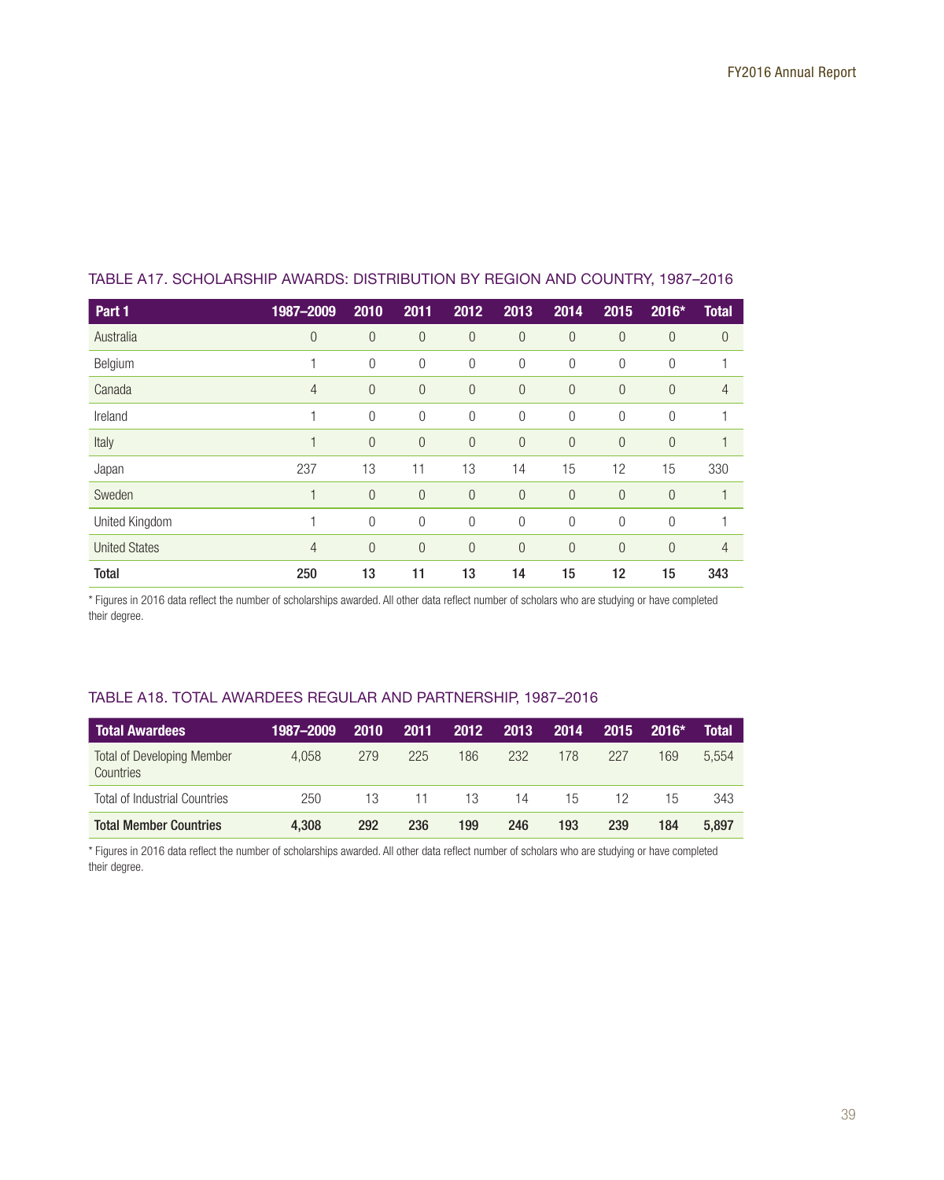### TABLE A17. SCHOLARSHIP AWARDS: DISTRIBUTION BY REGION AND COUNTRY, 1987–2016

| Part 1 | 1987–2009 | 2010 | 2011 | 2012 | 2013 | 2014 | 2015 | 2016* | Total |
|---|---|---|---|---|---|---|---|---|---|
| Australia | 0 | 0 | 0 | 0 | 0 | 0 | 0 | 0 | 0 |
| Belgium | 1 | 0 | 0 | 0 | 0 | 0 | 0 | 0 | 1 |
| Canada | 4 | 0 | 0 | 0 | 0 | 0 | 0 | 0 | 4 |
| Ireland | 1 | 0 | 0 | 0 | 0 | 0 | 0 | 0 | 1 |
| Italy | 1 | 0 | 0 | 0 | 0 | 0 | 0 | 0 | 1 |
| Japan | 237 | 13 | 11 | 13 | 14 | 15 | 12 | 15 | 330 |
| Sweden | 1 | 0 | 0 | 0 | 0 | 0 | 0 | 0 | 1 |
| United Kingdom | 1 | 0 | 0 | 0 | 0 | 0 | 0 | 0 | 1 |
| United States | 4 | 0 | 0 | 0 | 0 | 0 | 0 | 0 | 4 |
| **Total** | **250** | **13** | **11** | **13** | **14** | **15** | **12** | **15** | **343** |

* Figures in 2016 data reflect the number of scholarships awarded. All other data reflect number of scholars who are studying or have completed their degree.

### TABLE A18. TOTAL AWARDEES REGULAR AND PARTNERSHIP, 1987–2016

| Total Awardees | 1987–2009 | 2010 | 2011 | 2012 | 2013 | 2014 | 2015 | 2016* | Total |
|---|---|---|---|---|---|---|---|---|---|
| Total of Developing Member Countries | 4,058 | 279 | 225 | 186 | 232 | 178 | 227 | 169 | 5,554 |
| Total of Industrial Countries | 250 | 13 | 11 | 13 | 14 | 15 | 12 | 15 | 343 |
| **Total Member Countries** | **4,308** | **292** | **236** | **199** | **246** | **193** | **239** | **184** | **5,897** |

* Figures in 2016 data reflect the number of scholarships awarded. All other data reflect number of scholars who are studying or have completed their degree.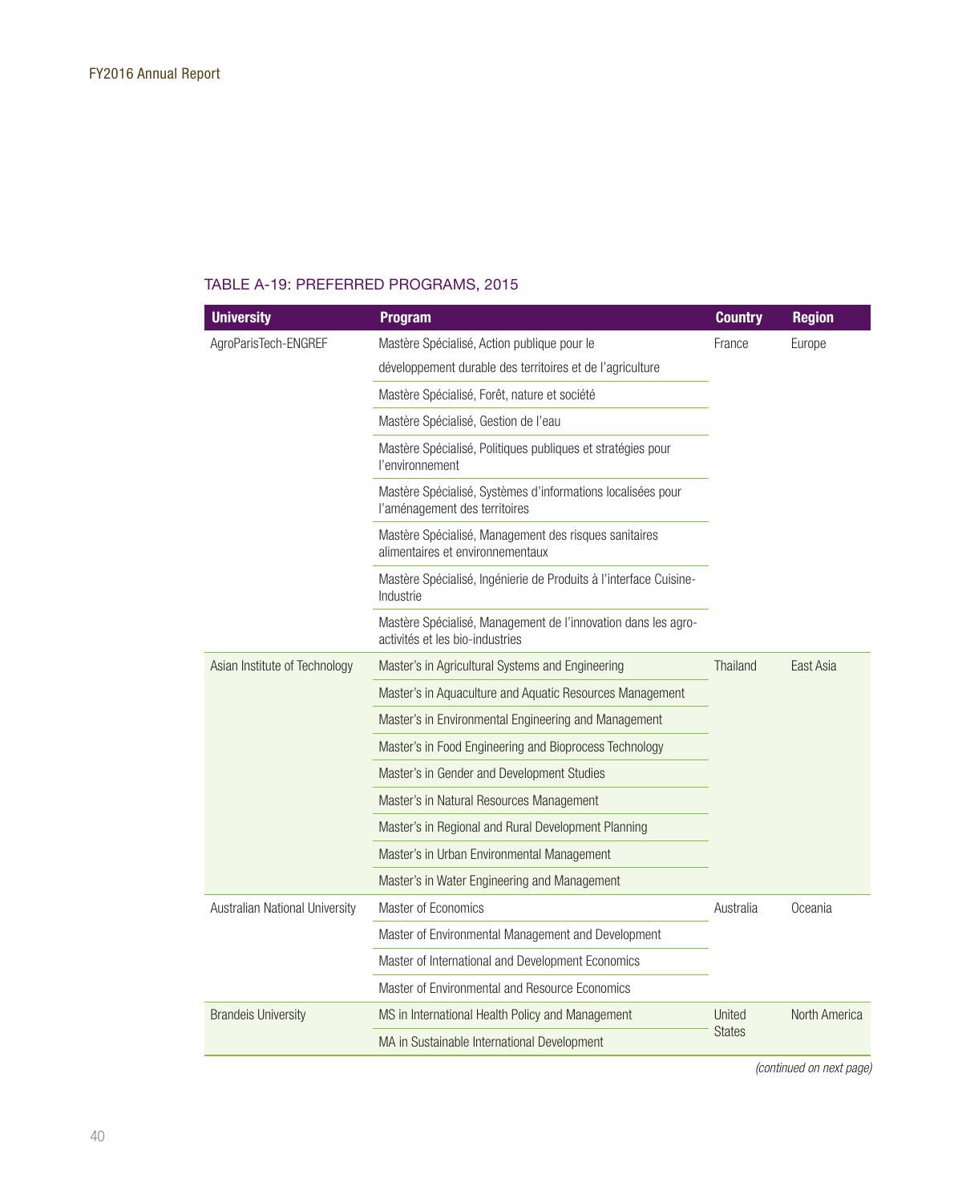TABLE A-19: PREFERRED PROGRAMS, 2015

| University | Program | Country | Region |
|---|---|---|---|
| AgroParisTech-ENGREF | Mastère Spécialisé, Action publique pour le développement durable des territoires et de l'agriculture | France | Europe |
| | Mastère Spécialisé, Forêt, nature et société | | |
| | Mastère Spécialisé, Gestion de l'eau | | |
| | Mastère Spécialisé, Politiques publiques et stratégies pour l'environnement | | |
| | Mastère Spécialisé, Systèmes d'informations localisées pour l'aménagement des territoires | | |
| | Mastère Spécialisé, Management des risques sanitaires alimentaires et environnementaux | | |
| | Mastère Spécialisé, Ingénierie de Produits à l'interface Cuisine-Industrie | | |
| | Mastère Spécialisé, Management de l'innovation dans les agro-activités et les bio-industries | | |
| Asian Institute of Technology | Master's in Agricultural Systems and Engineering | Thailand | East Asia |
| | Master's in Aquaculture and Aquatic Resources Management | | |
| | Master's in Environmental Engineering and Management | | |
| | Master's in Food Engineering and Bioprocess Technology | | |
| | Master's in Gender and Development Studies | | |
| | Master's in Natural Resources Management | | |
| | Master's in Regional and Rural Development Planning | | |
| | Master's in Urban Environmental Management | | |
| | Master's in Water Engineering and Management | | |
| Australian National University | Master of Economics | Australia | Oceania |
| | Master of Environmental Management and Development | | |
| | Master of International and Development Economics | | |
| | Master of Environmental and Resource Economics | | |
| Brandeis University | MS in International Health Policy and Management | United States | North America |
| | MA in Sustainable International Development | | |

*(continued on next page)*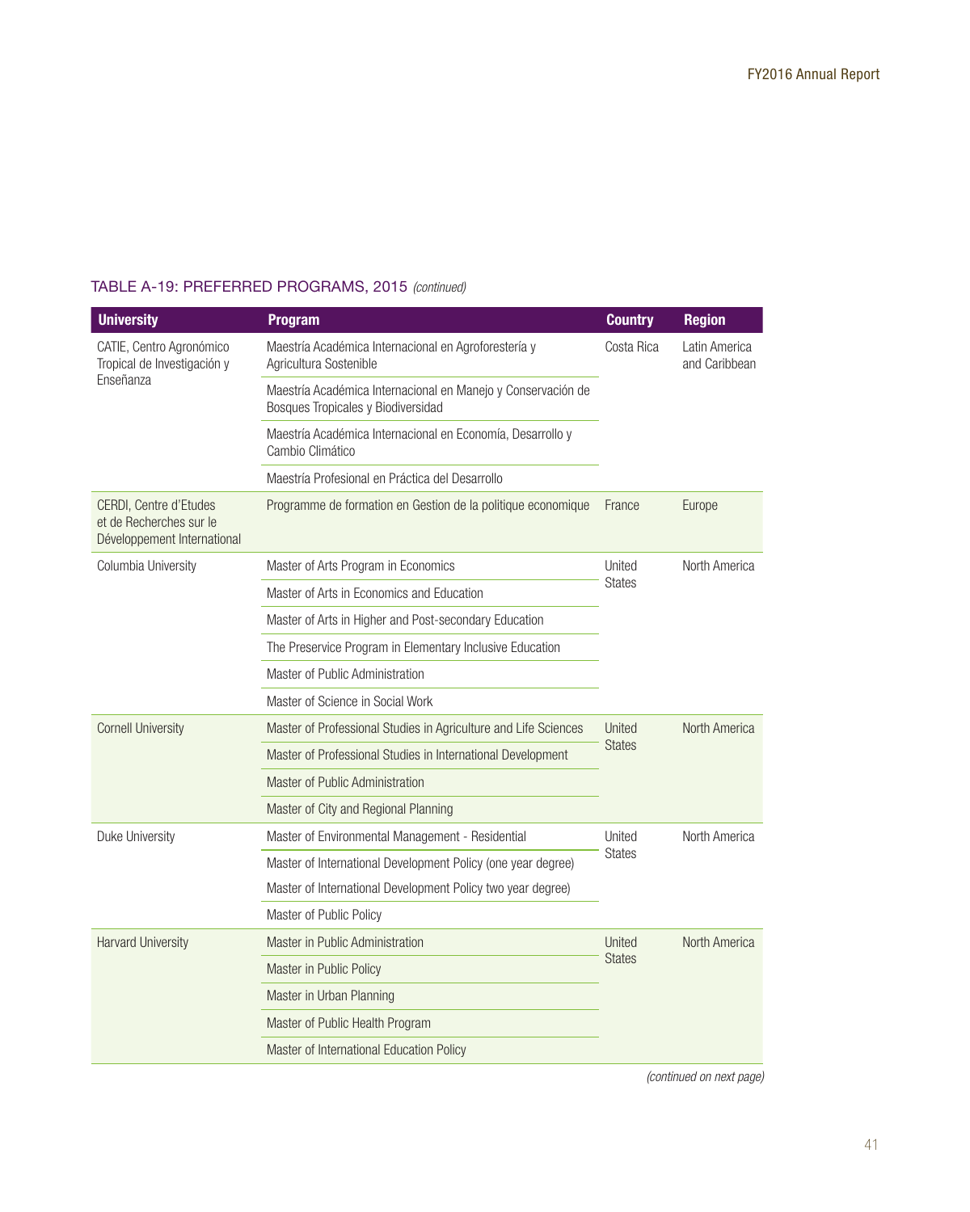## TABLE A-19: PREFERRED PROGRAMS, 2015 *(continued)*

| University | Program | Country | Region |
|---|---|---|---|
| CATIE, Centro Agronómico Tropical de Investigación y Enseñanza | Maestría Académica Internacional en Agroforestería y Agricultura Sostenible | Costa Rica | Latin America and Caribbean |
| | Maestría Académica Internacional en Manejo y Conservación de Bosques Tropicales y Biodiversidad | | |
| | Maestría Académica Internacional en Economía, Desarrollo y Cambio Climático | | |
| | Maestría Profesional en Práctica del Desarrollo | | |
| CERDI, Centre d'Etudes et de Recherches sur le Développement International | Programme de formation en Gestion de la politique economique | France | Europe |
| Columbia University | Master of Arts Program in Economics | United States | North America |
| | Master of Arts in Economics and Education | | |
| | Master of Arts in Higher and Post-secondary Education | | |
| | The Preservice Program in Elementary Inclusive Education | | |
| | Master of Public Administration | | |
| | Master of Science in Social Work | | |
| Cornell University | Master of Professional Studies in Agriculture and Life Sciences | United States | North America |
| | Master of Professional Studies in International Development | | |
| | Master of Public Administration | | |
| | Master of City and Regional Planning | | |
| Duke University | Master of Environmental Management - Residential | United States | North America |
| | Master of International Development Policy (one year degree) | | |
| | Master of International Development Policy two year degree) | | |
| | Master of Public Policy | | |
| Harvard University | Master in Public Administration | United States | North America |
| | Master in Public Policy | | |
| | Master in Urban Planning | | |
| | Master of Public Health Program | | |
| | Master of International Education Policy | | |

*(continued on next page)*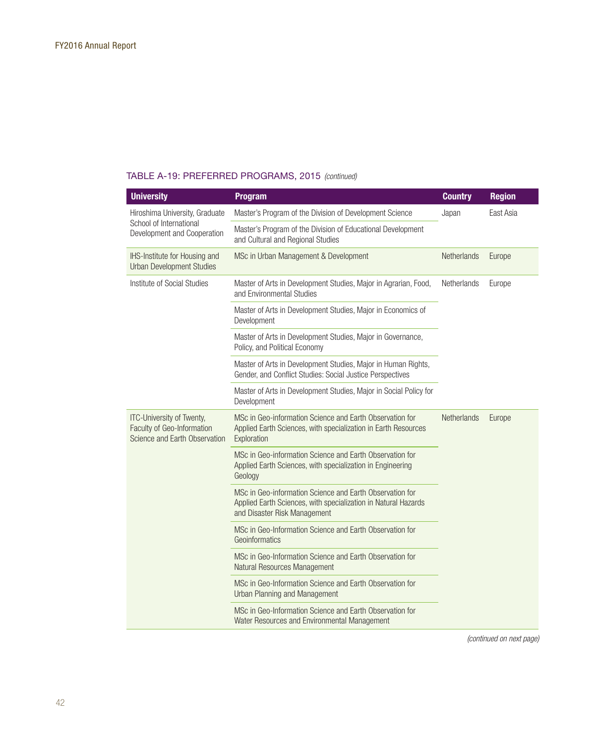TABLE A-19: PREFERRED PROGRAMS, 2015 *(continued)*

| University | Program | Country | Region |
|---|---|---|---|
| Hiroshima University, Graduate School of International Development and Cooperation | Master's Program of the Division of Development Science | Japan | East Asia |
| | Master's Program of the Division of Educational Development and Cultural and Regional Studies | | |
| IHS-Institute for Housing and Urban Development Studies | MSc in Urban Management & Development | Netherlands | Europe |
| Institute of Social Studies | Master of Arts in Development Studies, Major in Agrarian, Food, and Environmental Studies | Netherlands | Europe |
| | Master of Arts in Development Studies, Major in Economics of Development | | |
| | Master of Arts in Development Studies, Major in Governance, Policy, and Political Economy | | |
| | Master of Arts in Development Studies, Major in Human Rights, Gender, and Conflict Studies: Social Justice Perspectives | | |
| | Master of Arts in Development Studies, Major in Social Policy for Development | | |
| ITC-University of Twenty, Faculty of Geo-Information Science and Earth Observation | MSc in Geo-information Science and Earth Observation for Applied Earth Sciences, with specialization in Earth Resources Exploration | Netherlands | Europe |
| | MSc in Geo-information Science and Earth Observation for Applied Earth Sciences, with specialization in Engineering Geology | | |
| | MSc in Geo-information Science and Earth Observation for Applied Earth Sciences, with specialization in Natural Hazards and Disaster Risk Management | | |
| | MSc in Geo-Information Science and Earth Observation for Geoinformatics | | |
| | MSc in Geo-Information Science and Earth Observation for Natural Resources Management | | |
| | MSc in Geo-Information Science and Earth Observation for Urban Planning and Management | | |
| | MSc in Geo-Information Science and Earth Observation for Water Resources and Environmental Management | | |

*(continued on next page)*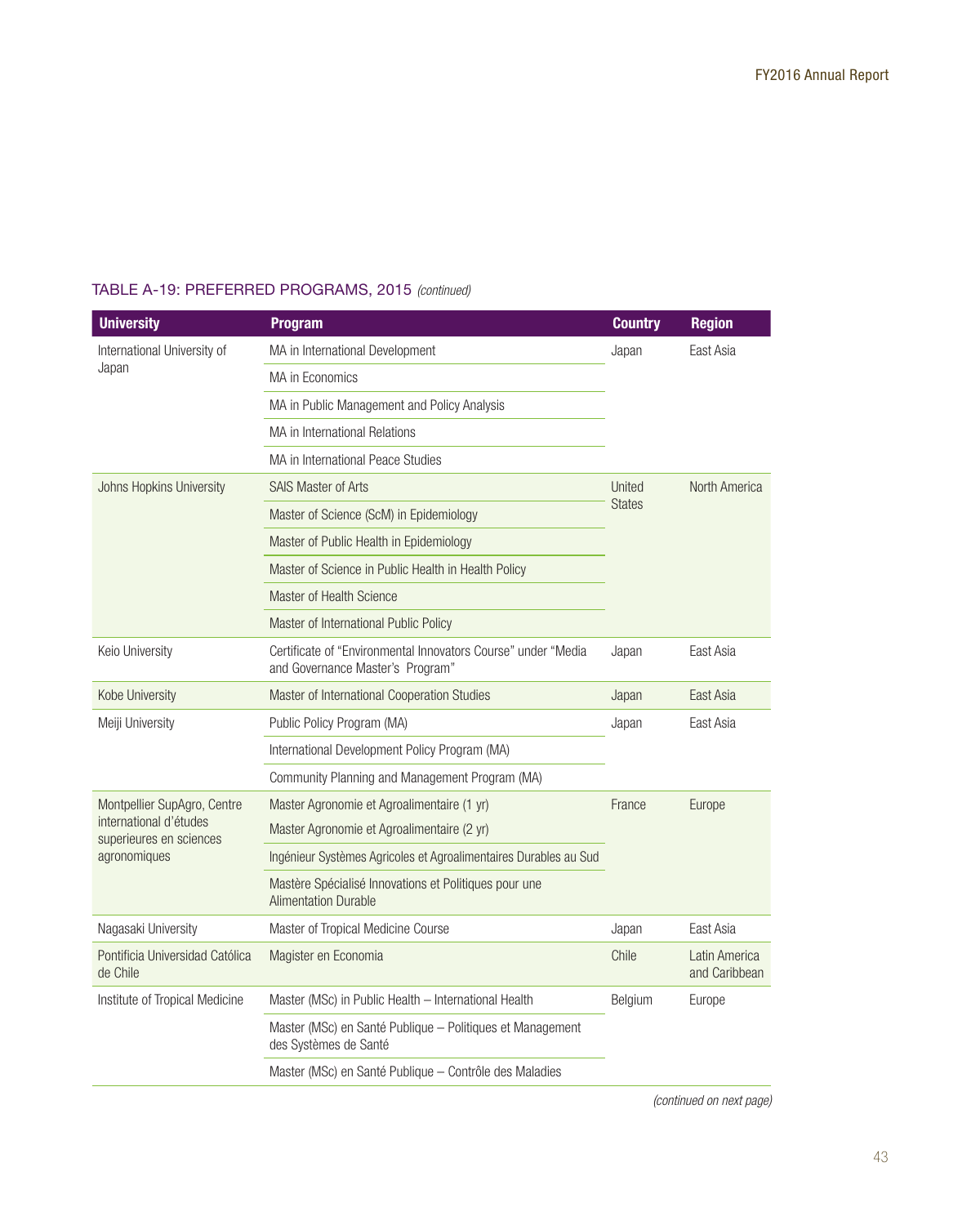### TABLE A-19: PREFERRED PROGRAMS, 2015 *(continued)*

| University | Program | Country | Region |
|---|---|---|---|
| International University of Japan | MA in International Development | Japan | East Asia |
| | MA in Economics | | |
| | MA in Public Management and Policy Analysis | | |
| | MA in International Relations | | |
| | MA in International Peace Studies | | |
| Johns Hopkins University | SAIS Master of Arts | United States | North America |
| | Master of Science (ScM) in Epidemiology | | |
| | Master of Public Health in Epidemiology | | |
| | Master of Science in Public Health in Health Policy | | |
| | Master of Health Science | | |
| | Master of International Public Policy | | |
| Keio University | Certificate of "Environmental Innovators Course" under "Media and Governance Master's Program" | Japan | East Asia |
| Kobe University | Master of International Cooperation Studies | Japan | East Asia |
| Meiji University | Public Policy Program (MA) | Japan | East Asia |
| | International Development Policy Program (MA) | | |
| | Community Planning and Management Program (MA) | | |
| Montpellier SupAgro, Centre international d'études superieures en sciences agronomiques | Master Agronomie et Agroalimentaire (1 yr) | France | Europe |
| | Master Agronomie et Agroalimentaire (2 yr) | | |
| | Ingénieur Systèmes Agricoles et Agroalimentaires Durables au Sud | | |
| | Mastère Spécialisé Innovations et Politiques pour une Alimentation Durable | | |
| Nagasaki University | Master of Tropical Medicine Course | Japan | East Asia |
| Pontificia Universidad Católica de Chile | Magister en Economia | Chile | Latin America and Caribbean |
| Institute of Tropical Medicine | Master (MSc) in Public Health – International Health | Belgium | Europe |
| | Master (MSc) en Santé Publique – Politiques et Management des Systèmes de Santé | | |
| | Master (MSc) en Santé Publique – Contrôle des Maladies | | |

*(continued on next page)*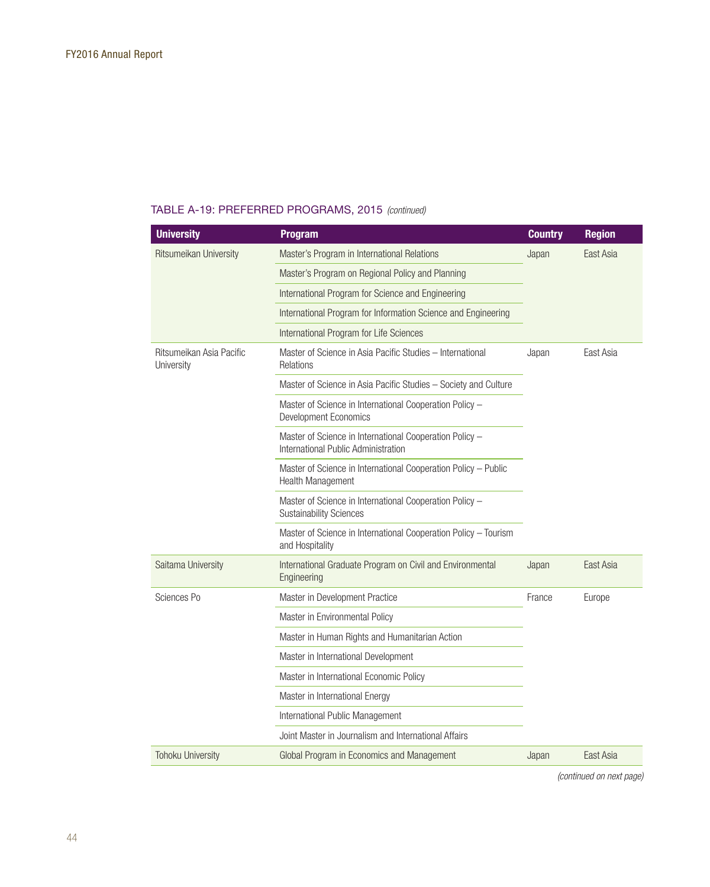TABLE A-19: PREFERRED PROGRAMS, 2015 *(continued)*

| University | Program | Country | Region |
|---|---|---|---|
| Ritsumeikan University | Master's Program in International Relations | Japan | East Asia |
| | Master's Program on Regional Policy and Planning | | |
| | International Program for Science and Engineering | | |
| | International Program for Information Science and Engineering | | |
| | International Program for Life Sciences | | |
| Ritsumeikan Asia Pacific University | Master of Science in Asia Pacific Studies – International Relations | Japan | East Asia |
| | Master of Science in Asia Pacific Studies – Society and Culture | | |
| | Master of Science in International Cooperation Policy – Development Economics | | |
| | Master of Science in International Cooperation Policy – International Public Administration | | |
| | Master of Science in International Cooperation Policy – Public Health Management | | |
| | Master of Science in International Cooperation Policy – Sustainability Sciences | | |
| | Master of Science in International Cooperation Policy – Tourism and Hospitality | | |
| Saitama University | International Graduate Program on Civil and Environmental Engineering | Japan | East Asia |
| Sciences Po | Master in Development Practice | France | Europe |
| | Master in Environmental Policy | | |
| | Master in Human Rights and Humanitarian Action | | |
| | Master in International Development | | |
| | Master in International Economic Policy | | |
| | Master in International Energy | | |
| | International Public Management | | |
| | Joint Master in Journalism and International Affairs | | |
| Tohoku University | Global Program in Economics and Management | Japan | East Asia |

*(continued on next page)*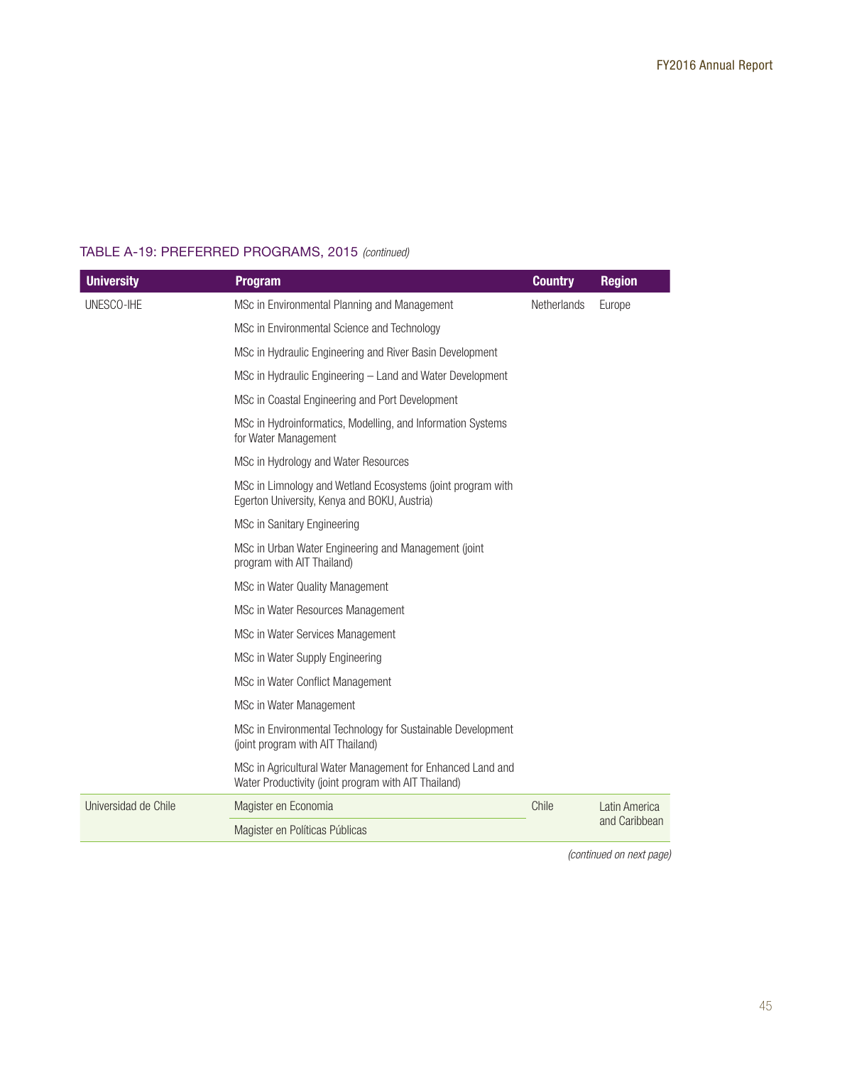TABLE A-19: PREFERRED PROGRAMS, 2015 *(continued)*

| University | Program | Country | Region |
|---|---|---|---|
| UNESCO-IHE | MSc in Environmental Planning and Management | Netherlands | Europe |
| | MSc in Environmental Science and Technology | | |
| | MSc in Hydraulic Engineering and River Basin Development | | |
| | MSc in Hydraulic Engineering – Land and Water Development | | |
| | MSc in Coastal Engineering and Port Development | | |
| | MSc in Hydroinformatics, Modelling, and Information Systems for Water Management | | |
| | MSc in Hydrology and Water Resources | | |
| | MSc in Limnology and Wetland Ecosystems (joint program with Egerton University, Kenya and BOKU, Austria) | | |
| | MSc in Sanitary Engineering | | |
| | MSc in Urban Water Engineering and Management (joint program with AIT Thailand) | | |
| | MSc in Water Quality Management | | |
| | MSc in Water Resources Management | | |
| | MSc in Water Services Management | | |
| | MSc in Water Supply Engineering | | |
| | MSc in Water Conflict Management | | |
| | MSc in Water Management | | |
| | MSc in Environmental Technology for Sustainable Development (joint program with AIT Thailand) | | |
| | MSc in Agricultural Water Management for Enhanced Land and Water Productivity (joint program with AIT Thailand) | | |
| Universidad de Chile | Magister en Economia | Chile | Latin America and Caribbean |
| | Magister en Políticas Públicas | | |

*(continued on next page)*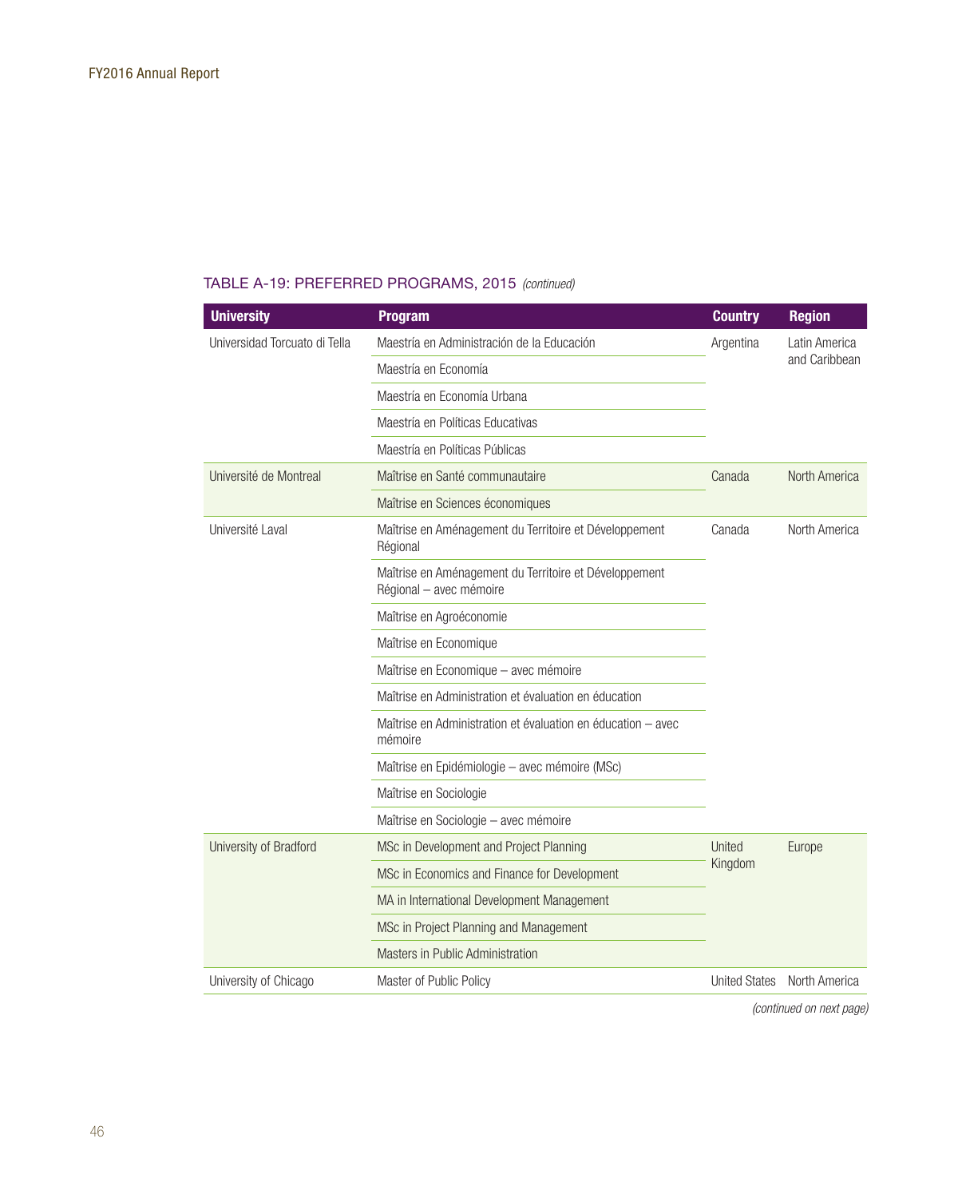### TABLE A-19: PREFERRED PROGRAMS, 2015 *(continued)*

| University | Program | Country | Region |
|---|---|---|---|
| Universidad Torcuato di Tella | Maestría en Administración de la Educación | Argentina | Latin America and Caribbean |
| | Maestría en Economía | | |
| | Maestría en Economía Urbana | | |
| | Maestría en Políticas Educativas | | |
| | Maestría en Políticas Públicas | | |
| Université de Montreal | Maîtrise en Santé communautaire | Canada | North America |
| | Maîtrise en Sciences économiques | | |
| Université Laval | Maîtrise en Aménagement du Territoire et Développement Régional | Canada | North America |
| | Maîtrise en Aménagement du Territoire et Développement Régional – avec mémoire | | |
| | Maîtrise en Agroéconomie | | |
| | Maîtrise en Economique | | |
| | Maîtrise en Economique – avec mémoire | | |
| | Maîtrise en Administration et évaluation en éducation | | |
| | Maîtrise en Administration et évaluation en éducation – avec mémoire | | |
| | Maîtrise en Epidémiologie – avec mémoire (MSc) | | |
| | Maîtrise en Sociologie | | |
| | Maîtrise en Sociologie – avec mémoire | | |
| University of Bradford | MSc in Development and Project Planning | United Kingdom | Europe |
| | MSc in Economics and Finance for Development | | |
| | MA in International Development Management | | |
| | MSc in Project Planning and Management | | |
| | Masters in Public Administration | | |
| University of Chicago | Master of Public Policy | United States | North America |

*(continued on next page)*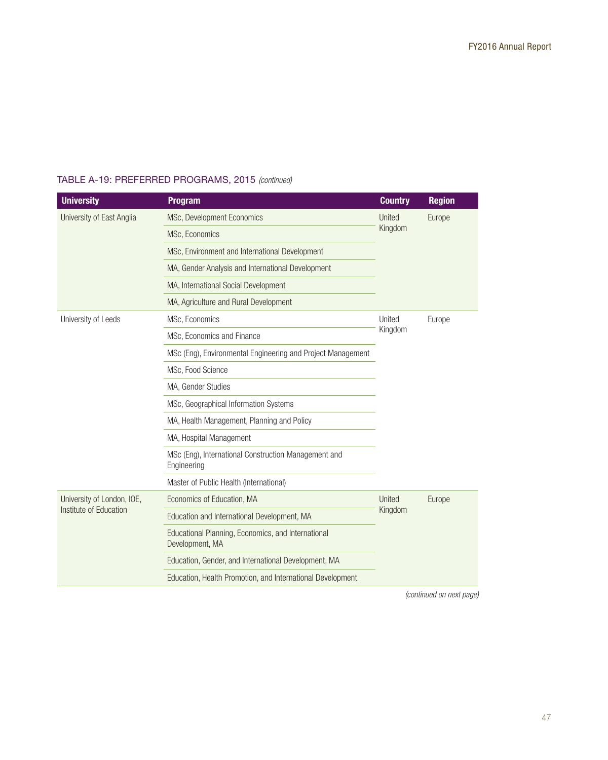TABLE A-19: PREFERRED PROGRAMS, 2015 *(continued)*

| University | Program | Country | Region |
|---|---|---|---|
| University of East Anglia | MSc, Development Economics | United Kingdom | Europe |
| | MSc, Economics | | |
| | MSc, Environment and International Development | | |
| | MA, Gender Analysis and International Development | | |
| | MA, International Social Development | | |
| | MA, Agriculture and Rural Development | | |
| University of Leeds | MSc, Economics | United Kingdom | Europe |
| | MSc, Economics and Finance | | |
| | MSc (Eng), Environmental Engineering and Project Management | | |
| | MSc, Food Science | | |
| | MA, Gender Studies | | |
| | MSc, Geographical Information Systems | | |
| | MA, Health Management, Planning and Policy | | |
| | MA, Hospital Management | | |
| | MSc (Eng), International Construction Management and Engineering | | |
| | Master of Public Health (International) | | |
| University of London, IOE, Institute of Education | Economics of Education, MA | United Kingdom | Europe |
| | Education and International Development, MA | | |
| | Educational Planning, Economics, and International Development, MA | | |
| | Education, Gender, and International Development, MA | | |
| | Education, Health Promotion, and International Development | | |

*(continued on next page)*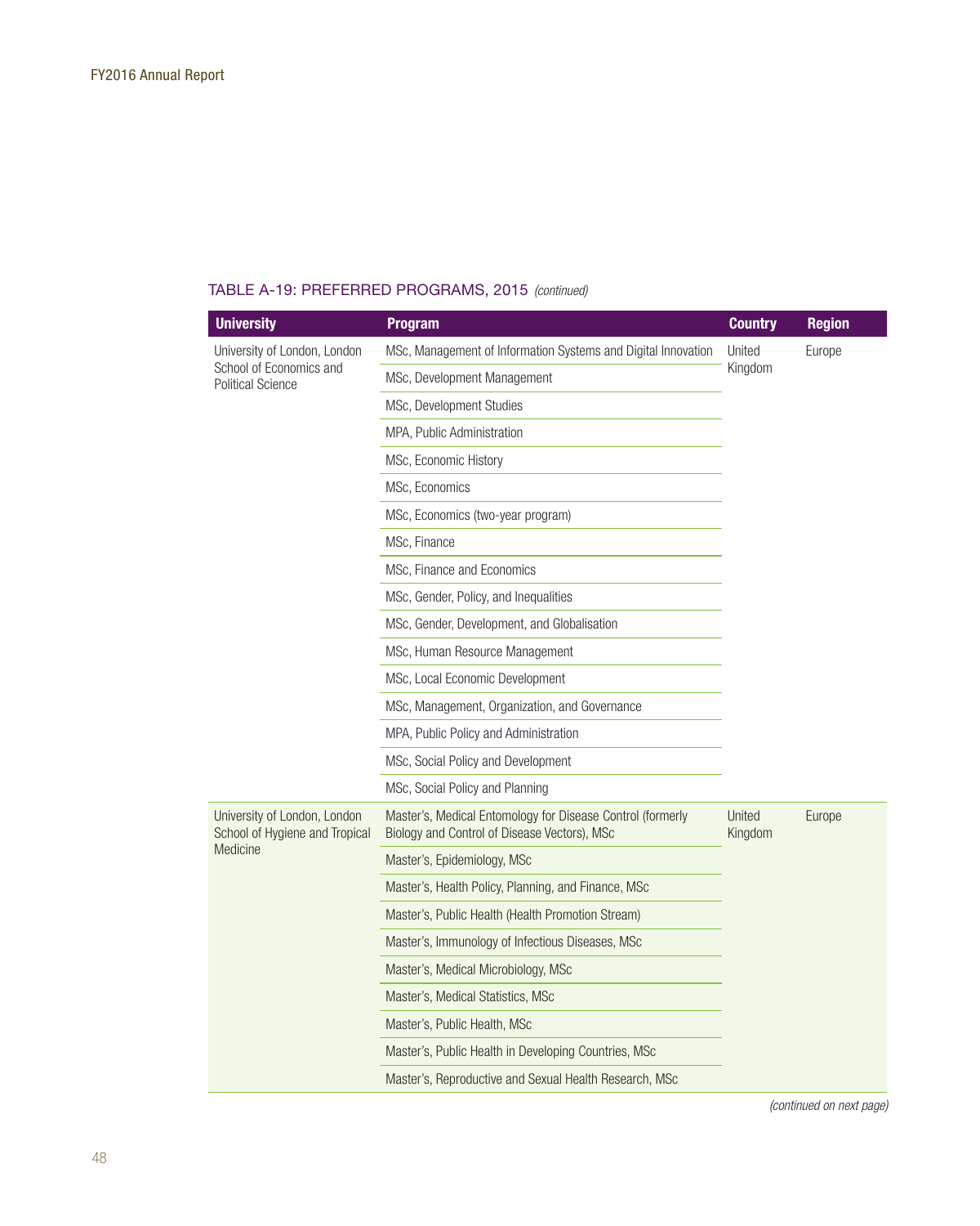TABLE A-19: PREFERRED PROGRAMS, 2015 *(continued)*

| University | Program | Country | Region |
|---|---|---|---|
| University of London, London School of Economics and Political Science | MSc, Management of Information Systems and Digital Innovation | United Kingdom | Europe |
| | MSc, Development Management | | |
| | MSc, Development Studies | | |
| | MPA, Public Administration | | |
| | MSc, Economic History | | |
| | MSc, Economics | | |
| | MSc, Economics (two-year program) | | |
| | MSc, Finance | | |
| | MSc, Finance and Economics | | |
| | MSc, Gender, Policy, and Inequalities | | |
| | MSc, Gender, Development, and Globalisation | | |
| | MSc, Human Resource Management | | |
| | MSc, Local Economic Development | | |
| | MSc, Management, Organization, and Governance | | |
| | MPA, Public Policy and Administration | | |
| | MSc, Social Policy and Development | | |
| | MSc, Social Policy and Planning | | |
| University of London, London School of Hygiene and Tropical Medicine | Master's, Medical Entomology for Disease Control (formerly Biology and Control of Disease Vectors), MSc | United Kingdom | Europe |
| | Master's, Epidemiology, MSc | | |
| | Master's, Health Policy, Planning, and Finance, MSc | | |
| | Master's, Public Health (Health Promotion Stream) | | |
| | Master's, Immunology of Infectious Diseases, MSc | | |
| | Master's, Medical Microbiology, MSc | | |
| | Master's, Medical Statistics, MSc | | |
| | Master's, Public Health, MSc | | |
| | Master's, Public Health in Developing Countries, MSc | | |
| | Master's, Reproductive and Sexual Health Research, MSc | | |

*(continued on next page)*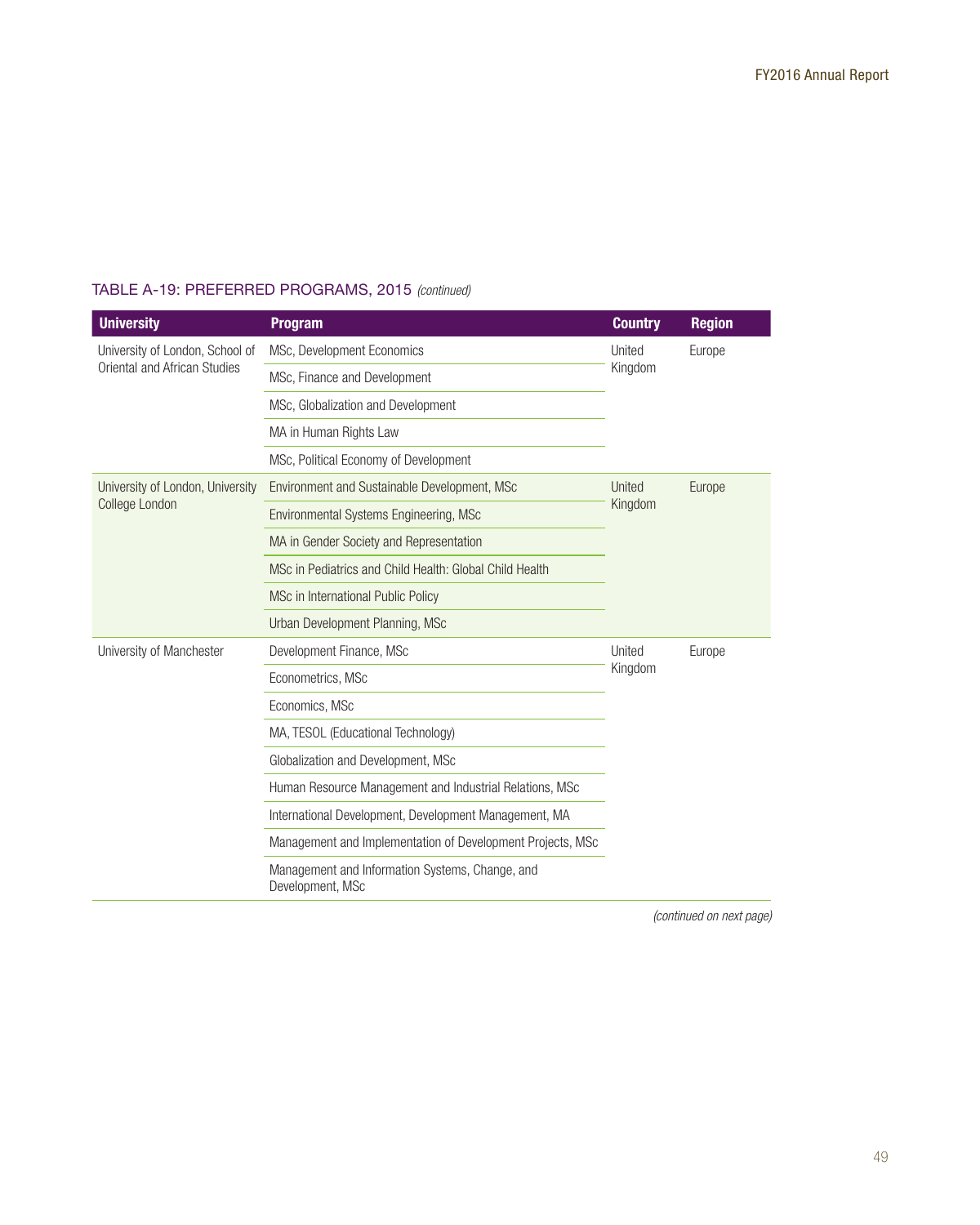### TABLE A-19: PREFERRED PROGRAMS, 2015 *(continued)*

| University | Program | Country | Region |
|---|---|---|---|
| University of London, School of Oriental and African Studies | MSc, Development Economics | United Kingdom | Europe |
| | MSc, Finance and Development | | |
| | MSc, Globalization and Development | | |
| | MA in Human Rights Law | | |
| | MSc, Political Economy of Development | | |
| University of London, University College London | Environment and Sustainable Development, MSc | United Kingdom | Europe |
| | Environmental Systems Engineering, MSc | | |
| | MA in Gender Society and Representation | | |
| | MSc in Pediatrics and Child Health: Global Child Health | | |
| | MSc in International Public Policy | | |
| | Urban Development Planning, MSc | | |
| University of Manchester | Development Finance, MSc | United Kingdom | Europe |
| | Econometrics, MSc | | |
| | Economics, MSc | | |
| | MA, TESOL (Educational Technology) | | |
| | Globalization and Development, MSc | | |
| | Human Resource Management and Industrial Relations, MSc | | |
| | International Development, Development Management, MA | | |
| | Management and Implementation of Development Projects, MSc | | |
| | Management and Information Systems, Change, and Development, MSc | | |

*(continued on next page)*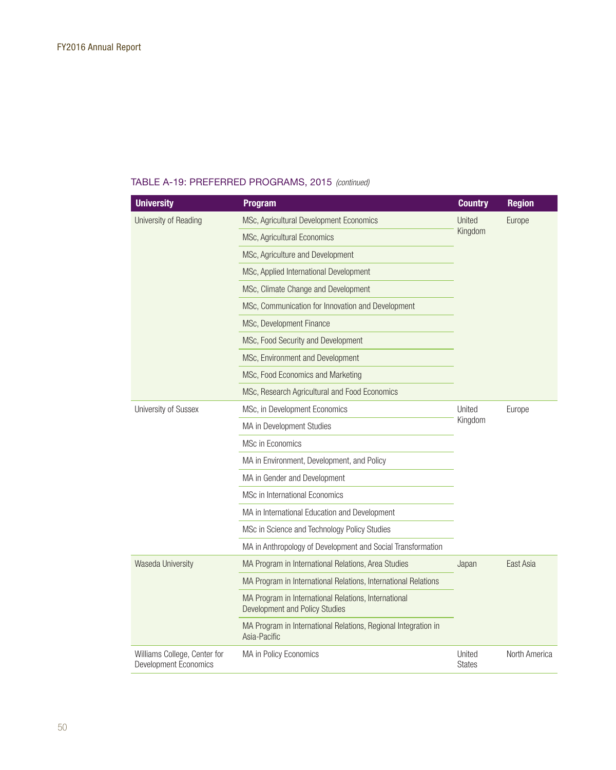TABLE A-19: PREFERRED PROGRAMS, 2015 *(continued)*

| University | Program | Country | Region |
|---|---|---|---|
| University of Reading | MSc, Agricultural Development Economics | United Kingdom | Europe |
| | MSc, Agricultural Economics | | |
| | MSc, Agriculture and Development | | |
| | MSc, Applied International Development | | |
| | MSc, Climate Change and Development | | |
| | MSc, Communication for Innovation and Development | | |
| | MSc, Development Finance | | |
| | MSc, Food Security and Development | | |
| | MSc, Environment and Development | | |
| | MSc, Food Economics and Marketing | | |
| | MSc, Research Agricultural and Food Economics | | |
| University of Sussex | MSc, in Development Economics | United Kingdom | Europe |
| | MA in Development Studies | | |
| | MSc in Economics | | |
| | MA in Environment, Development, and Policy | | |
| | MA in Gender and Development | | |
| | MSc in International Economics | | |
| | MA in International Education and Development | | |
| | MSc in Science and Technology Policy Studies | | |
| | MA in Anthropology of Development and Social Transformation | | |
| Waseda University | MA Program in International Relations, Area Studies | Japan | East Asia |
| | MA Program in International Relations, International Relations | | |
| | MA Program in International Relations, International Development and Policy Studies | | |
| | MA Program in International Relations, Regional Integration in Asia-Pacific | | |
| Williams College, Center for Development Economics | MA in Policy Economics | United States | North America |